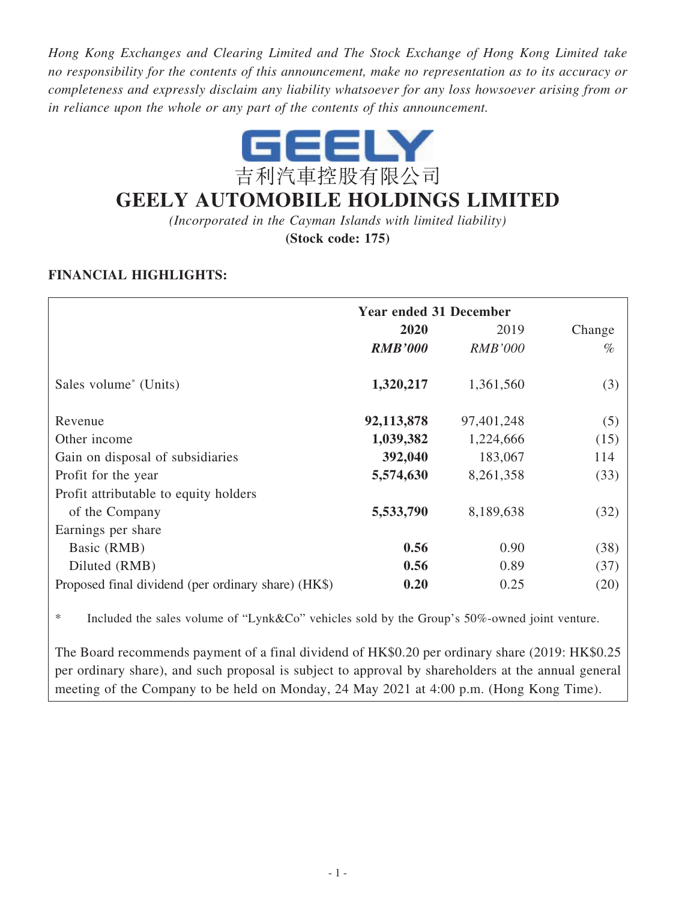*Hong Kong Exchanges and Clearing Limited and The Stock Exchange of Hong Kong Limited take no responsibility for the contents of this announcement, make no representation as to its accuracy or completeness and expressly disclaim any liability whatsoever for any loss howsoever arising from or in reliance upon the whole or any part of the contents of this announcement.*

GEELY

吉利汽車控股有限公司

# GEELY AUTOMOBILE HOLDINGS LIMITED

*(Incorporated in the Cayman Islands with limited liability)*

**(Stock code: 175)**

## FINANCIAL HIGHLIGHTS:

| | Year ended 31 December | | |
|---|---|---|---|
| | **2020** | 2019 | Change |
| | ***RMB'000*** | *RMB'000* | % |
| Sales volume* (Units) | **1,320,217** | 1,361,560 | (3) |
| Revenue | **92,113,878** | 97,401,248 | (5) |
| Other income | **1,039,382** | 1,224,666 | (15) |
| Gain on disposal of subsidiaries | **392,040** | 183,067 | 114 |
| Profit for the year | **5,574,630** | 8,261,358 | (33) |
| Profit attributable to equity holders of the Company | **5,533,790** | 8,189,638 | (32) |
| Earnings per share | | | |
| Basic (RMB) | **0.56** | 0.90 | (38) |
| Diluted (RMB) | **0.56** | 0.89 | (37) |
| Proposed final dividend (per ordinary share) (HK$) | **0.20** | 0.25 | (20) |

\* Included the sales volume of "Lynk&Co" vehicles sold by the Group's 50%-owned joint venture.

The Board recommends payment of a final dividend of HK$0.20 per ordinary share (2019: HK$0.25 per ordinary share), and such proposal is subject to approval by shareholders at the annual general meeting of the Company to be held on Monday, 24 May 2021 at 4:00 p.m. (Hong Kong Time).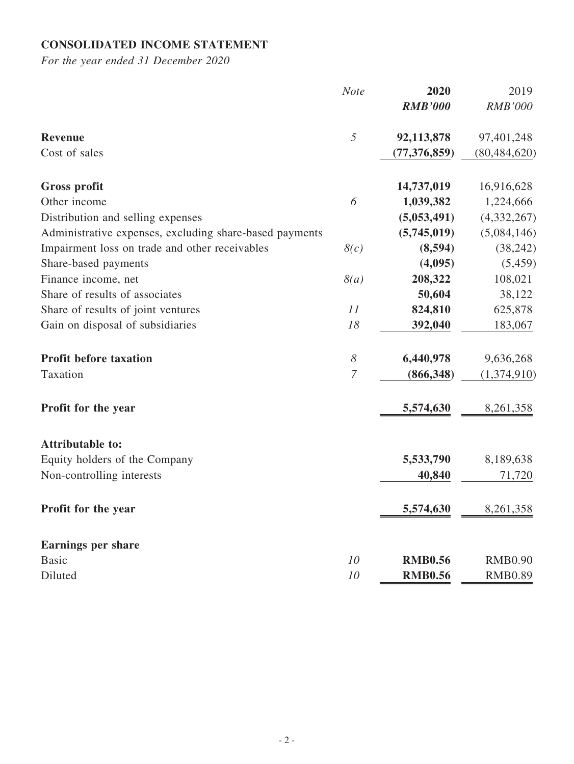**CONSOLIDATED INCOME STATEMENT**

*For the year ended 31 December 2020*

| | *Note* | **2020** | 2019 |
|---|---|---|---|
| | | ***RMB'000*** | *RMB'000* |
| **Revenue** | *5* | **92,113,878** | 97,401,248 |
| Cost of sales | | **(77,376,859)** | (80,484,620) |
| **Gross profit** | | **14,737,019** | 16,916,628 |
| Other income | *6* | **1,039,382** | 1,224,666 |
| Distribution and selling expenses | | **(5,053,491)** | (4,332,267) |
| Administrative expenses, excluding share-based payments | | **(5,745,019)** | (5,084,146) |
| Impairment loss on trade and other receivables | *8(c)* | **(8,594)** | (38,242) |
| Share-based payments | | **(4,095)** | (5,459) |
| Finance income, net | *8(a)* | **208,322** | 108,021 |
| Share of results of associates | | **50,604** | 38,122 |
| Share of results of joint ventures | *11* | **824,810** | 625,878 |
| Gain on disposal of subsidiaries | *18* | **392,040** | 183,067 |
| **Profit before taxation** | *8* | **6,440,978** | 9,636,268 |
| Taxation | *7* | **(866,348)** | (1,374,910) |
| **Profit for the year** | | **5,574,630** | 8,261,358 |
| **Attributable to:** | | | |
| Equity holders of the Company | | **5,533,790** | 8,189,638 |
| Non-controlling interests | | **40,840** | 71,720 |
| **Profit for the year** | | **5,574,630** | 8,261,358 |
| **Earnings per share** | | | |
| Basic | *10* | **RMB0.56** | RMB0.90 |
| Diluted | *10* | **RMB0.56** | RMB0.89 |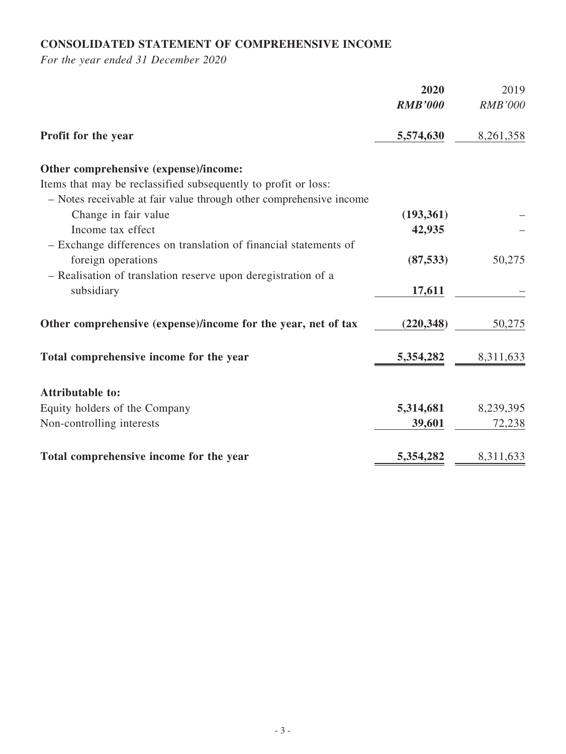## CONSOLIDATED STATEMENT OF COMPREHENSIVE INCOME

*For the year ended 31 December 2020*

| | 2020 | 2019 |
|---|---|---|
| | *RMB'000* | *RMB'000* |
| **Profit for the year** | **5,574,630** | 8,261,358 |
| **Other comprehensive (expense)/income:** | | |
| Items that may be reclassified subsequently to profit or loss: | | |
| – Notes receivable at fair value through other comprehensive income | | |
| Change in fair value | **(193,361)** | – |
| Income tax effect | **42,935** | – |
| – Exchange differences on translation of financial statements of foreign operations | **(87,533)** | 50,275 |
| – Realisation of translation reserve upon deregistration of a subsidiary | **17,611** | – |
| **Other comprehensive (expense)/income for the year, net of tax** | **(220,348)** | 50,275 |
| **Total comprehensive income for the year** | **5,354,282** | 8,311,633 |
| **Attributable to:** | | |
| Equity holders of the Company | **5,314,681** | 8,239,395 |
| Non-controlling interests | **39,601** | 72,238 |
| **Total comprehensive income for the year** | **5,354,282** | 8,311,633 |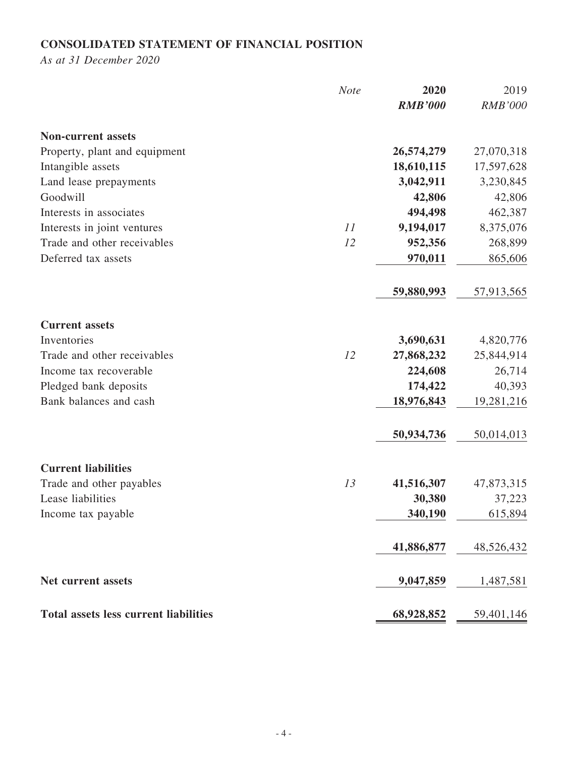## CONSOLIDATED STATEMENT OF FINANCIAL POSITION

*As at 31 December 2020*

| | *Note* | **2020** | 2019 |
|---|---|---|---|
| | | ***RMB'000*** | *RMB'000* |
| **Non-current assets** | | | |
| Property, plant and equipment | | **26,574,279** | 27,070,318 |
| Intangible assets | | **18,610,115** | 17,597,628 |
| Land lease prepayments | | **3,042,911** | 3,230,845 |
| Goodwill | | **42,806** | 42,806 |
| Interests in associates | | **494,498** | 462,387 |
| Interests in joint ventures | *11* | **9,194,017** | 8,375,076 |
| Trade and other receivables | *12* | **952,356** | 268,899 |
| Deferred tax assets | | **970,011** | 865,606 |
| | | **59,880,993** | 57,913,565 |
| **Current assets** | | | |
| Inventories | | **3,690,631** | 4,820,776 |
| Trade and other receivables | *12* | **27,868,232** | 25,844,914 |
| Income tax recoverable | | **224,608** | 26,714 |
| Pledged bank deposits | | **174,422** | 40,393 |
| Bank balances and cash | | **18,976,843** | 19,281,216 |
| | | **50,934,736** | 50,014,013 |
| **Current liabilities** | | | |
| Trade and other payables | *13* | **41,516,307** | 47,873,315 |
| Lease liabilities | | **30,380** | 37,223 |
| Income tax payable | | **340,190** | 615,894 |
| | | **41,886,877** | 48,526,432 |
| **Net current assets** | | **9,047,859** | 1,487,581 |
| **Total assets less current liabilities** | | **68,928,852** | 59,401,146 |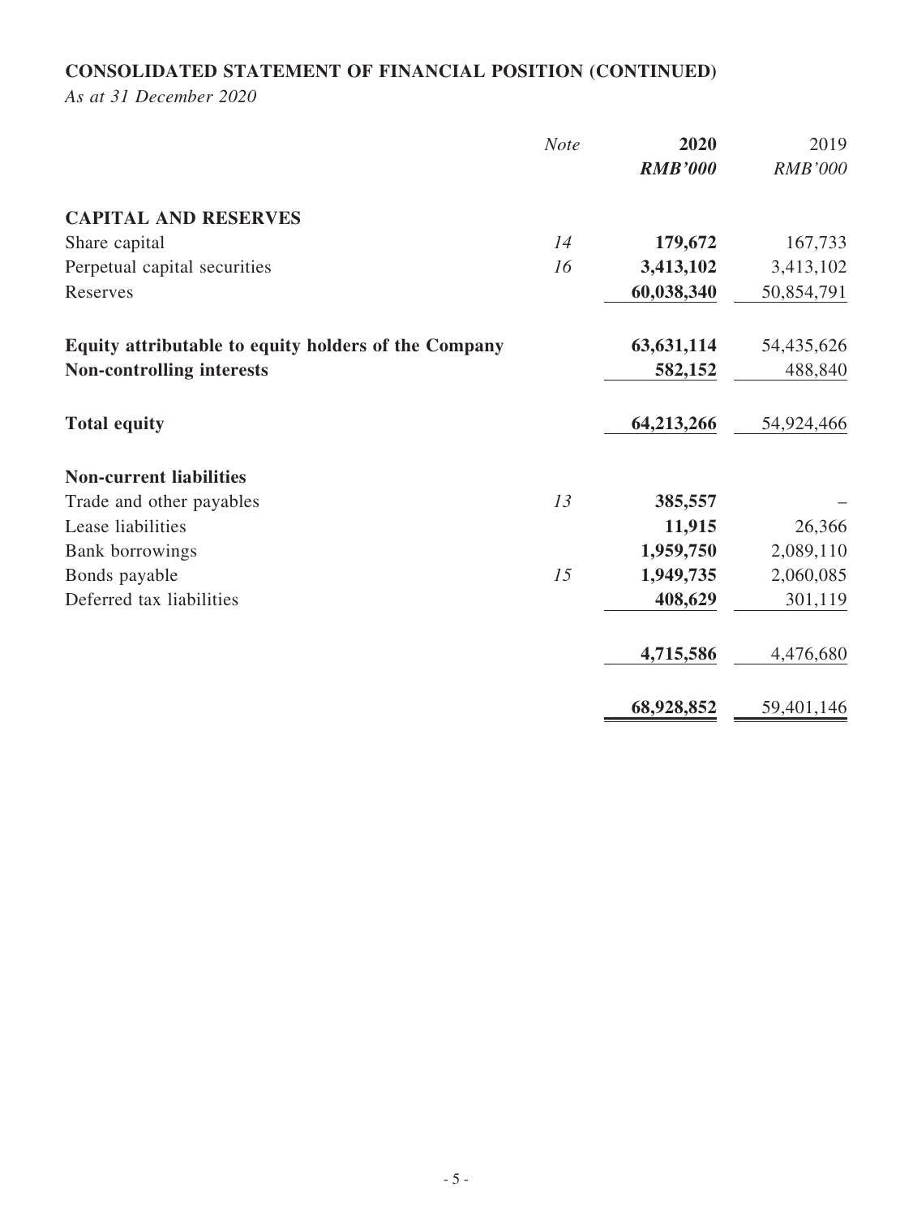## CONSOLIDATED STATEMENT OF FINANCIAL POSITION (CONTINUED)

*As at 31 December 2020*

| | *Note* | **2020** | 2019 |
|---|---|---|---|
| | | ***RMB'000*** | *RMB'000* |
| **CAPITAL AND RESERVES** | | | |
| Share capital | *14* | **179,672** | 167,733 |
| Perpetual capital securities | *16* | **3,413,102** | 3,413,102 |
| Reserves | | **60,038,340** | 50,854,791 |
| **Equity attributable to equity holders of the Company** | | **63,631,114** | 54,435,626 |
| **Non-controlling interests** | | **582,152** | 488,840 |
| **Total equity** | | **64,213,266** | 54,924,466 |
| **Non-current liabilities** | | | |
| Trade and other payables | *13* | **385,557** | – |
| Lease liabilities | | **11,915** | 26,366 |
| Bank borrowings | | **1,959,750** | 2,089,110 |
| Bonds payable | *15* | **1,949,735** | 2,060,085 |
| Deferred tax liabilities | | **408,629** | 301,119 |
| | | **4,715,586** | 4,476,680 |
| | | **68,928,852** | 59,401,146 |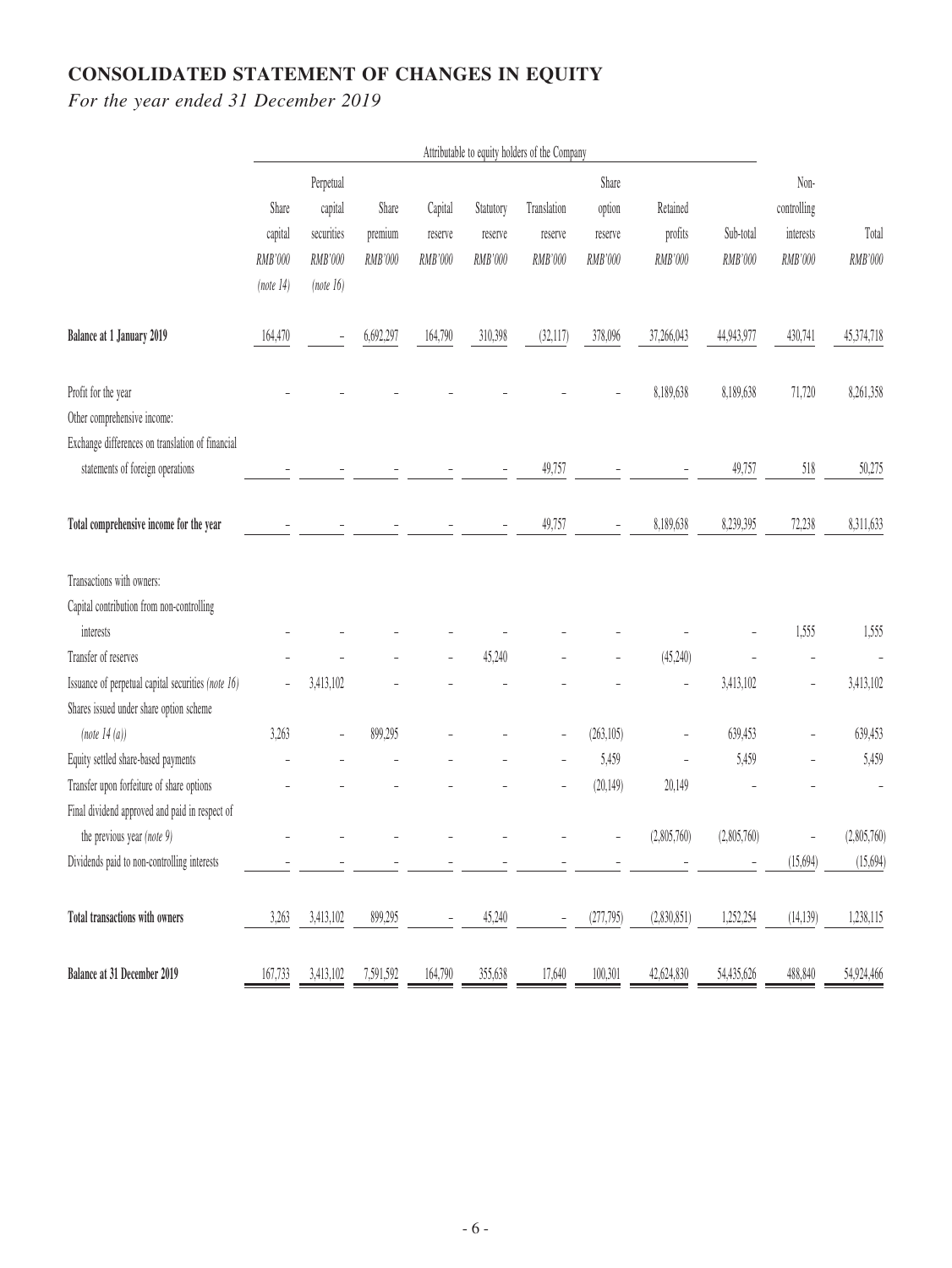# CONSOLIDATED STATEMENT OF CHANGES IN EQUITY

*For the year ended 31 December 2019*

| | Attributable to equity holders of the Company | | | | | | | | | | |
|---|---|---|---|---|---|---|---|---|---|---|---|
| | Share capital | Perpetual capital securities | Share premium | Capital reserve | Statutory reserve | Translation reserve | Share option reserve | Retained profits | Sub-total | Non-controlling interests | Total |
| | *RMB'000* | *RMB'000* | *RMB'000* | *RMB'000* | *RMB'000* | *RMB'000* | *RMB'000* | *RMB'000* | *RMB'000* | *RMB'000* | *RMB'000* |
| | *(note 14)* | *(note 16)* | | | | | | | | | |
| **Balance at 1 January 2019** | 164,470 | – | 6,692,297 | 164,790 | 310,398 | (32,117) | 378,096 | 37,266,043 | 44,943,977 | 430,741 | 45,374,718 |
| Profit for the year | – | – | – | – | – | – | – | 8,189,638 | 8,189,638 | 71,720 | 8,261,358 |
| Other comprehensive income: | | | | | | | | | | | |
| Exchange differences on translation of financial statements of foreign operations | – | – | – | – | – | 49,757 | – | – | 49,757 | 518 | 50,275 |
| **Total comprehensive income for the year** | – | – | – | – | – | 49,757 | – | 8,189,638 | 8,239,395 | 72,238 | 8,311,633 |
| Transactions with owners: | | | | | | | | | | | |
| Capital contribution from non-controlling interests | – | – | – | – | – | – | – | – | – | 1,555 | 1,555 |
| Transfer of reserves | – | – | – | – | 45,240 | – | – | (45,240) | – | – | – |
| Issuance of perpetual capital securities *(note 16)* | – | 3,413,102 | – | – | – | – | – | – | 3,413,102 | – | 3,413,102 |
| Shares issued under share option scheme *(note 14 (a))* | 3,263 | – | 899,295 | – | – | – | (263,105) | – | 639,453 | – | 639,453 |
| Equity settled share-based payments | – | – | – | – | – | – | 5,459 | – | 5,459 | – | 5,459 |
| Transfer upon forfeiture of share options | – | – | – | – | – | – | (20,149) | 20,149 | – | – | – |
| Final dividend approved and paid in respect of the previous year *(note 9)* | – | – | – | – | – | – | – | (2,805,760) | (2,805,760) | – | (2,805,760) |
| Dividends paid to non-controlling interests | – | – | – | – | – | – | – | – | – | (15,694) | (15,694) |
| **Total transactions with owners** | 3,263 | 3,413,102 | 899,295 | – | 45,240 | – | (277,795) | (2,830,851) | 1,252,254 | (14,139) | 1,238,115 |
| **Balance at 31 December 2019** | 167,733 | 3,413,102 | 7,591,592 | 164,790 | 355,638 | 17,640 | 100,301 | 42,624,830 | 54,435,626 | 488,840 | 54,924,466 |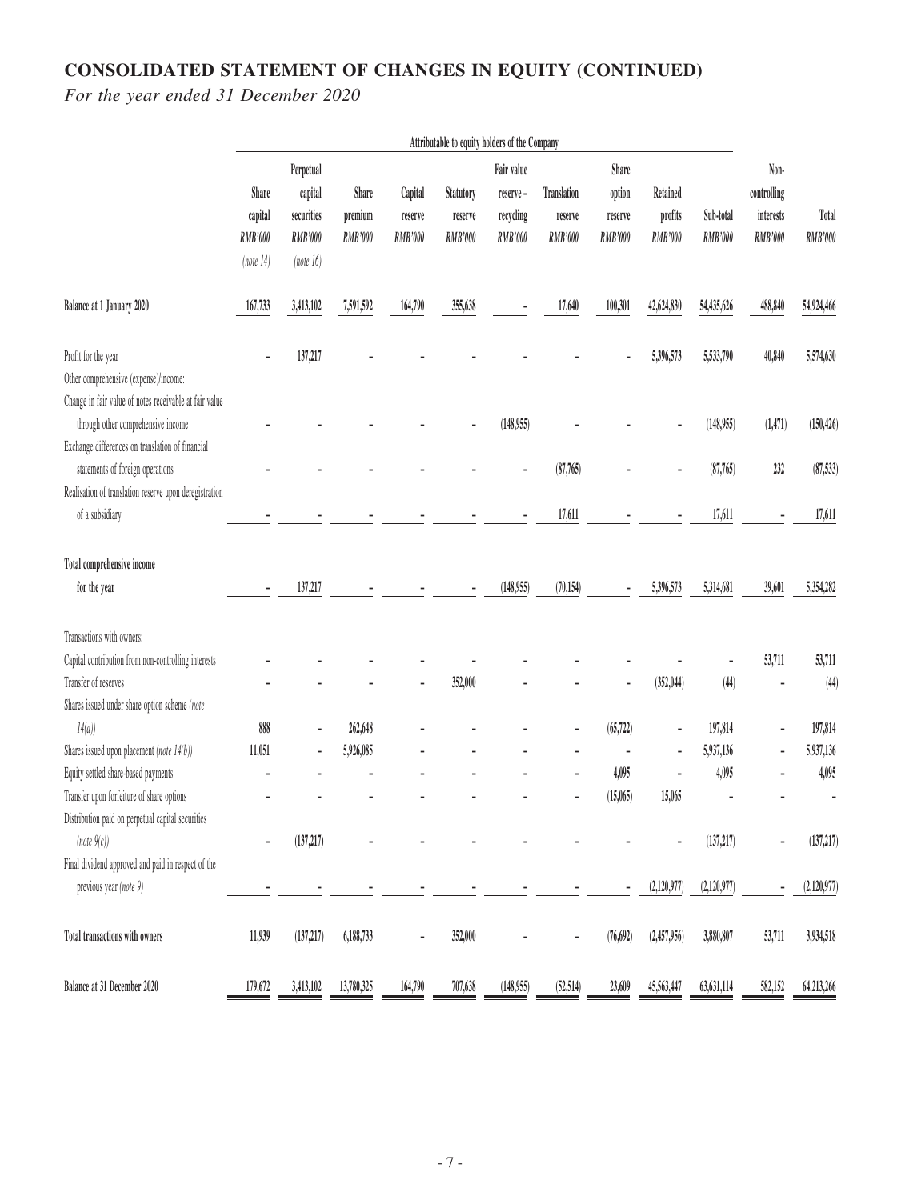# CONSOLIDATED STATEMENT OF CHANGES IN EQUITY (CONTINUED)

*For the year ended 31 December 2020*

| | Attributable to equity holders of the Company | | | | | | | | | | | |
|---|---|---|---|---|---|---|---|---|---|---|---|---|
| | Share capital RMB'000 (note 14) | Perpetual capital securities RMB'000 (note 16) | Share premium RMB'000 | Capital reserve RMB'000 | Statutory reserve RMB'000 | Fair value reserve – recycling RMB'000 | Translation reserve RMB'000 | Share option reserve RMB'000 | Retained profits RMB'000 | Sub-total RMB'000 | Non-controlling interests RMB'000 | Total RMB'000 |
| **Balance at 1 January 2020** | 167,733 | 3,413,102 | 7,591,592 | 164,790 | 355,638 | - | 17,640 | 100,301 | 42,624,830 | 54,435,626 | 488,840 | 54,924,466 |
| Profit for the year | - | 137,217 | - | - | - | - | - | - | 5,396,573 | 5,533,790 | 40,840 | 5,574,630 |
| Other comprehensive (expense)/income: | | | | | | | | | | | | |
| Change in fair value of notes receivable at fair value through other comprehensive income | - | - | - | - | - | (148,955) | - | - | - | (148,955) | (1,471) | (150,426) |
| Exchange differences on translation of financial statements of foreign operations | - | - | - | - | - | - | (87,765) | - | - | (87,765) | 232 | (87,533) |
| Realisation of translation reserve upon deregistration of a subsidiary | - | - | - | - | - | - | 17,611 | - | - | 17,611 | - | 17,611 |
| **Total comprehensive income for the year** | - | 137,217 | - | - | - | (148,955) | (70,154) | - | 5,396,573 | 5,314,681 | 39,601 | 5,354,282 |
| Transactions with owners: | | | | | | | | | | | | |
| Capital contribution from non-controlling interests | - | - | - | - | - | - | - | - | - | - | 53,711 | 53,711 |
| Transfer of reserves | - | - | - | - | 352,000 | - | - | - | (352,044) | (44) | - | (44) |
| Shares issued under share option scheme *(note 14(a))* | 888 | - | 262,648 | - | - | - | - | (65,722) | - | 197,814 | - | 197,814 |
| Shares issued upon placement *(note 14(b))* | 11,051 | - | 5,926,085 | - | - | - | - | - | - | 5,937,136 | - | 5,937,136 |
| Equity settled share-based payments | - | - | - | - | - | - | - | 4,095 | - | 4,095 | - | 4,095 |
| Transfer upon forfeiture of share options | - | - | - | - | - | - | - | (15,065) | 15,065 | - | - | - |
| Distribution paid on perpetual capital securities *(note 9(c))* | - | (137,217) | - | - | - | - | - | - | - | (137,217) | - | (137,217) |
| Final dividend approved and paid in respect of the previous year *(note 9)* | - | - | - | - | - | - | - | - | (2,120,977) | (2,120,977) | - | (2,120,977) |
| **Total transactions with owners** | 11,939 | (137,217) | 6,188,733 | - | 352,000 | - | - | (76,692) | (2,457,956) | 3,880,807 | 53,711 | 3,934,518 |
| **Balance at 31 December 2020** | 179,672 | 3,413,102 | 13,780,325 | 164,790 | 707,638 | (148,955) | (52,514) | 23,609 | 45,563,447 | 63,631,114 | 582,152 | 64,213,266 |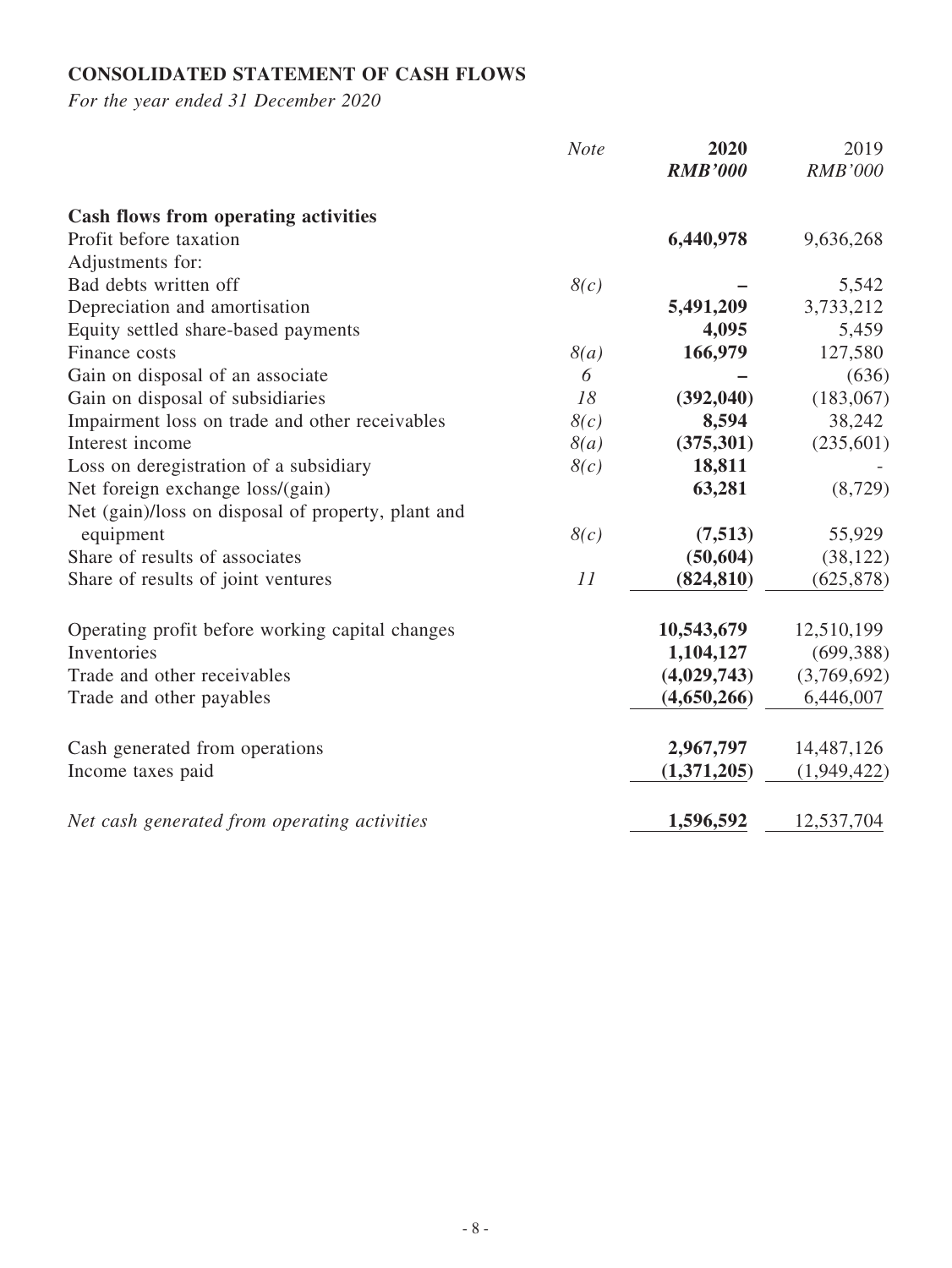**CONSOLIDATED STATEMENT OF CASH FLOWS**

*For the year ended 31 December 2020*

| | *Note* | **2020** | 2019 |
|---|---|---|---|
| | | ***RMB'000*** | *RMB'000* |
| **Cash flows from operating activities** | | | |
| Profit before taxation | | **6,440,978** | 9,636,268 |
| Adjustments for: | | | |
| Bad debts written off | *8(c)* | **–** | 5,542 |
| Depreciation and amortisation | | **5,491,209** | 3,733,212 |
| Equity settled share-based payments | | **4,095** | 5,459 |
| Finance costs | *8(a)* | **166,979** | 127,580 |
| Gain on disposal of an associate | *6* | **–** | (636) |
| Gain on disposal of subsidiaries | *18* | **(392,040)** | (183,067) |
| Impairment loss on trade and other receivables | *8(c)* | **8,594** | 38,242 |
| Interest income | *8(a)* | **(375,301)** | (235,601) |
| Loss on deregistration of a subsidiary | *8(c)* | **18,811** | - |
| Net foreign exchange loss/(gain) | | **63,281** | (8,729) |
| Net (gain)/loss on disposal of property, plant and equipment | *8(c)* | **(7,513)** | 55,929 |
| Share of results of associates | | **(50,604)** | (38,122) |
| Share of results of joint ventures | *11* | **(824,810)** | (625,878) |
| Operating profit before working capital changes | | **10,543,679** | 12,510,199 |
| Inventories | | **1,104,127** | (699,388) |
| Trade and other receivables | | **(4,029,743)** | (3,769,692) |
| Trade and other payables | | **(4,650,266)** | 6,446,007 |
| Cash generated from operations | | **2,967,797** | 14,487,126 |
| Income taxes paid | | **(1,371,205)** | (1,949,422) |
| *Net cash generated from operating activities* | | **1,596,592** | 12,537,704 |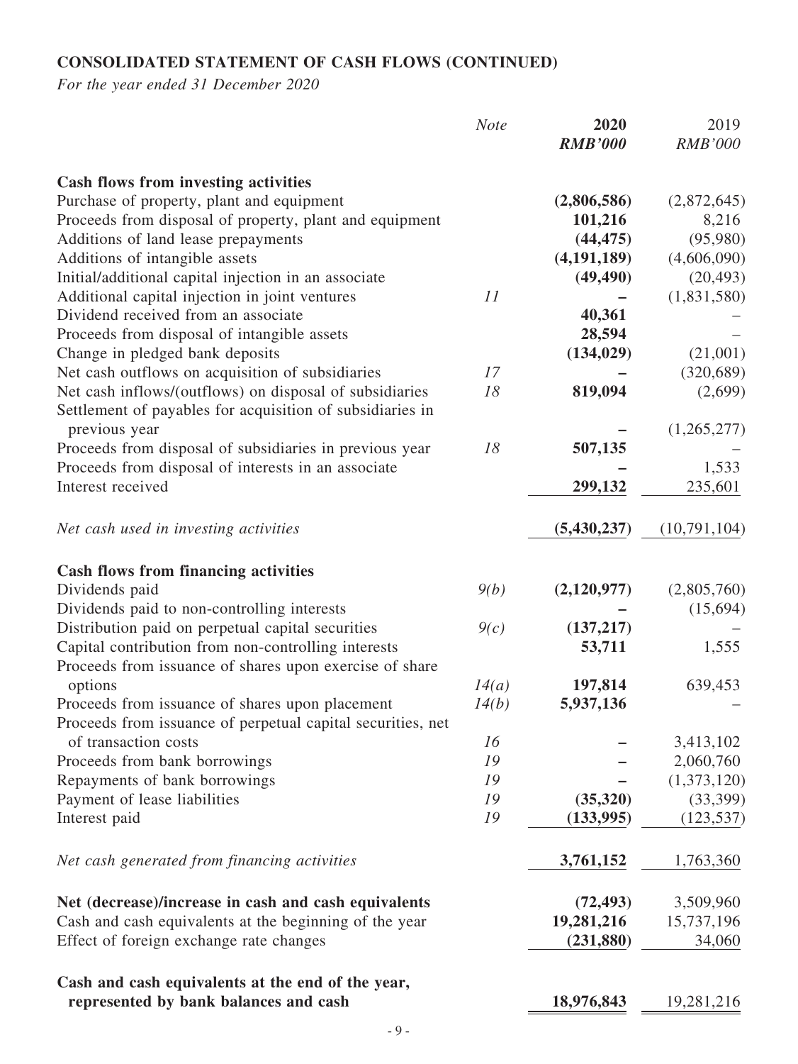**CONSOLIDATED STATEMENT OF CASH FLOWS (CONTINUED)**

*For the year ended 31 December 2020*

| | *Note* | **2020** ***RMB'000*** | 2019 *RMB'000* |
|---|---|---|---|
| **Cash flows from investing activities** | | | |
| Purchase of property, plant and equipment | | **(2,806,586)** | (2,872,645) |
| Proceeds from disposal of property, plant and equipment | | **101,216** | 8,216 |
| Additions of land lease prepayments | | **(44,475)** | (95,980) |
| Additions of intangible assets | | **(4,191,189)** | (4,606,090) |
| Initial/additional capital injection in an associate | | **(49,490)** | (20,493) |
| Additional capital injection in joint ventures | *11* | **–** | (1,831,580) |
| Dividend received from an associate | | **40,361** | – |
| Proceeds from disposal of intangible assets | | **28,594** | – |
| Change in pledged bank deposits | | **(134,029)** | (21,001) |
| Net cash outflows on acquisition of subsidiaries | *17* | **–** | (320,689) |
| Net cash inflows/(outflows) on disposal of subsidiaries | *18* | **819,094** | (2,699) |
| Settlement of payables for acquisition of subsidiaries in previous year | | **–** | (1,265,277) |
| Proceeds from disposal of subsidiaries in previous year | *18* | **507,135** | – |
| Proceeds from disposal of interests in an associate | | **–** | 1,533 |
| Interest received | | **299,132** | 235,601 |
| *Net cash used in investing activities* | | **(5,430,237)** | (10,791,104) |
| **Cash flows from financing activities** | | | |
| Dividends paid | *9(b)* | **(2,120,977)** | (2,805,760) |
| Dividends paid to non-controlling interests | | **–** | (15,694) |
| Distribution paid on perpetual capital securities | *9(c)* | **(137,217)** | – |
| Capital contribution from non-controlling interests | | **53,711** | 1,555 |
| Proceeds from issuance of shares upon exercise of share options | *14(a)* | **197,814** | 639,453 |
| Proceeds from issuance of shares upon placement | *14(b)* | **5,937,136** | – |
| Proceeds from issuance of perpetual capital securities, net of transaction costs | *16* | **–** | 3,413,102 |
| Proceeds from bank borrowings | *19* | **–** | 2,060,760 |
| Repayments of bank borrowings | *19* | **–** | (1,373,120) |
| Payment of lease liabilities | *19* | **(35,320)** | (33,399) |
| Interest paid | *19* | **(133,995)** | (123,537) |
| *Net cash generated from financing activities* | | **3,761,152** | 1,763,360 |
| **Net (decrease)/increase in cash and cash equivalents** | | **(72,493)** | 3,509,960 |
| Cash and cash equivalents at the beginning of the year | | **19,281,216** | 15,737,196 |
| Effect of foreign exchange rate changes | | **(231,880)** | 34,060 |
| **Cash and cash equivalents at the end of the year, represented by bank balances and cash** | | **18,976,843** | 19,281,216 |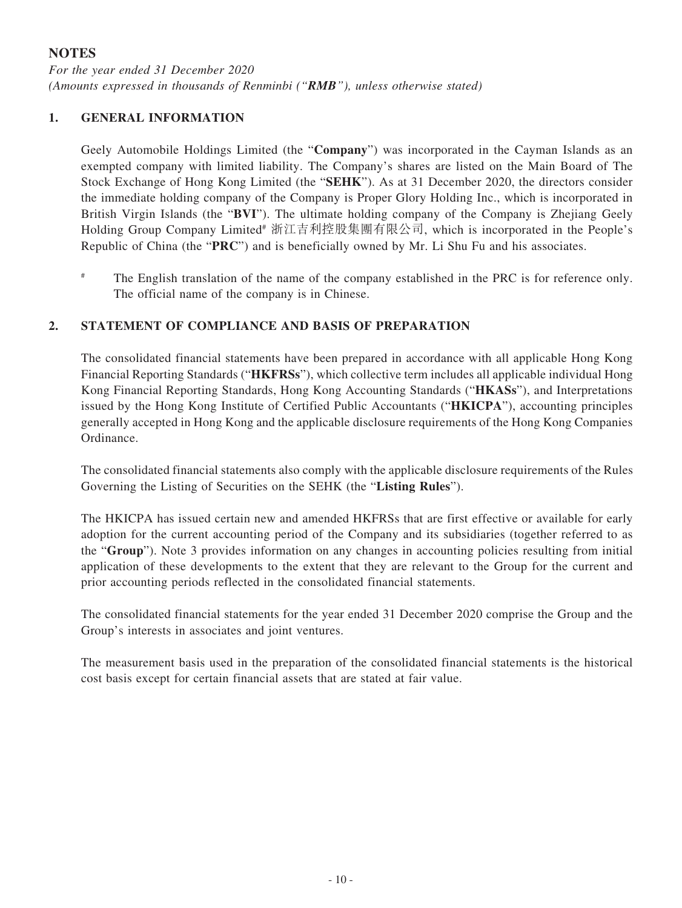## NOTES

*For the year ended 31 December 2020*
*(Amounts expressed in thousands of Renminbi ("**RMB**"), unless otherwise stated)*

### 1. GENERAL INFORMATION

Geely Automobile Holdings Limited (the "**Company**") was incorporated in the Cayman Islands as an exempted company with limited liability. The Company's shares are listed on the Main Board of The Stock Exchange of Hong Kong Limited (the "**SEHK**"). As at 31 December 2020, the directors consider the immediate holding company of the Company is Proper Glory Holding Inc., which is incorporated in British Virgin Islands (the "**BVI**"). The ultimate holding company of the Company is Zhejiang Geely Holding Group Company Limited# 浙江吉利控股集團有限公司, which is incorporated in the People's Republic of China (the "**PRC**") and is beneficially owned by Mr. Li Shu Fu and his associates.

# The English translation of the name of the company established in the PRC is for reference only. The official name of the company is in Chinese.

### 2. STATEMENT OF COMPLIANCE AND BASIS OF PREPARATION

The consolidated financial statements have been prepared in accordance with all applicable Hong Kong Financial Reporting Standards ("**HKFRSs**"), which collective term includes all applicable individual Hong Kong Financial Reporting Standards, Hong Kong Accounting Standards ("**HKASs**"), and Interpretations issued by the Hong Kong Institute of Certified Public Accountants ("**HKICPA**"), accounting principles generally accepted in Hong Kong and the applicable disclosure requirements of the Hong Kong Companies Ordinance.

The consolidated financial statements also comply with the applicable disclosure requirements of the Rules Governing the Listing of Securities on the SEHK (the "**Listing Rules**").

The HKICPA has issued certain new and amended HKFRSs that are first effective or available for early adoption for the current accounting period of the Company and its subsidiaries (together referred to as the "**Group**"). Note 3 provides information on any changes in accounting policies resulting from initial application of these developments to the extent that they are relevant to the Group for the current and prior accounting periods reflected in the consolidated financial statements.

The consolidated financial statements for the year ended 31 December 2020 comprise the Group and the Group's interests in associates and joint ventures.

The measurement basis used in the preparation of the consolidated financial statements is the historical cost basis except for certain financial assets that are stated at fair value.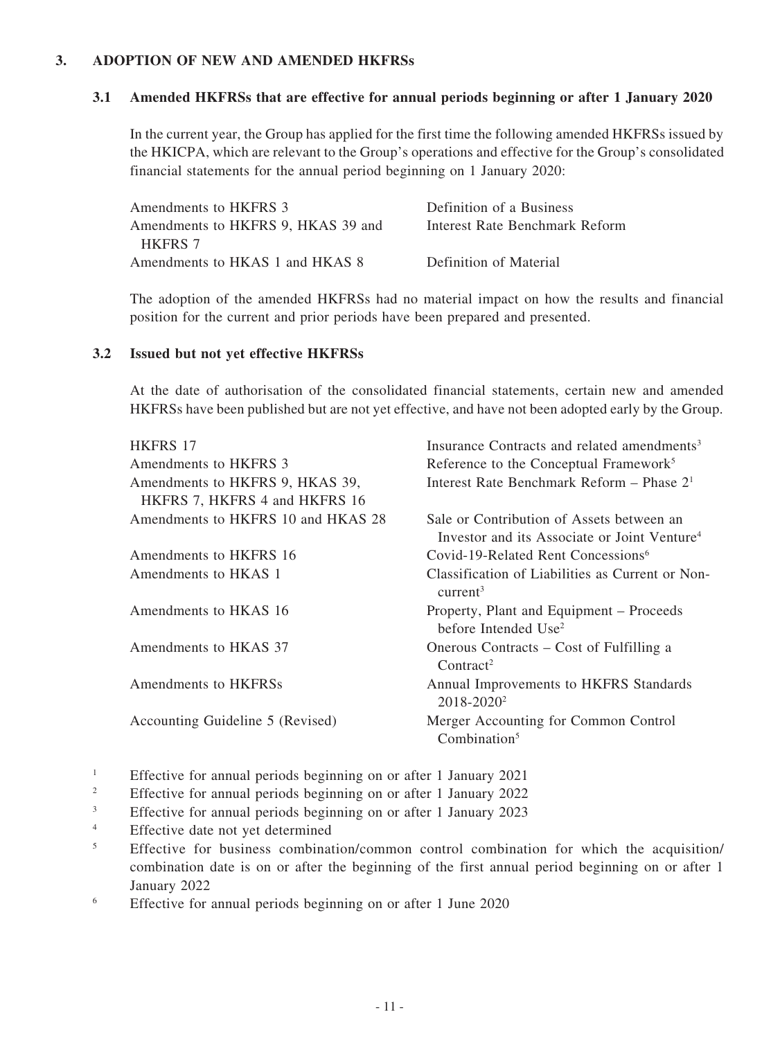## 3. ADOPTION OF NEW AND AMENDED HKFRSs

### 3.1 Amended HKFRSs that are effective for annual periods beginning or after 1 January 2020

In the current year, the Group has applied for the first time the following amended HKFRSs issued by the HKICPA, which are relevant to the Group's operations and effective for the Group's consolidated financial statements for the annual period beginning on 1 January 2020:

| | |
|---|---|
| Amendments to HKFRS 3 | Definition of a Business |
| Amendments to HKFRS 9, HKAS 39 and HKFRS 7 | Interest Rate Benchmark Reform |
| Amendments to HKAS 1 and HKAS 8 | Definition of Material |

The adoption of the amended HKFRSs had no material impact on how the results and financial position for the current and prior periods have been prepared and presented.

### 3.2 Issued but not yet effective HKFRSs

At the date of authorisation of the consolidated financial statements, certain new and amended HKFRSs have been published but are not yet effective, and have not been adopted early by the Group.

| | |
|---|---|
| HKFRS 17 | Insurance Contracts and related amendments[3] |
| Amendments to HKFRS 3 | Reference to the Conceptual Framework[5] |
| Amendments to HKFRS 9, HKAS 39, HKFRS 7, HKFRS 4 and HKFRS 16 | Interest Rate Benchmark Reform – Phase 2[1] |
| Amendments to HKFRS 10 and HKAS 28 | Sale or Contribution of Assets between an Investor and its Associate or Joint Venture[4] |
| Amendments to HKFRS 16 | Covid-19-Related Rent Concessions[6] |
| Amendments to HKAS 1 | Classification of Liabilities as Current or Non-current[3] |
| Amendments to HKAS 16 | Property, Plant and Equipment – Proceeds before Intended Use[2] |
| Amendments to HKAS 37 | Onerous Contracts – Cost of Fulfilling a Contract[2] |
| Amendments to HKFRSs | Annual Improvements to HKFRS Standards 2018-2020[2] |
| Accounting Guideline 5 (Revised) | Merger Accounting for Common Control Combination[5] |

[1] Effective for annual periods beginning on or after 1 January 2021

[2] Effective for annual periods beginning on or after 1 January 2022

[3] Effective for annual periods beginning on or after 1 January 2023

[4] Effective date not yet determined

[5] Effective for business combination/common control combination for which the acquisition/combination date is on or after the beginning of the first annual period beginning on or after 1 January 2022

[6] Effective for annual periods beginning on or after 1 June 2020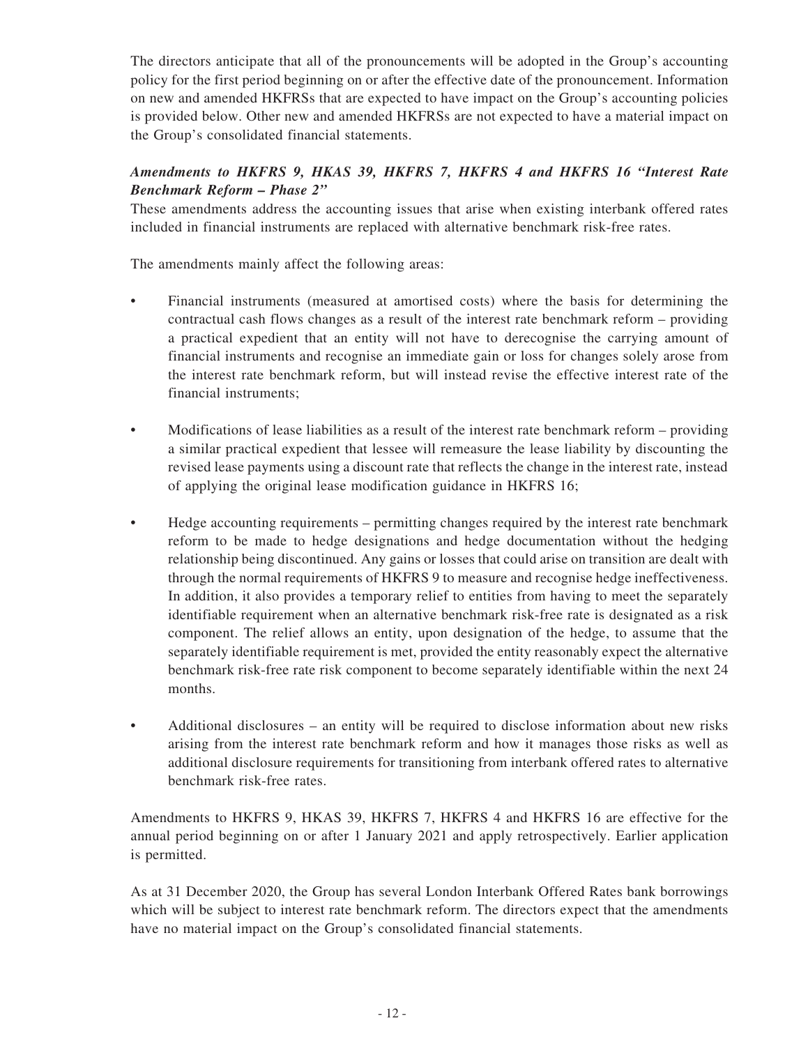The directors anticipate that all of the pronouncements will be adopted in the Group's accounting policy for the first period beginning on or after the effective date of the pronouncement. Information on new and amended HKFRSs that are expected to have impact on the Group's accounting policies is provided below. Other new and amended HKFRSs are not expected to have a material impact on the Group's consolidated financial statements.

***Amendments to HKFRS 9, HKAS 39, HKFRS 7, HKFRS 4 and HKFRS 16 "Interest Rate Benchmark Reform – Phase 2"***

These amendments address the accounting issues that arise when existing interbank offered rates included in financial instruments are replaced with alternative benchmark risk-free rates.

The amendments mainly affect the following areas:

- Financial instruments (measured at amortised costs) where the basis for determining the contractual cash flows changes as a result of the interest rate benchmark reform – providing a practical expedient that an entity will not have to derecognise the carrying amount of financial instruments and recognise an immediate gain or loss for changes solely arose from the interest rate benchmark reform, but will instead revise the effective interest rate of the financial instruments;

- Modifications of lease liabilities as a result of the interest rate benchmark reform – providing a similar practical expedient that lessee will remeasure the lease liability by discounting the revised lease payments using a discount rate that reflects the change in the interest rate, instead of applying the original lease modification guidance in HKFRS 16;

- Hedge accounting requirements – permitting changes required by the interest rate benchmark reform to be made to hedge designations and hedge documentation without the hedging relationship being discontinued. Any gains or losses that could arise on transition are dealt with through the normal requirements of HKFRS 9 to measure and recognise hedge ineffectiveness. In addition, it also provides a temporary relief to entities from having to meet the separately identifiable requirement when an alternative benchmark risk-free rate is designated as a risk component. The relief allows an entity, upon designation of the hedge, to assume that the separately identifiable requirement is met, provided the entity reasonably expect the alternative benchmark risk-free rate risk component to become separately identifiable within the next 24 months.

- Additional disclosures – an entity will be required to disclose information about new risks arising from the interest rate benchmark reform and how it manages those risks as well as additional disclosure requirements for transitioning from interbank offered rates to alternative benchmark risk-free rates.

Amendments to HKFRS 9, HKAS 39, HKFRS 7, HKFRS 4 and HKFRS 16 are effective for the annual period beginning on or after 1 January 2021 and apply retrospectively. Earlier application is permitted.

As at 31 December 2020, the Group has several London Interbank Offered Rates bank borrowings which will be subject to interest rate benchmark reform. The directors expect that the amendments have no material impact on the Group's consolidated financial statements.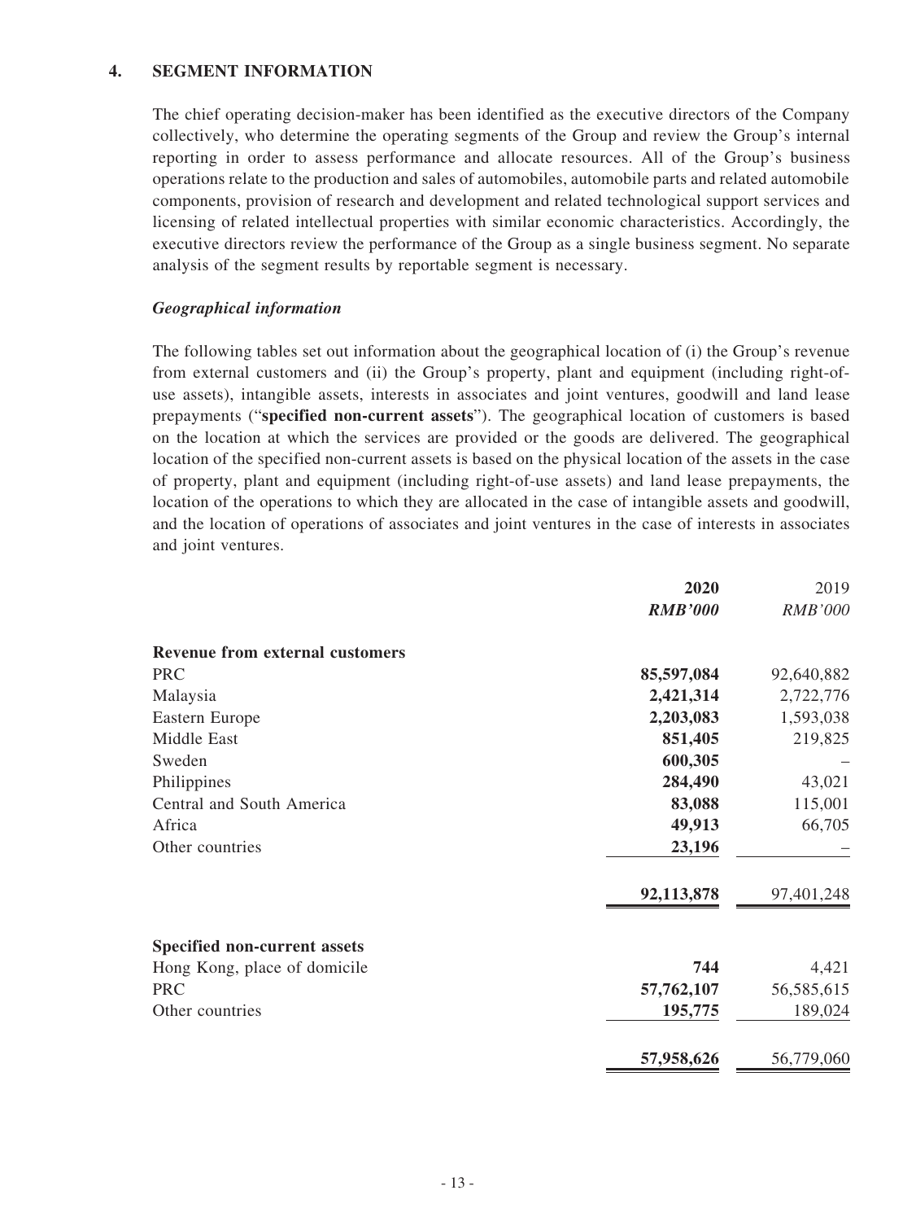## 4. SEGMENT INFORMATION

The chief operating decision-maker has been identified as the executive directors of the Company collectively, who determine the operating segments of the Group and review the Group's internal reporting in order to assess performance and allocate resources. All of the Group's business operations relate to the production and sales of automobiles, automobile parts and related automobile components, provision of research and development and related technological support services and licensing of related intellectual properties with similar economic characteristics. Accordingly, the executive directors review the performance of the Group as a single business segment. No separate analysis of the segment results by reportable segment is necessary.

### *Geographical information*

The following tables set out information about the geographical location of (i) the Group's revenue from external customers and (ii) the Group's property, plant and equipment (including right-of-use assets), intangible assets, interests in associates and joint ventures, goodwill and land lease prepayments ("**specified non-current assets**"). The geographical location of customers is based on the location at which the services are provided or the goods are delivered. The geographical location of the specified non-current assets is based on the physical location of the assets in the case of property, plant and equipment (including right-of-use assets) and land lease prepayments, the location of the operations to which they are allocated in the case of intangible assets and goodwill, and the location of operations of associates and joint ventures in the case of interests in associates and joint ventures.

| | **2020** | 2019 |
|---|---|---|
| | ***RMB'000*** | *RMB'000* |
| **Revenue from external customers** | | |
| PRC | **85,597,084** | 92,640,882 |
| Malaysia | **2,421,314** | 2,722,776 |
| Eastern Europe | **2,203,083** | 1,593,038 |
| Middle East | **851,405** | 219,825 |
| Sweden | **600,305** | – |
| Philippines | **284,490** | 43,021 |
| Central and South America | **83,088** | 115,001 |
| Africa | **49,913** | 66,705 |
| Other countries | **23,196** | – |
| | **92,113,878** | 97,401,248 |
| **Specified non-current assets** | | |
| Hong Kong, place of domicile | **744** | 4,421 |
| PRC | **57,762,107** | 56,585,615 |
| Other countries | **195,775** | 189,024 |
| | **57,958,626** | 56,779,060 |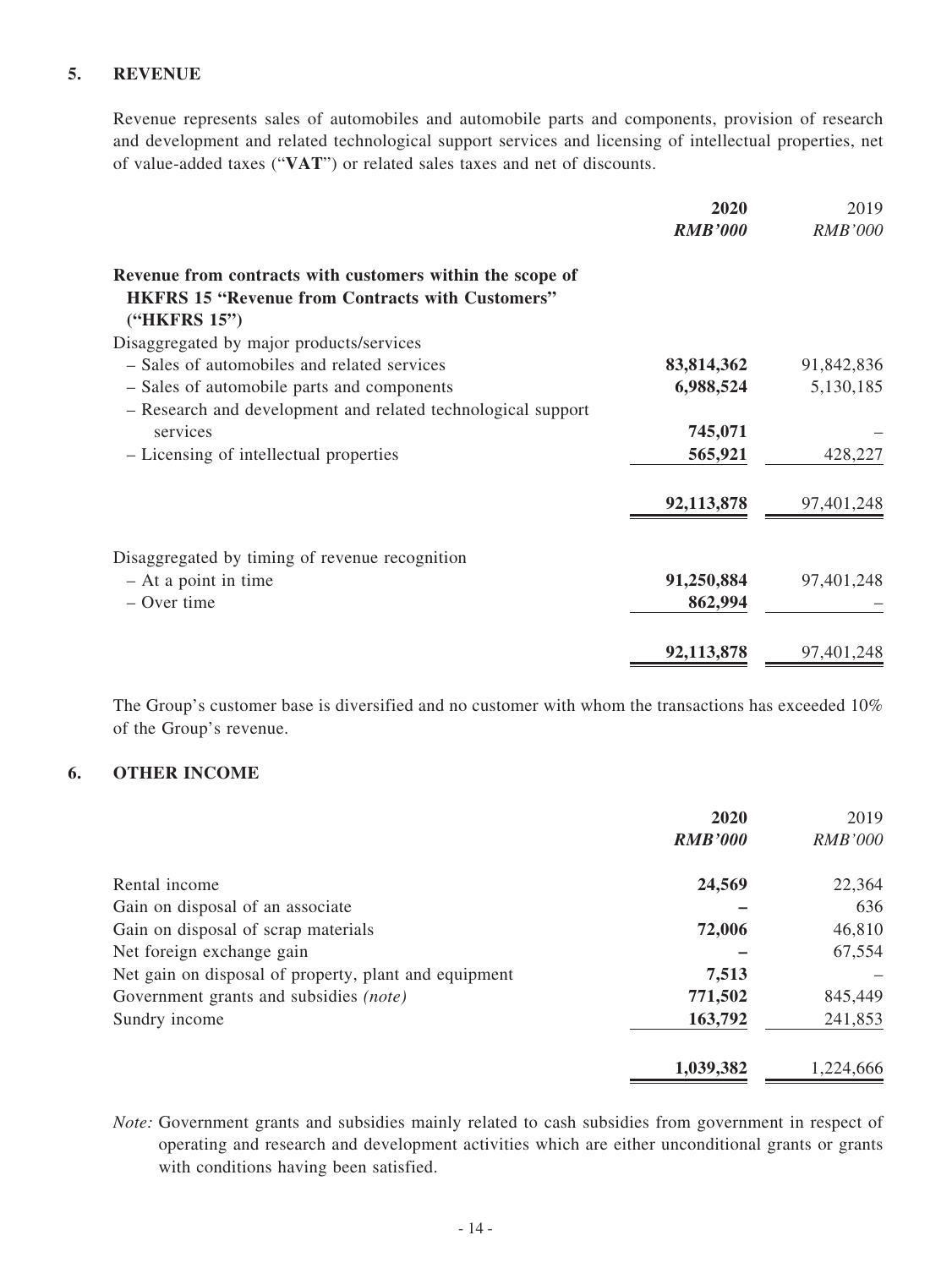## 5. REVENUE

Revenue represents sales of automobiles and automobile parts and components, provision of research and development and related technological support services and licensing of intellectual properties, net of value-added taxes ("**VAT**") or related sales taxes and net of discounts.

| | 2020 | 2019 |
|---|---|---|
| | *RMB'000* | *RMB'000* |
| **Revenue from contracts with customers within the scope of HKFRS 15 "Revenue from Contracts with Customers" ("HKFRS 15")** | | |
| Disaggregated by major products/services | | |
| – Sales of automobiles and related services | **83,814,362** | 91,842,836 |
| – Sales of automobile parts and components | **6,988,524** | 5,130,185 |
| – Research and development and related technological support services | **745,071** | – |
| – Licensing of intellectual properties | **565,921** | 428,227 |
| | **92,113,878** | 97,401,248 |
| Disaggregated by timing of revenue recognition | | |
| – At a point in time | **91,250,884** | 97,401,248 |
| – Over time | **862,994** | – |
| | **92,113,878** | 97,401,248 |

The Group's customer base is diversified and no customer with whom the transactions has exceeded 10% of the Group's revenue.

## 6. OTHER INCOME

| | 2020 | 2019 |
|---|---|---|
| | *RMB'000* | *RMB'000* |
| Rental income | **24,569** | 22,364 |
| Gain on disposal of an associate | **–** | 636 |
| Gain on disposal of scrap materials | **72,006** | 46,810 |
| Net foreign exchange gain | **–** | 67,554 |
| Net gain on disposal of property, plant and equipment | **7,513** | – |
| Government grants and subsidies *(note)* | **771,502** | 845,449 |
| Sundry income | **163,792** | 241,853 |
| | **1,039,382** | 1,224,666 |

*Note:* Government grants and subsidies mainly related to cash subsidies from government in respect of operating and research and development activities which are either unconditional grants or grants with conditions having been satisfied.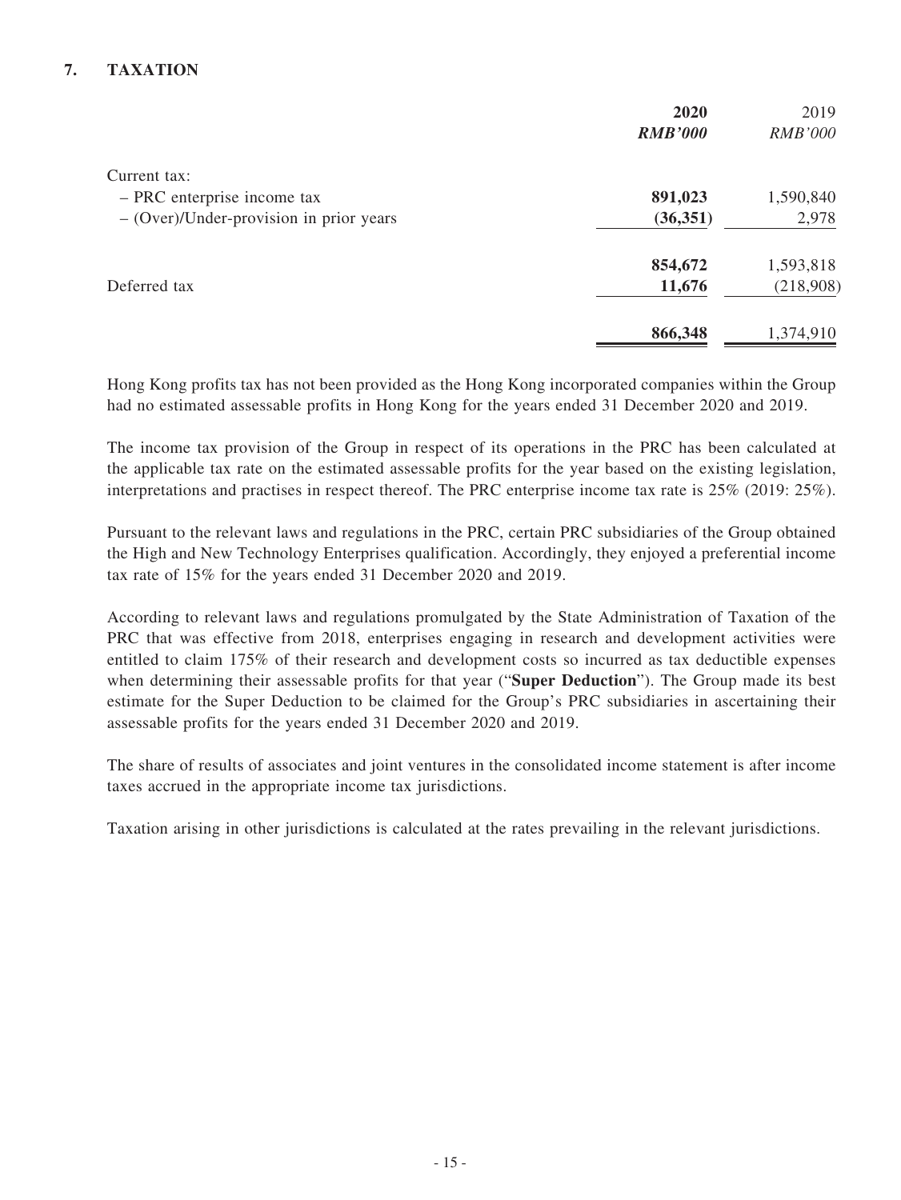## 7. TAXATION

| | **2020** | 2019 |
|---|---|---|
| | ***RMB'000*** | *RMB'000* |
| Current tax: | | |
| – PRC enterprise income tax | **891,023** | 1,590,840 |
| – (Over)/Under-provision in prior years | **(36,351)** | 2,978 |
| | **854,672** | 1,593,818 |
| Deferred tax | **11,676** | (218,908) |
| | **866,348** | 1,374,910 |

Hong Kong profits tax has not been provided as the Hong Kong incorporated companies within the Group had no estimated assessable profits in Hong Kong for the years ended 31 December 2020 and 2019.

The income tax provision of the Group in respect of its operations in the PRC has been calculated at the applicable tax rate on the estimated assessable profits for the year based on the existing legislation, interpretations and practises in respect thereof. The PRC enterprise income tax rate is 25% (2019: 25%).

Pursuant to the relevant laws and regulations in the PRC, certain PRC subsidiaries of the Group obtained the High and New Technology Enterprises qualification. Accordingly, they enjoyed a preferential income tax rate of 15% for the years ended 31 December 2020 and 2019.

According to relevant laws and regulations promulgated by the State Administration of Taxation of the PRC that was effective from 2018, enterprises engaging in research and development activities were entitled to claim 175% of their research and development costs so incurred as tax deductible expenses when determining their assessable profits for that year ("**Super Deduction**"). The Group made its best estimate for the Super Deduction to be claimed for the Group's PRC subsidiaries in ascertaining their assessable profits for the years ended 31 December 2020 and 2019.

The share of results of associates and joint ventures in the consolidated income statement is after income taxes accrued in the appropriate income tax jurisdictions.

Taxation arising in other jurisdictions is calculated at the rates prevailing in the relevant jurisdictions.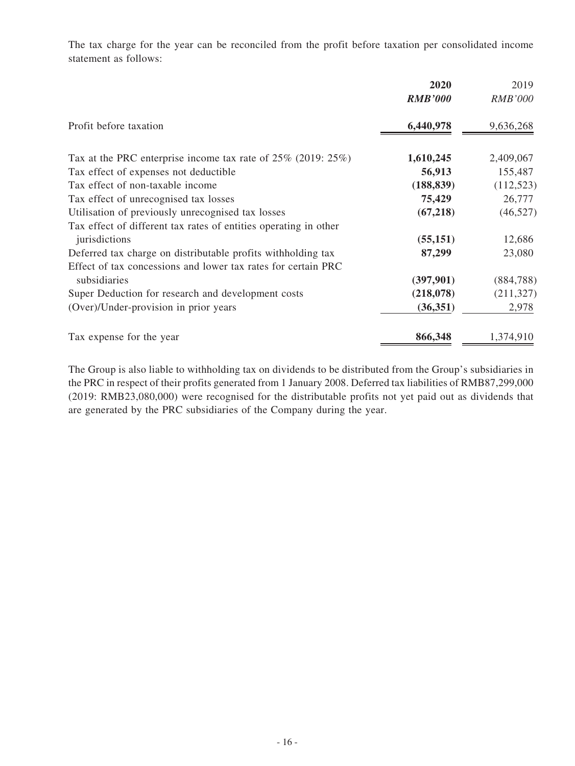The tax charge for the year can be reconciled from the profit before taxation per consolidated income statement as follows:

| | **2020** | 2019 |
|---|---|---|
| | ***RMB'000*** | *RMB'000* |
| Profit before taxation | **6,440,978** | 9,636,268 |
| Tax at the PRC enterprise income tax rate of 25% (2019: 25%) | **1,610,245** | 2,409,067 |
| Tax effect of expenses not deductible | **56,913** | 155,487 |
| Tax effect of non-taxable income | **(188,839)** | (112,523) |
| Tax effect of unrecognised tax losses | **75,429** | 26,777 |
| Utilisation of previously unrecognised tax losses | **(67,218)** | (46,527) |
| Tax effect of different tax rates of entities operating in other jurisdictions | **(55,151)** | 12,686 |
| Deferred tax charge on distributable profits withholding tax | **87,299** | 23,080 |
| Effect of tax concessions and lower tax rates for certain PRC subsidiaries | **(397,901)** | (884,788) |
| Super Deduction for research and development costs | **(218,078)** | (211,327) |
| (Over)/Under-provision in prior years | **(36,351)** | 2,978 |
| Tax expense for the year | **866,348** | 1,374,910 |

The Group is also liable to withholding tax on dividends to be distributed from the Group's subsidiaries in the PRC in respect of their profits generated from 1 January 2008. Deferred tax liabilities of RMB87,299,000 (2019: RMB23,080,000) were recognised for the distributable profits not yet paid out as dividends that are generated by the PRC subsidiaries of the Company during the year.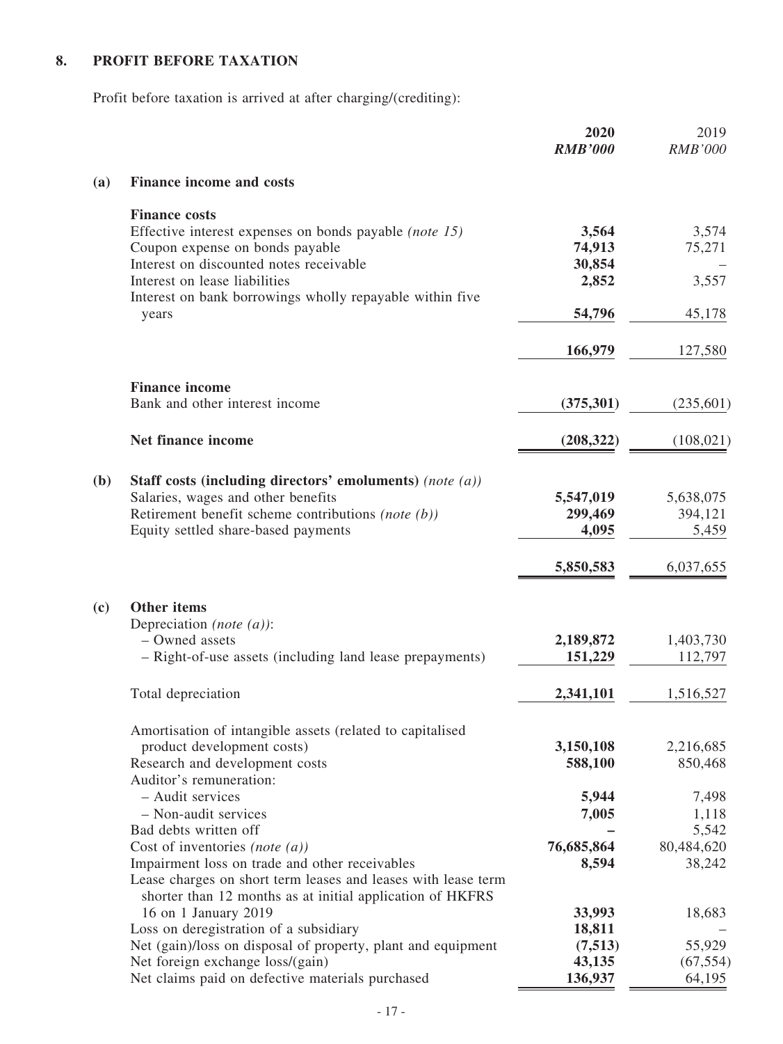## 8. PROFIT BEFORE TAXATION

Profit before taxation is arrived at after charging/(crediting):

| | | 2020<br>*RMB'000* | 2019<br>*RMB'000* |
|---|---|---|---|
| **(a)** | **Finance income and costs** | | |
| | **Finance costs** | | |
| | Effective interest expenses on bonds payable *(note 15)* | **3,564** | 3,574 |
| | Coupon expense on bonds payable | **74,913** | 75,271 |
| | Interest on discounted notes receivable | **30,854** | – |
| | Interest on lease liabilities | **2,852** | 3,557 |
| | Interest on bank borrowings wholly repayable within five years | **54,796** | 45,178 |
| | | **166,979** | 127,580 |
| | **Finance income** | | |
| | Bank and other interest income | **(375,301)** | (235,601) |
| | **Net finance income** | **(208,322)** | (108,021) |
| **(b)** | **Staff costs (including directors' emoluments)** *(note (a))* | | |
| | Salaries, wages and other benefits | **5,547,019** | 5,638,075 |
| | Retirement benefit scheme contributions *(note (b))* | **299,469** | 394,121 |
| | Equity settled share-based payments | **4,095** | 5,459 |
| | | **5,850,583** | 6,037,655 |
| **(c)** | **Other items** | | |
| | Depreciation *(note (a))*: | | |
| | – Owned assets | **2,189,872** | 1,403,730 |
| | – Right-of-use assets (including land lease prepayments) | **151,229** | 112,797 |
| | Total depreciation | **2,341,101** | 1,516,527 |
| | Amortisation of intangible assets (related to capitalised product development costs) | **3,150,108** | 2,216,685 |
| | Research and development costs | **588,100** | 850,468 |
| | Auditor's remuneration: | | |
| | – Audit services | **5,944** | 7,498 |
| | – Non-audit services | **7,005** | 1,118 |
| | Bad debts written off | **–** | 5,542 |
| | Cost of inventories *(note (a))* | **76,685,864** | 80,484,620 |
| | Impairment loss on trade and other receivables | **8,594** | 38,242 |
| | Lease charges on short term leases and leases with lease term shorter than 12 months as at initial application of HKFRS 16 on 1 January 2019 | **33,993** | 18,683 |
| | Loss on deregistration of a subsidiary | **18,811** | – |
| | Net (gain)/loss on disposal of property, plant and equipment | **(7,513)** | 55,929 |
| | Net foreign exchange loss/(gain) | **43,135** | (67,554) |
| | Net claims paid on defective materials purchased | **136,937** | 64,195 |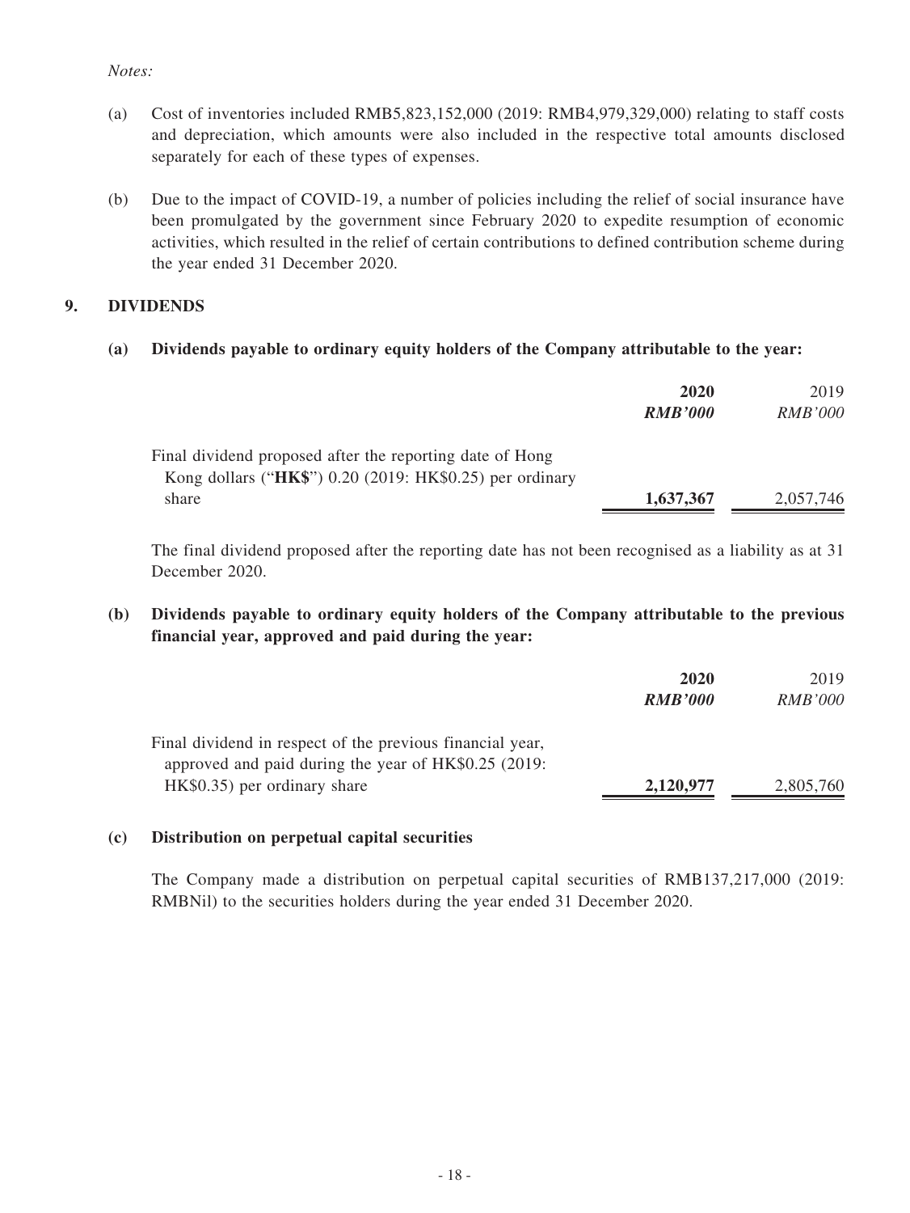*Notes:*

(a) Cost of inventories included RMB5,823,152,000 (2019: RMB4,979,329,000) relating to staff costs and depreciation, which amounts were also included in the respective total amounts disclosed separately for each of these types of expenses.

(b) Due to the impact of COVID-19, a number of policies including the relief of social insurance have been promulgated by the government since February 2020 to expedite resumption of economic activities, which resulted in the relief of certain contributions to defined contribution scheme during the year ended 31 December 2020.

## 9. DIVIDENDS

### (a) Dividends payable to ordinary equity holders of the Company attributable to the year:

| | **2020** | 2019 |
|---|---|---|
| | ***RMB'000*** | *RMB'000* |
| Final dividend proposed after the reporting date of Hong Kong dollars ("**HK$**") 0.20 (2019: HK$0.25) per ordinary share | **1,637,367** | 2,057,746 |

The final dividend proposed after the reporting date has not been recognised as a liability as at 31 December 2020.

### (b) Dividends payable to ordinary equity holders of the Company attributable to the previous financial year, approved and paid during the year:

| | **2020** | 2019 |
|---|---|---|
| | ***RMB'000*** | *RMB'000* |
| Final dividend in respect of the previous financial year, approved and paid during the year of HK$0.25 (2019: HK$0.35) per ordinary share | **2,120,977** | 2,805,760 |

### (c) Distribution on perpetual capital securities

The Company made a distribution on perpetual capital securities of RMB137,217,000 (2019: RMBNil) to the securities holders during the year ended 31 December 2020.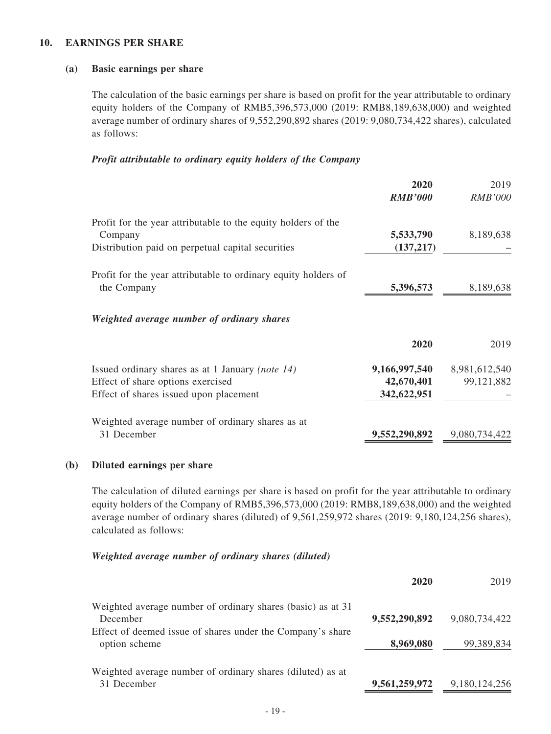## 10. EARNINGS PER SHARE

### (a) Basic earnings per share

The calculation of the basic earnings per share is based on profit for the year attributable to ordinary equity holders of the Company of RMB5,396,573,000 (2019: RMB8,189,638,000) and weighted average number of ordinary shares of 9,552,290,892 shares (2019: 9,080,734,422 shares), calculated as follows:

***Profit attributable to ordinary equity holders of the Company***

| | **2020** | 2019 |
|---|---|---|
| | ***RMB'000*** | *RMB'000* |
| Profit for the year attributable to the equity holders of the Company | **5,533,790** | 8,189,638 |
| Distribution paid on perpetual capital securities | **(137,217)** | – |
| Profit for the year attributable to ordinary equity holders of the Company | **5,396,573** | 8,189,638 |

***Weighted average number of ordinary shares***

| | **2020** | 2019 |
|---|---|---|
| Issued ordinary shares as at 1 January *(note 14)* | **9,166,997,540** | 8,981,612,540 |
| Effect of share options exercised | **42,670,401** | 99,121,882 |
| Effect of shares issued upon placement | **342,622,951** | – |
| Weighted average number of ordinary shares as at 31 December | **9,552,290,892** | 9,080,734,422 |

### (b) Diluted earnings per share

The calculation of diluted earnings per share is based on profit for the year attributable to ordinary equity holders of the Company of RMB5,396,573,000 (2019: RMB8,189,638,000) and the weighted average number of ordinary shares (diluted) of 9,561,259,972 shares (2019: 9,180,124,256 shares), calculated as follows:

***Weighted average number of ordinary shares (diluted)***

| | **2020** | 2019 |
|---|---|---|
| Weighted average number of ordinary shares (basic) as at 31 December | **9,552,290,892** | 9,080,734,422 |
| Effect of deemed issue of shares under the Company's share option scheme | **8,969,080** | 99,389,834 |
| Weighted average number of ordinary shares (diluted) as at 31 December | **9,561,259,972** | 9,180,124,256 |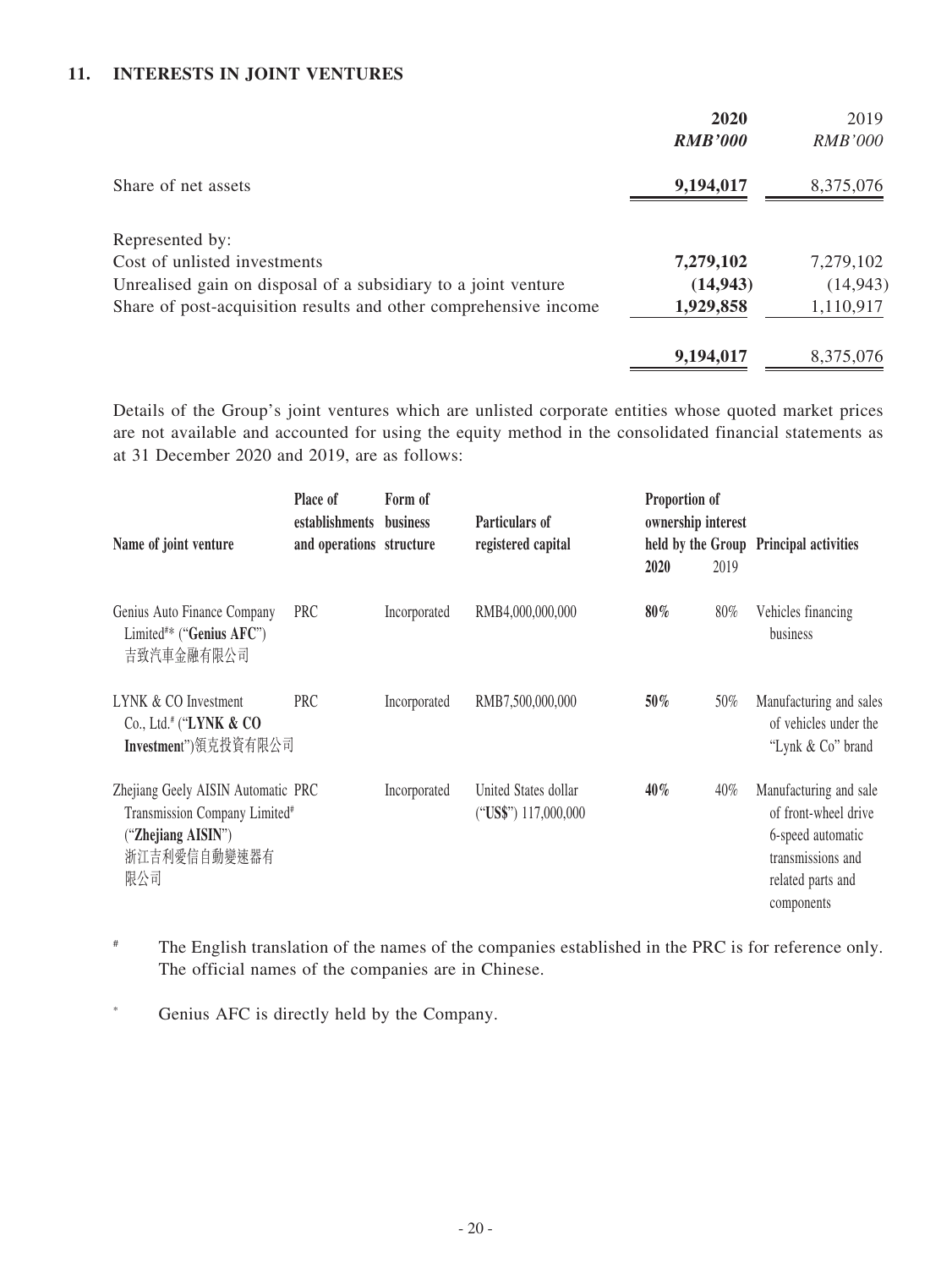## 11. INTERESTS IN JOINT VENTURES

| | 2020 | 2019 |
|---|---|---|
| | ***RMB'000*** | *RMB'000* |
| Share of net assets | **9,194,017** | 8,375,076 |
| Represented by: | | |
| Cost of unlisted investments | **7,279,102** | 7,279,102 |
| Unrealised gain on disposal of a subsidiary to a joint venture | **(14,943)** | (14,943) |
| Share of post-acquisition results and other comprehensive income | **1,929,858** | 1,110,917 |
| | **9,194,017** | 8,375,076 |

Details of the Group's joint ventures which are unlisted corporate entities whose quoted market prices are not available and accounted for using the equity method in the consolidated financial statements as at 31 December 2020 and 2019, are as follows:

| Name of joint venture | Place of establishments and operations | Form of business structure | Particulars of registered capital | Proportion of ownership interest held by the Group 2020 | 2019 | Principal activities |
|---|---|---|---|---|---|---|
| Genius Auto Finance Company Limited#* ("**Genius AFC**") 吉致汽車金融有限公司 | PRC | Incorporated | RMB4,000,000,000 | **80%** | 80% | Vehicles financing business |
| LYNK & CO Investment Co., Ltd.# ("**LYNK & CO Investment**")領克投資有限公司 | PRC | Incorporated | RMB7,500,000,000 | **50%** | 50% | Manufacturing and sales of vehicles under the "Lynk & Co" brand |
| Zhejiang Geely AISIN Automatic Transmission Company Limited# ("**Zhejiang AISIN**") 浙江吉利愛信自動變速器有限公司 | PRC | Incorporated | United States dollar ("**US$**") 117,000,000 | **40%** | 40% | Manufacturing and sale of front-wheel drive 6-speed automatic transmissions and related parts and components |

\# The English translation of the names of the companies established in the PRC is for reference only. The official names of the companies are in Chinese.

\* Genius AFC is directly held by the Company.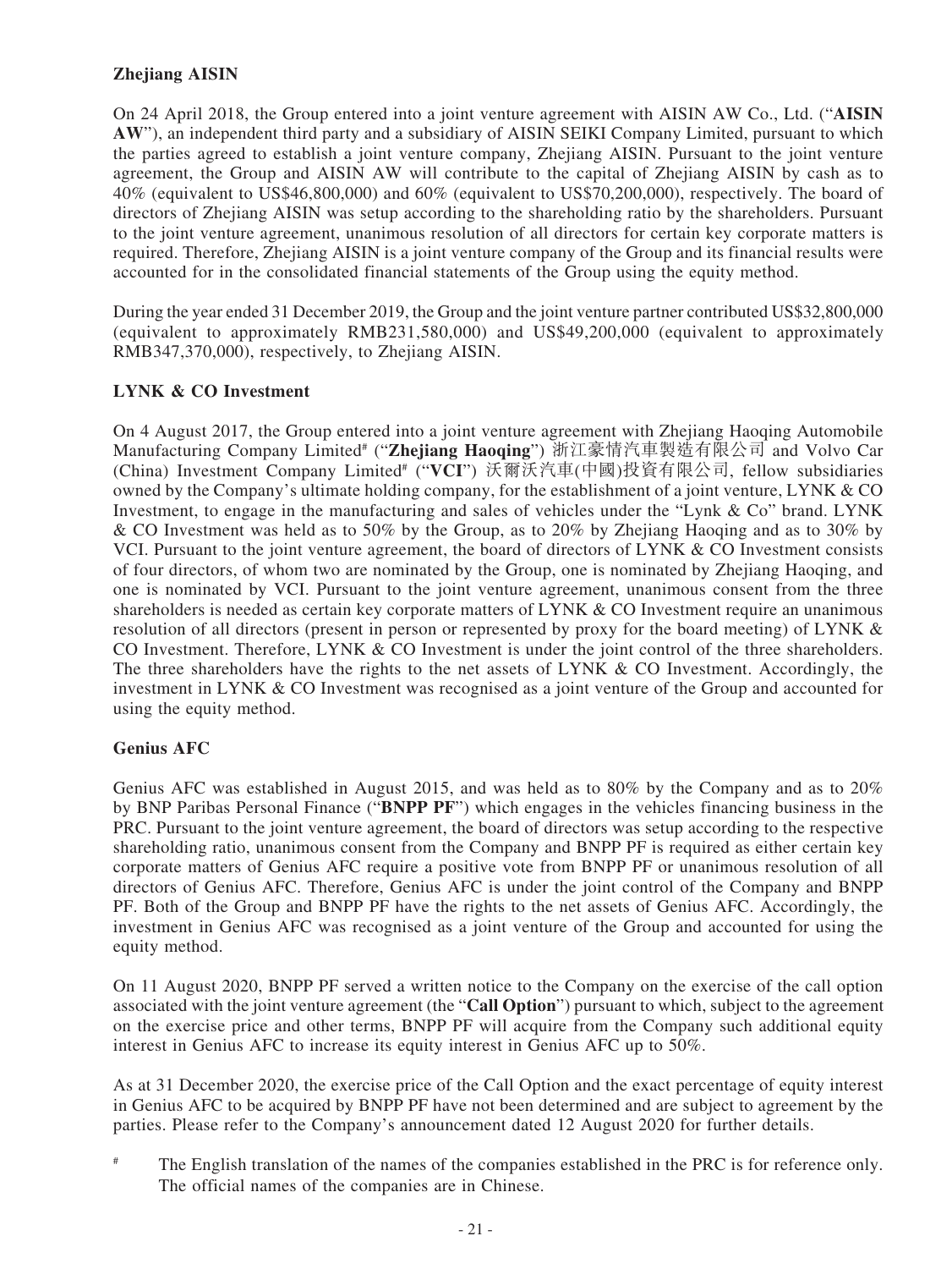**Zhejiang AISIN**

On 24 April 2018, the Group entered into a joint venture agreement with AISIN AW Co., Ltd. ("**AISIN AW**"), an independent third party and a subsidiary of AISIN SEIKI Company Limited, pursuant to which the parties agreed to establish a joint venture company, Zhejiang AISIN. Pursuant to the joint venture agreement, the Group and AISIN AW will contribute to the capital of Zhejiang AISIN by cash as to 40% (equivalent to US$46,800,000) and 60% (equivalent to US$70,200,000), respectively. The board of directors of Zhejiang AISIN was setup according to the shareholding ratio by the shareholders. Pursuant to the joint venture agreement, unanimous resolution of all directors for certain key corporate matters is required. Therefore, Zhejiang AISIN is a joint venture company of the Group and its financial results were accounted for in the consolidated financial statements of the Group using the equity method.

During the year ended 31 December 2019, the Group and the joint venture partner contributed US$32,800,000 (equivalent to approximately RMB231,580,000) and US$49,200,000 (equivalent to approximately RMB347,370,000), respectively, to Zhejiang AISIN.

**LYNK & CO Investment**

On 4 August 2017, the Group entered into a joint venture agreement with Zhejiang Haoqing Automobile Manufacturing Company Limited# ("**Zhejiang Haoqing**") 浙江豪情汽車製造有限公司 and Volvo Car (China) Investment Company Limited# ("**VCI**") 沃爾沃汽車(中國)投資有限公司, fellow subsidiaries owned by the Company's ultimate holding company, for the establishment of a joint venture, LYNK & CO Investment, to engage in the manufacturing and sales of vehicles under the "Lynk & Co" brand. LYNK & CO Investment was held as to 50% by the Group, as to 20% by Zhejiang Haoqing and as to 30% by VCI. Pursuant to the joint venture agreement, the board of directors of LYNK & CO Investment consists of four directors, of whom two are nominated by the Group, one is nominated by Zhejiang Haoqing, and one is nominated by VCI. Pursuant to the joint venture agreement, unanimous consent from the three shareholders is needed as certain key corporate matters of LYNK & CO Investment require an unanimous resolution of all directors (present in person or represented by proxy for the board meeting) of LYNK & CO Investment. Therefore, LYNK & CO Investment is under the joint control of the three shareholders. The three shareholders have the rights to the net assets of LYNK & CO Investment. Accordingly, the investment in LYNK & CO Investment was recognised as a joint venture of the Group and accounted for using the equity method.

**Genius AFC**

Genius AFC was established in August 2015, and was held as to 80% by the Company and as to 20% by BNP Paribas Personal Finance ("**BNPP PF**") which engages in the vehicles financing business in the PRC. Pursuant to the joint venture agreement, the board of directors was setup according to the respective shareholding ratio, unanimous consent from the Company and BNPP PF is required as either certain key corporate matters of Genius AFC require a positive vote from BNPP PF or unanimous resolution of all directors of Genius AFC. Therefore, Genius AFC is under the joint control of the Company and BNPP PF. Both of the Group and BNPP PF have the rights to the net assets of Genius AFC. Accordingly, the investment in Genius AFC was recognised as a joint venture of the Group and accounted for using the equity method.

On 11 August 2020, BNPP PF served a written notice to the Company on the exercise of the call option associated with the joint venture agreement (the "**Call Option**") pursuant to which, subject to the agreement on the exercise price and other terms, BNPP PF will acquire from the Company such additional equity interest in Genius AFC to increase its equity interest in Genius AFC up to 50%.

As at 31 December 2020, the exercise price of the Call Option and the exact percentage of equity interest in Genius AFC to be acquired by BNPP PF have not been determined and are subject to agreement by the parties. Please refer to the Company's announcement dated 12 August 2020 for further details.

# The English translation of the names of the companies established in the PRC is for reference only. The official names of the companies are in Chinese.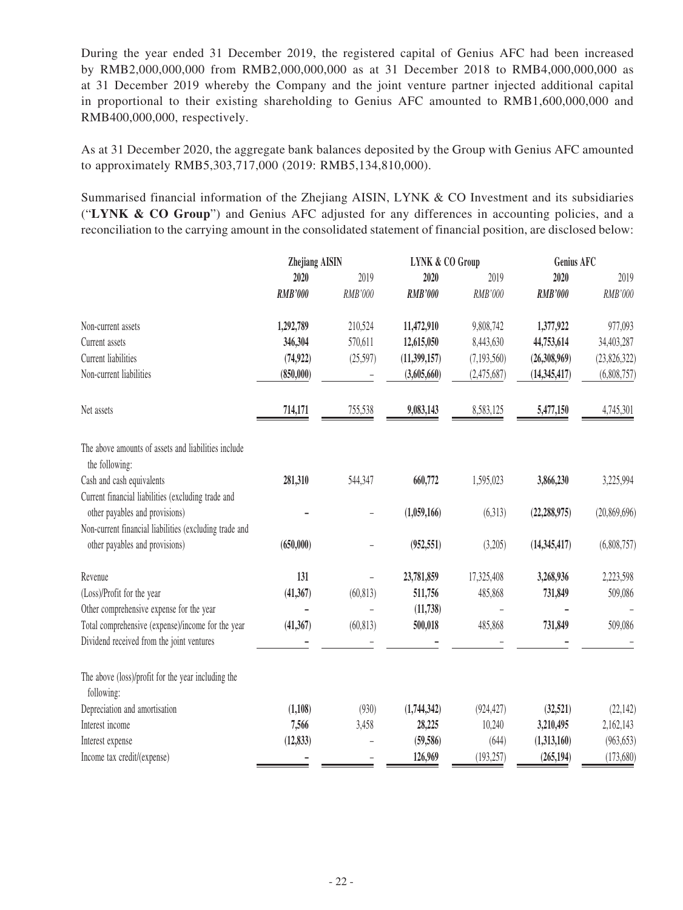During the year ended 31 December 2019, the registered capital of Genius AFC had been increased by RMB2,000,000,000 from RMB2,000,000,000 as at 31 December 2018 to RMB4,000,000,000 as at 31 December 2019 whereby the Company and the joint venture partner injected additional capital in proportional to their existing shareholding to Genius AFC amounted to RMB1,600,000,000 and RMB400,000,000, respectively.

As at 31 December 2020, the aggregate bank balances deposited by the Group with Genius AFC amounted to approximately RMB5,303,717,000 (2019: RMB5,134,810,000).

Summarised financial information of the Zhejiang AISIN, LYNK & CO Investment and its subsidiaries ("**LYNK & CO Group**") and Genius AFC adjusted for any differences in accounting policies, and a reconciliation to the carrying amount in the consolidated statement of financial position, are disclosed below:

| | Zhejiang AISIN | | LYNK & CO Group | | Genius AFC | |
|---|---|---|---|---|---|---|
| | **2020** | 2019 | **2020** | 2019 | **2020** | 2019 |
| | ***RMB'000*** | *RMB'000* | ***RMB'000*** | *RMB'000* | ***RMB'000*** | *RMB'000* |
| Non-current assets | **1,292,789** | 210,524 | **11,472,910** | 9,808,742 | **1,377,922** | 977,093 |
| Current assets | **346,304** | 570,611 | **12,615,050** | 8,443,630 | **44,753,614** | 34,403,287 |
| Current liabilities | **(74,922)** | (25,597) | **(11,399,157)** | (7,193,560) | **(26,308,969)** | (23,826,322) |
| Non-current liabilities | **(850,000)** | – | **(3,605,660)** | (2,475,687) | **(14,345,417)** | (6,808,757) |
| Net assets | **714,171** | 755,538 | **9,083,143** | 8,583,125 | **5,477,150** | 4,745,301 |
| The above amounts of assets and liabilities include the following: | | | | | | |
| Cash and cash equivalents | **281,310** | 544,347 | **660,772** | 1,595,023 | **3,866,230** | 3,225,994 |
| Current financial liabilities (excluding trade and other payables and provisions) | **–** | – | **(1,059,166)** | (6,313) | **(22,288,975)** | (20,869,696) |
| Non-current financial liabilities (excluding trade and other payables and provisions) | **(650,000)** | – | **(952,551)** | (3,205) | **(14,345,417)** | (6,808,757) |
| Revenue | **131** | – | **23,781,859** | 17,325,408 | **3,268,936** | 2,223,598 |
| (Loss)/Profit for the year | **(41,367)** | (60,813) | **511,756** | 485,868 | **731,849** | 509,086 |
| Other comprehensive expense for the year | **–** | – | **(11,738)** | – | **–** | – |
| Total comprehensive (expense)/income for the year | **(41,367)** | (60,813) | **500,018** | 485,868 | **731,849** | 509,086 |
| Dividend received from the joint ventures | **–** | – | **–** | – | **–** | – |
| The above (loss)/profit for the year including the following: | | | | | | |
| Depreciation and amortisation | **(1,108)** | (930) | **(1,744,342)** | (924,427) | **(32,521)** | (22,142) |
| Interest income | **7,566** | 3,458 | **28,225** | 10,240 | **3,210,495** | 2,162,143 |
| Interest expense | **(12,833)** | – | **(59,586)** | (644) | **(1,313,160)** | (963,653) |
| Income tax credit/(expense) | **–** | – | **126,969** | (193,257) | **(265,194)** | (173,680) |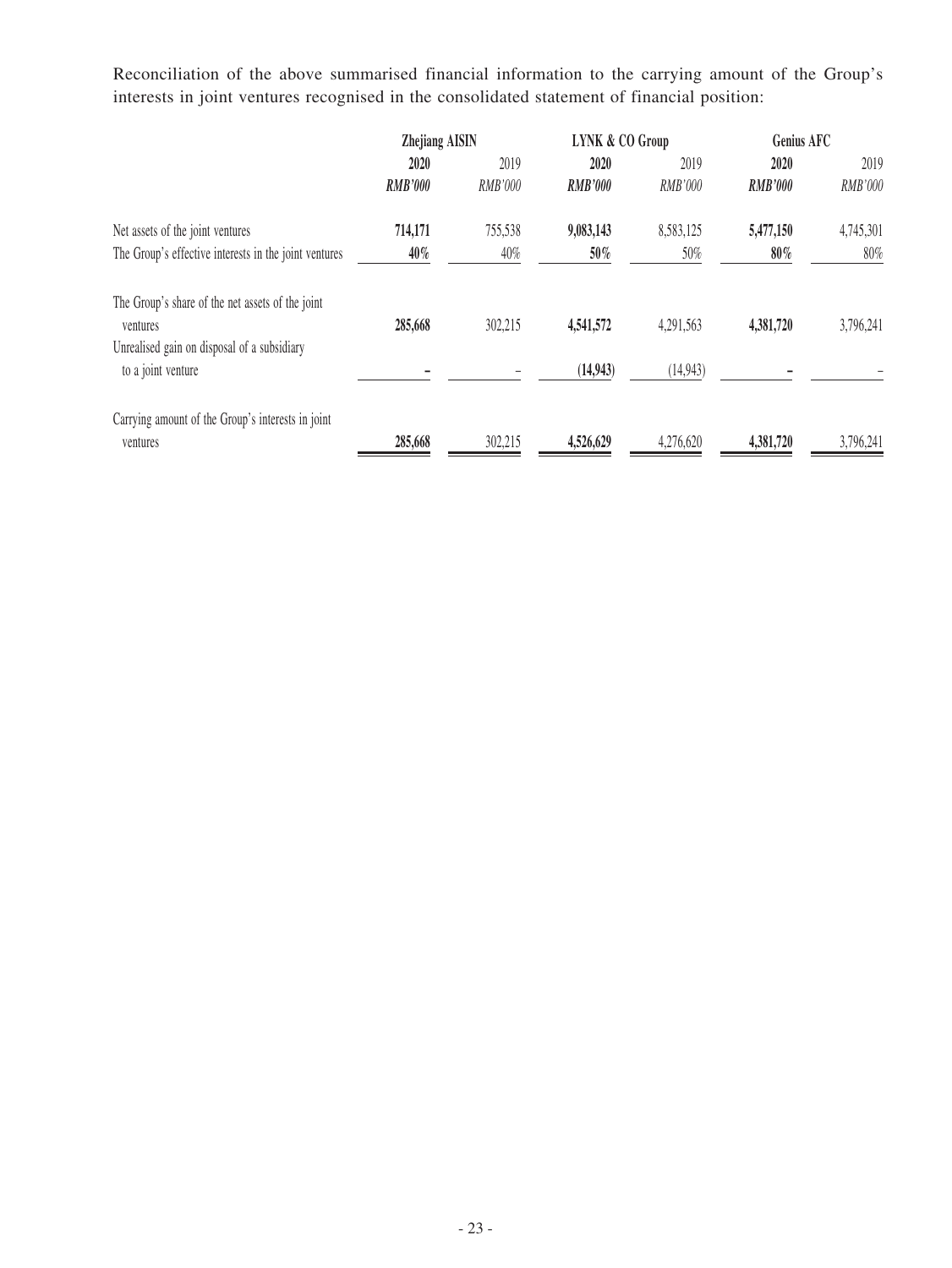Reconciliation of the above summarised financial information to the carrying amount of the Group's interests in joint ventures recognised in the consolidated statement of financial position:

| | Zhejiang AISIN | | LYNK & CO Group | | Genius AFC | |
|---|---|---|---|---|---|---|
| | **2020** | 2019 | **2020** | 2019 | **2020** | 2019 |
| | ***RMB'000*** | *RMB'000* | ***RMB'000*** | *RMB'000* | ***RMB'000*** | *RMB'000* |
| Net assets of the joint ventures | **714,171** | 755,538 | **9,083,143** | 8,583,125 | **5,477,150** | 4,745,301 |
| The Group's effective interests in the joint ventures | **40%** | 40% | **50%** | 50% | **80%** | 80% |
| The Group's share of the net assets of the joint ventures | **285,668** | 302,215 | **4,541,572** | 4,291,563 | **4,381,720** | 3,796,241 |
| Unrealised gain on disposal of a subsidiary to a joint venture | **–** | – | **(14,943)** | (14,943) | **–** | – |
| Carrying amount of the Group's interests in joint ventures | **285,668** | 302,215 | **4,526,629** | 4,276,620 | **4,381,720** | 3,796,241 |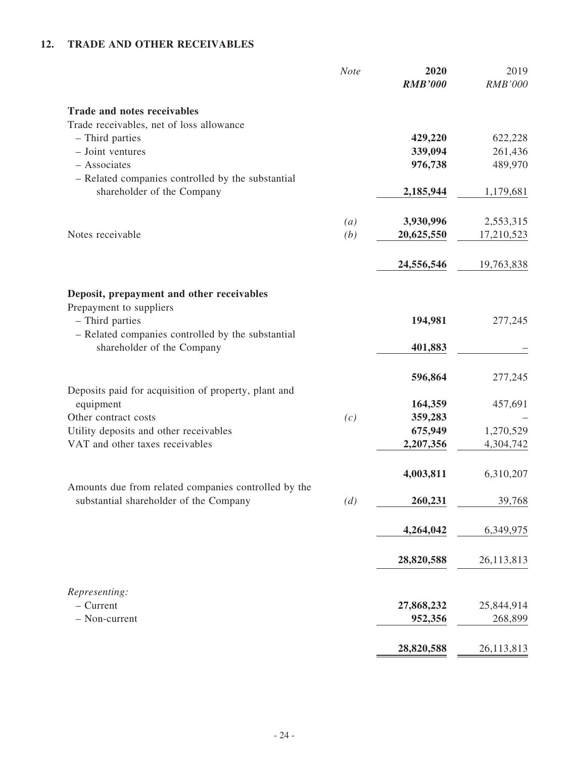## 12. TRADE AND OTHER RECEIVABLES

| | *Note* | **2020** | 2019 |
|---|---|---|---|
| | | ***RMB'000*** | *RMB'000* |
| **Trade and notes receivables** | | | |
| Trade receivables, net of loss allowance | | | |
| – Third parties | | **429,220** | 622,228 |
| – Joint ventures | | **339,094** | 261,436 |
| – Associates | | **976,738** | 489,970 |
| – Related companies controlled by the substantial shareholder of the Company | | **2,185,944** | 1,179,681 |
| | *(a)* | **3,930,996** | 2,553,315 |
| Notes receivable | *(b)* | **20,625,550** | 17,210,523 |
| | | **24,556,546** | 19,763,838 |
| **Deposit, prepayment and other receivables** | | | |
| Prepayment to suppliers | | | |
| – Third parties | | **194,981** | 277,245 |
| – Related companies controlled by the substantial shareholder of the Company | | **401,883** | – |
| | | **596,864** | 277,245 |
| Deposits paid for acquisition of property, plant and equipment | | **164,359** | 457,691 |
| Other contract costs | *(c)* | **359,283** | – |
| Utility deposits and other receivables | | **675,949** | 1,270,529 |
| VAT and other taxes receivables | | **2,207,356** | 4,304,742 |
| | | **4,003,811** | 6,310,207 |
| Amounts due from related companies controlled by the substantial shareholder of the Company | *(d)* | **260,231** | 39,768 |
| | | **4,264,042** | 6,349,975 |
| | | **28,820,588** | 26,113,813 |
| *Representing:* | | | |
| – Current | | **27,868,232** | 25,844,914 |
| – Non-current | | **952,356** | 268,899 |
| | | **28,820,588** | 26,113,813 |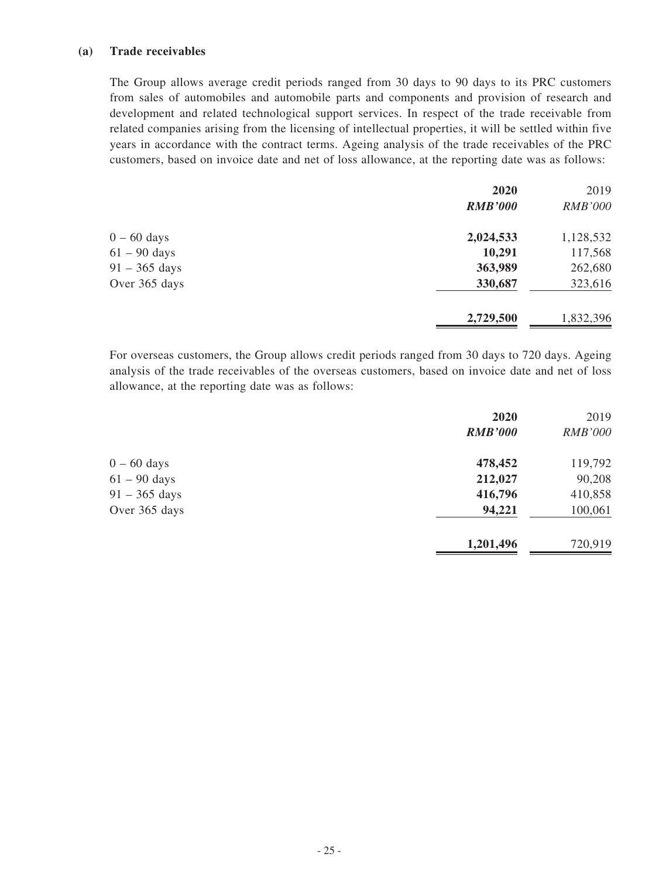**(a) Trade receivables**

The Group allows average credit periods ranged from 30 days to 90 days to its PRC customers from sales of automobiles and automobile parts and components and provision of research and development and related technological support services. In respect of the trade receivable from related companies arising from the licensing of intellectual properties, it will be settled within five years in accordance with the contract terms. Ageing analysis of the trade receivables of the PRC customers, based on invoice date and net of loss allowance, at the reporting date was as follows:

| | **2020** | 2019 |
|---|---|---|
| | ***RMB'000*** | *RMB'000* |
| 0 – 60 days | **2,024,533** | 1,128,532 |
| 61 – 90 days | **10,291** | 117,568 |
| 91 – 365 days | **363,989** | 262,680 |
| Over 365 days | **330,687** | 323,616 |
| | **2,729,500** | 1,832,396 |

For overseas customers, the Group allows credit periods ranged from 30 days to 720 days. Ageing analysis of the trade receivables of the overseas customers, based on invoice date and net of loss allowance, at the reporting date was as follows:

| | **2020** | 2019 |
|---|---|---|
| | ***RMB'000*** | *RMB'000* |
| 0 – 60 days | **478,452** | 119,792 |
| 61 – 90 days | **212,027** | 90,208 |
| 91 – 365 days | **416,796** | 410,858 |
| Over 365 days | **94,221** | 100,061 |
| | **1,201,496** | 720,919 |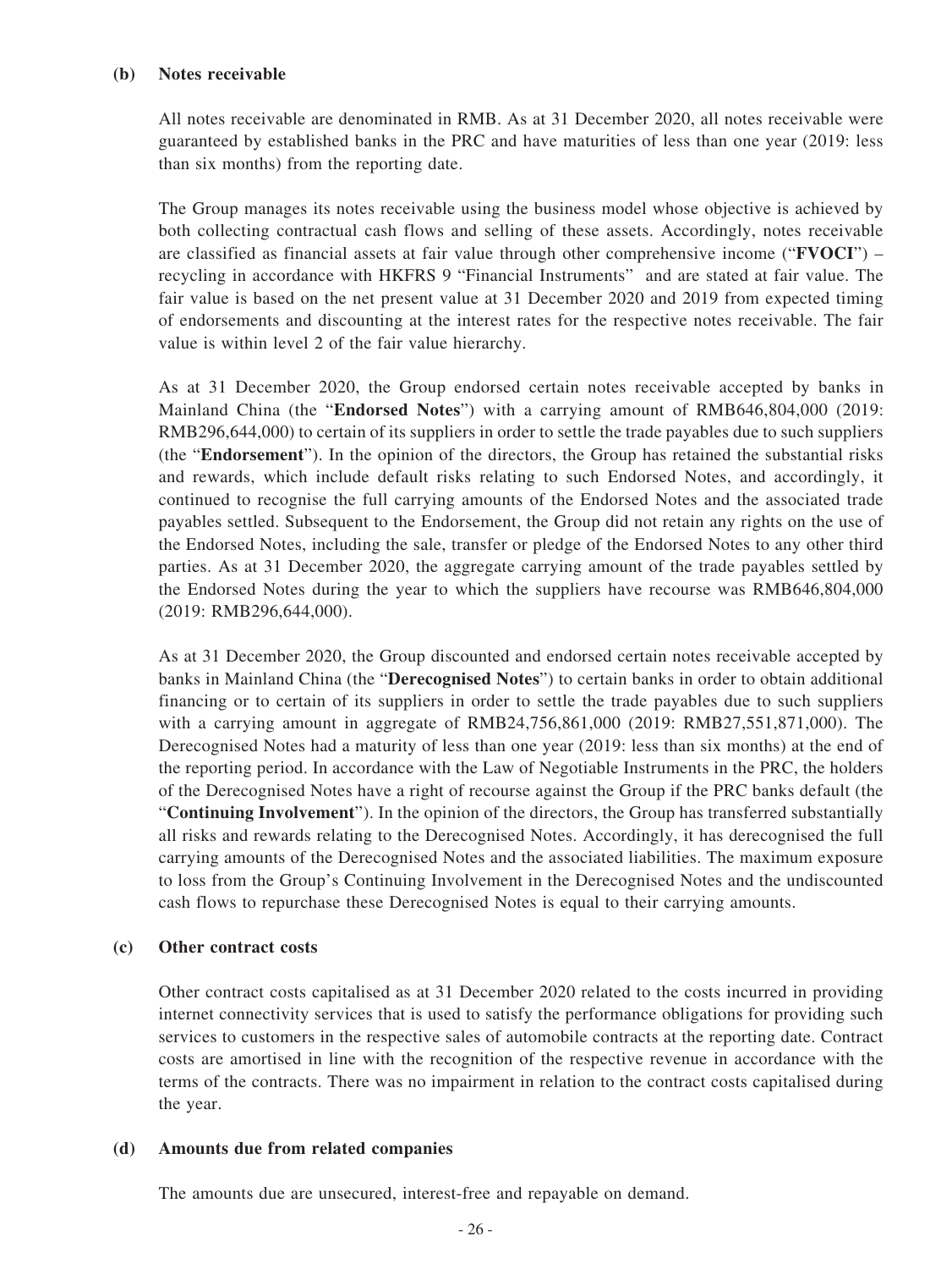### (b) Notes receivable

All notes receivable are denominated in RMB. As at 31 December 2020, all notes receivable were guaranteed by established banks in the PRC and have maturities of less than one year (2019: less than six months) from the reporting date.

The Group manages its notes receivable using the business model whose objective is achieved by both collecting contractual cash flows and selling of these assets. Accordingly, notes receivable are classified as financial assets at fair value through other comprehensive income ("**FVOCI**") – recycling in accordance with HKFRS 9 "Financial Instruments" and are stated at fair value. The fair value is based on the net present value at 31 December 2020 and 2019 from expected timing of endorsements and discounting at the interest rates for the respective notes receivable. The fair value is within level 2 of the fair value hierarchy.

As at 31 December 2020, the Group endorsed certain notes receivable accepted by banks in Mainland China (the "**Endorsed Notes**") with a carrying amount of RMB646,804,000 (2019: RMB296,644,000) to certain of its suppliers in order to settle the trade payables due to such suppliers (the "**Endorsement**"). In the opinion of the directors, the Group has retained the substantial risks and rewards, which include default risks relating to such Endorsed Notes, and accordingly, it continued to recognise the full carrying amounts of the Endorsed Notes and the associated trade payables settled. Subsequent to the Endorsement, the Group did not retain any rights on the use of the Endorsed Notes, including the sale, transfer or pledge of the Endorsed Notes to any other third parties. As at 31 December 2020, the aggregate carrying amount of the trade payables settled by the Endorsed Notes during the year to which the suppliers have recourse was RMB646,804,000 (2019: RMB296,644,000).

As at 31 December 2020, the Group discounted and endorsed certain notes receivable accepted by banks in Mainland China (the "**Derecognised Notes**") to certain banks in order to obtain additional financing or to certain of its suppliers in order to settle the trade payables due to such suppliers with a carrying amount in aggregate of RMB24,756,861,000 (2019: RMB27,551,871,000). The Derecognised Notes had a maturity of less than one year (2019: less than six months) at the end of the reporting period. In accordance with the Law of Negotiable Instruments in the PRC, the holders of the Derecognised Notes have a right of recourse against the Group if the PRC banks default (the "**Continuing Involvement**"). In the opinion of the directors, the Group has transferred substantially all risks and rewards relating to the Derecognised Notes. Accordingly, it has derecognised the full carrying amounts of the Derecognised Notes and the associated liabilities. The maximum exposure to loss from the Group's Continuing Involvement in the Derecognised Notes and the undiscounted cash flows to repurchase these Derecognised Notes is equal to their carrying amounts.

### (c) Other contract costs

Other contract costs capitalised as at 31 December 2020 related to the costs incurred in providing internet connectivity services that is used to satisfy the performance obligations for providing such services to customers in the respective sales of automobile contracts at the reporting date. Contract costs are amortised in line with the recognition of the respective revenue in accordance with the terms of the contracts. There was no impairment in relation to the contract costs capitalised during the year.

### (d) Amounts due from related companies

The amounts due are unsecured, interest-free and repayable on demand.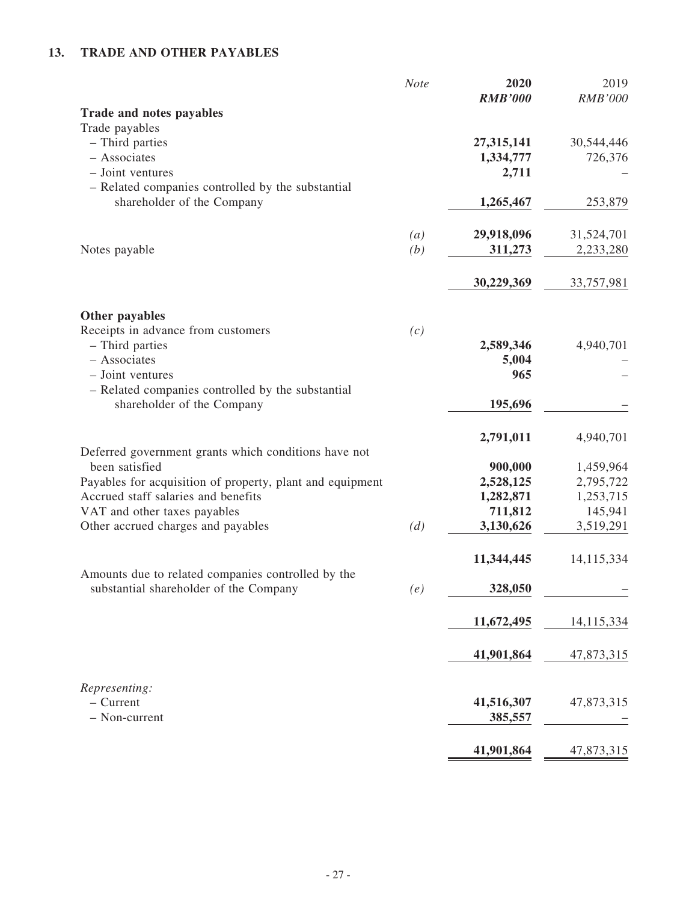## 13. TRADE AND OTHER PAYABLES

| | *Note* | **2020** | 2019 |
|---|---|---|---|
| | | ***RMB'000*** | *RMB'000* |
| **Trade and notes payables** | | | |
| Trade payables | | | |
| – Third parties | | **27,315,141** | 30,544,446 |
| – Associates | | **1,334,777** | 726,376 |
| – Joint ventures | | **2,711** | – |
| – Related companies controlled by the substantial shareholder of the Company | | **1,265,467** | 253,879 |
| | *(a)* | **29,918,096** | 31,524,701 |
| Notes payable | *(b)* | **311,273** | 2,233,280 |
| | | **30,229,369** | 33,757,981 |
| **Other payables** | | | |
| Receipts in advance from customers | *(c)* | | |
| – Third parties | | **2,589,346** | 4,940,701 |
| – Associates | | **5,004** | – |
| – Joint ventures | | **965** | – |
| – Related companies controlled by the substantial shareholder of the Company | | **195,696** | – |
| | | **2,791,011** | 4,940,701 |
| Deferred government grants which conditions have not been satisfied | | **900,000** | 1,459,964 |
| Payables for acquisition of property, plant and equipment | | **2,528,125** | 2,795,722 |
| Accrued staff salaries and benefits | | **1,282,871** | 1,253,715 |
| VAT and other taxes payables | | **711,812** | 145,941 |
| Other accrued charges and payables | *(d)* | **3,130,626** | 3,519,291 |
| | | **11,344,445** | 14,115,334 |
| Amounts due to related companies controlled by the substantial shareholder of the Company | *(e)* | **328,050** | – |
| | | **11,672,495** | 14,115,334 |
| | | **41,901,864** | 47,873,315 |
| *Representing:* | | | |
| – Current | | **41,516,307** | 47,873,315 |
| – Non-current | | **385,557** | – |
| | | **41,901,864** | 47,873,315 |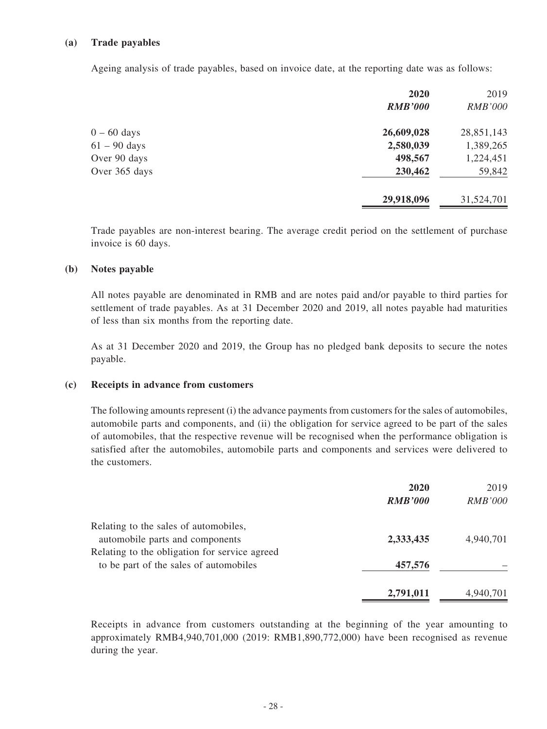**(a) Trade payables**

Ageing analysis of trade payables, based on invoice date, at the reporting date was as follows:

| | **2020** | 2019 |
|---|---|---|
| | ***RMB'000*** | *RMB'000* |
| 0 – 60 days | **26,609,028** | 28,851,143 |
| 61 – 90 days | **2,580,039** | 1,389,265 |
| Over 90 days | **498,567** | 1,224,451 |
| Over 365 days | **230,462** | 59,842 |
| | **29,918,096** | 31,524,701 |

Trade payables are non-interest bearing. The average credit period on the settlement of purchase invoice is 60 days.

**(b) Notes payable**

All notes payable are denominated in RMB and are notes paid and/or payable to third parties for settlement of trade payables. As at 31 December 2020 and 2019, all notes payable had maturities of less than six months from the reporting date.

As at 31 December 2020 and 2019, the Group has no pledged bank deposits to secure the notes payable.

**(c) Receipts in advance from customers**

The following amounts represent (i) the advance payments from customers for the sales of automobiles, automobile parts and components, and (ii) the obligation for service agreed to be part of the sales of automobiles, that the respective revenue will be recognised when the performance obligation is satisfied after the automobiles, automobile parts and components and services were delivered to the customers.

| | **2020** | 2019 |
|---|---|---|
| | ***RMB'000*** | *RMB'000* |
| Relating to the sales of automobiles, automobile parts and components | **2,333,435** | 4,940,701 |
| Relating to the obligation for service agreed to be part of the sales of automobiles | **457,576** | – |
| | **2,791,011** | 4,940,701 |

Receipts in advance from customers outstanding at the beginning of the year amounting to approximately RMB4,940,701,000 (2019: RMB1,890,772,000) have been recognised as revenue during the year.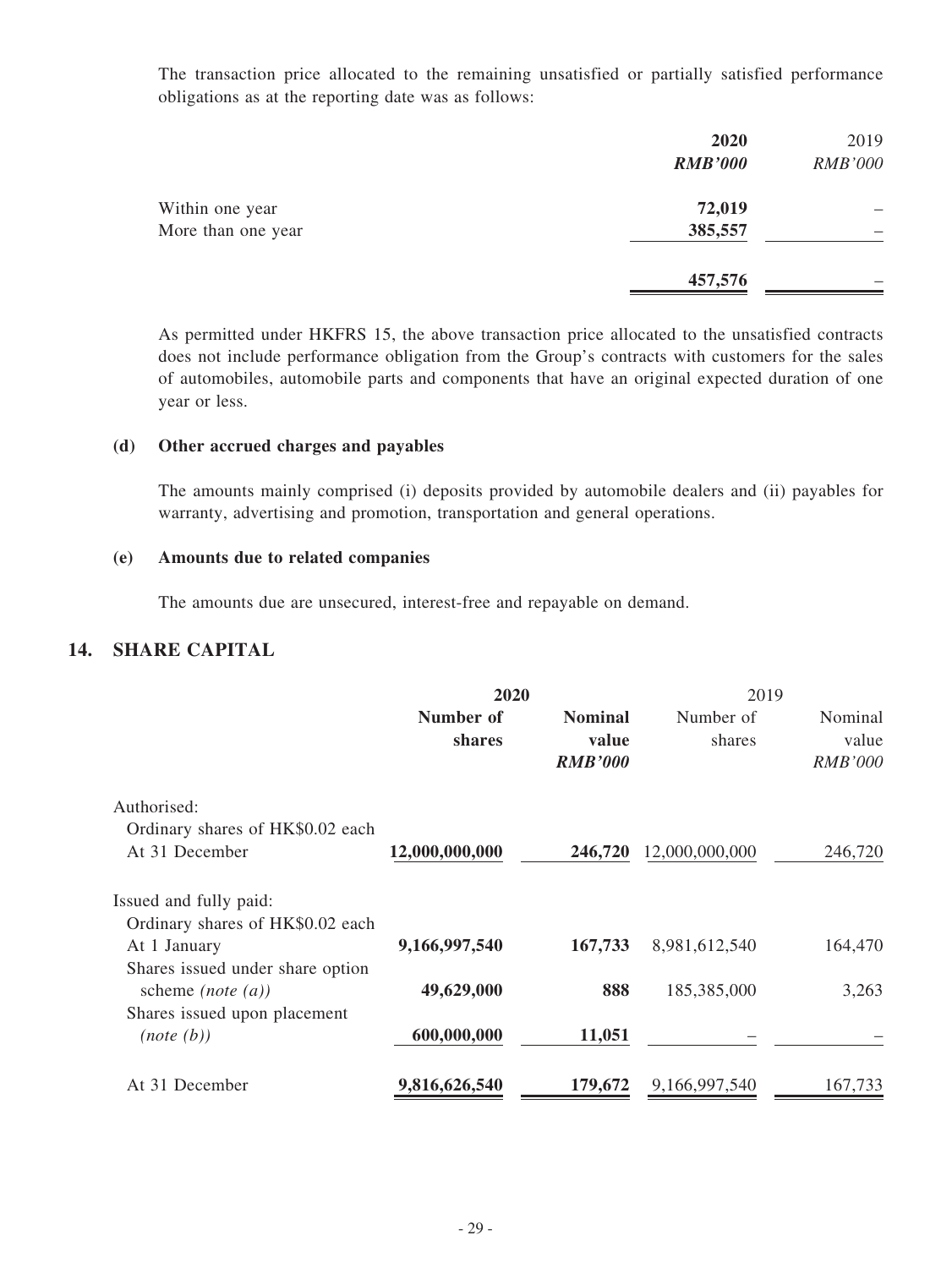The transaction price allocated to the remaining unsatisfied or partially satisfied performance obligations as at the reporting date was as follows:

| | 2020 | 2019 |
|---|---|---|
| | *RMB'000* | *RMB'000* |
| Within one year | 72,019 | – |
| More than one year | 385,557 | – |
| | 457,576 | – |

As permitted under HKFRS 15, the above transaction price allocated to the unsatisfied contracts does not include performance obligation from the Group's contracts with customers for the sales of automobiles, automobile parts and components that have an original expected duration of one year or less.

**(d) Other accrued charges and payables**

The amounts mainly comprised (i) deposits provided by automobile dealers and (ii) payables for warranty, advertising and promotion, transportation and general operations.

**(e) Amounts due to related companies**

The amounts due are unsecured, interest-free and repayable on demand.

## 14. SHARE CAPITAL

| | 2020 | | 2019 | |
|---|---|---|---|---|
| | Number of shares | Nominal value *RMB'000* | Number of shares | Nominal value *RMB'000* |
| Authorised: | | | | |
| Ordinary shares of HK$0.02 each | | | | |
| At 31 December | 12,000,000,000 | 246,720 | 12,000,000,000 | 246,720 |
| Issued and fully paid: | | | | |
| Ordinary shares of HK$0.02 each | | | | |
| At 1 January | 9,166,997,540 | 167,733 | 8,981,612,540 | 164,470 |
| Shares issued under share option scheme *(note (a))* | 49,629,000 | 888 | 185,385,000 | 3,263 |
| Shares issued upon placement *(note (b))* | 600,000,000 | 11,051 | – | – |
| At 31 December | 9,816,626,540 | 179,672 | 9,166,997,540 | 167,733 |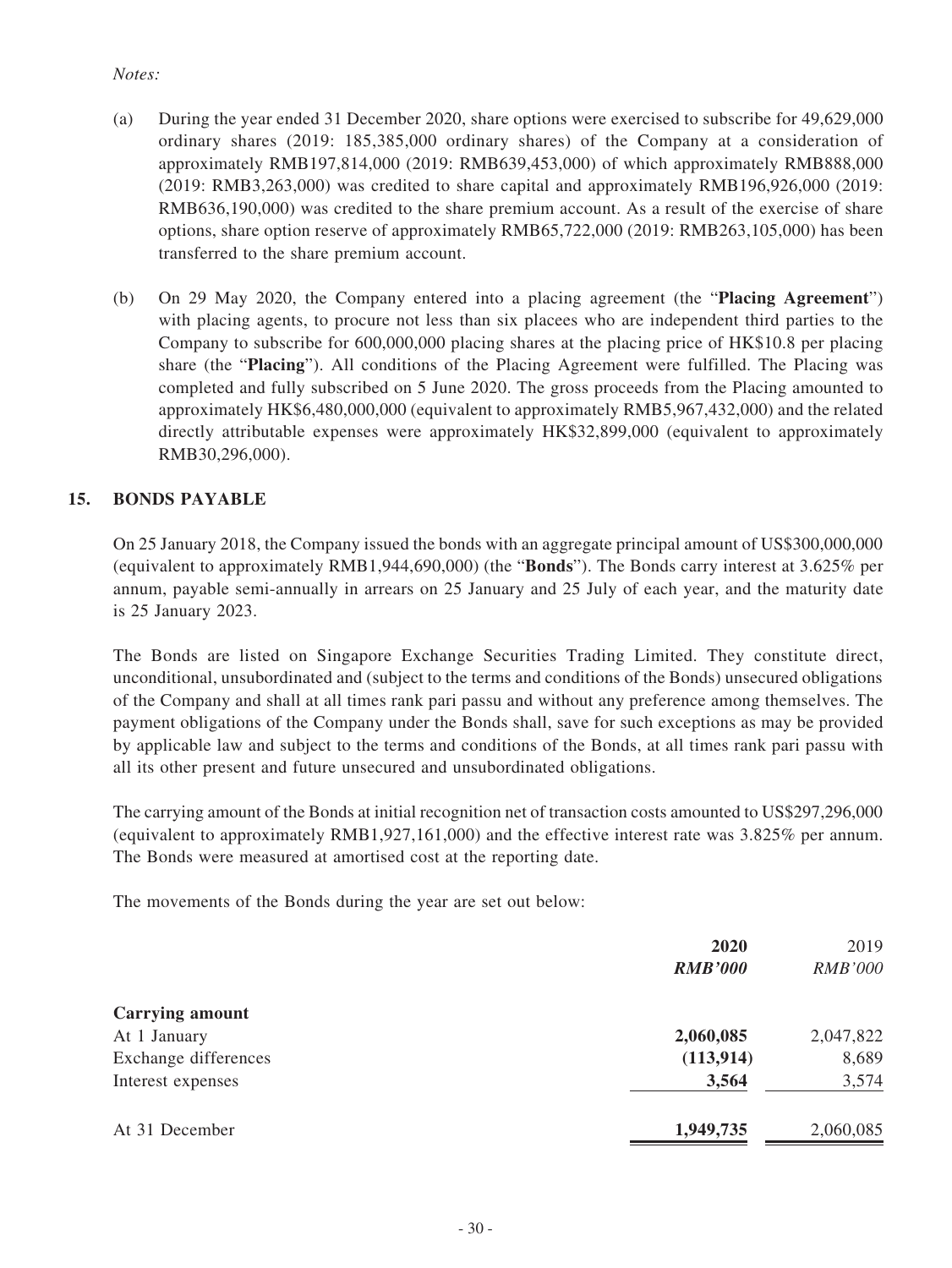*Notes:*

(a) During the year ended 31 December 2020, share options were exercised to subscribe for 49,629,000 ordinary shares (2019: 185,385,000 ordinary shares) of the Company at a consideration of approximately RMB197,814,000 (2019: RMB639,453,000) of which approximately RMB888,000 (2019: RMB3,263,000) was credited to share capital and approximately RMB196,926,000 (2019: RMB636,190,000) was credited to the share premium account. As a result of the exercise of share options, share option reserve of approximately RMB65,722,000 (2019: RMB263,105,000) has been transferred to the share premium account.

(b) On 29 May 2020, the Company entered into a placing agreement (the "**Placing Agreement**") with placing agents, to procure not less than six placees who are independent third parties to the Company to subscribe for 600,000,000 placing shares at the placing price of HK$10.8 per placing share (the "**Placing**"). All conditions of the Placing Agreement were fulfilled. The Placing was completed and fully subscribed on 5 June 2020. The gross proceeds from the Placing amounted to approximately HK$6,480,000,000 (equivalent to approximately RMB5,967,432,000) and the related directly attributable expenses were approximately HK$32,899,000 (equivalent to approximately RMB30,296,000).

## 15. BONDS PAYABLE

On 25 January 2018, the Company issued the bonds with an aggregate principal amount of US$300,000,000 (equivalent to approximately RMB1,944,690,000) (the "**Bonds**"). The Bonds carry interest at 3.625% per annum, payable semi-annually in arrears on 25 January and 25 July of each year, and the maturity date is 25 January 2023.

The Bonds are listed on Singapore Exchange Securities Trading Limited. They constitute direct, unconditional, unsubordinated and (subject to the terms and conditions of the Bonds) unsecured obligations of the Company and shall at all times rank pari passu and without any preference among themselves. The payment obligations of the Company under the Bonds shall, save for such exceptions as may be provided by applicable law and subject to the terms and conditions of the Bonds, at all times rank pari passu with all its other present and future unsecured and unsubordinated obligations.

The carrying amount of the Bonds at initial recognition net of transaction costs amounted to US$297,296,000 (equivalent to approximately RMB1,927,161,000) and the effective interest rate was 3.825% per annum. The Bonds were measured at amortised cost at the reporting date.

The movements of the Bonds during the year are set out below:

| | **2020** | 2019 |
|---|---|---|
| | ***RMB'000*** | *RMB'000* |
| **Carrying amount** | | |
| At 1 January | **2,060,085** | 2,047,822 |
| Exchange differences | **(113,914)** | 8,689 |
| Interest expenses | **3,564** | 3,574 |
| At 31 December | **1,949,735** | 2,060,085 |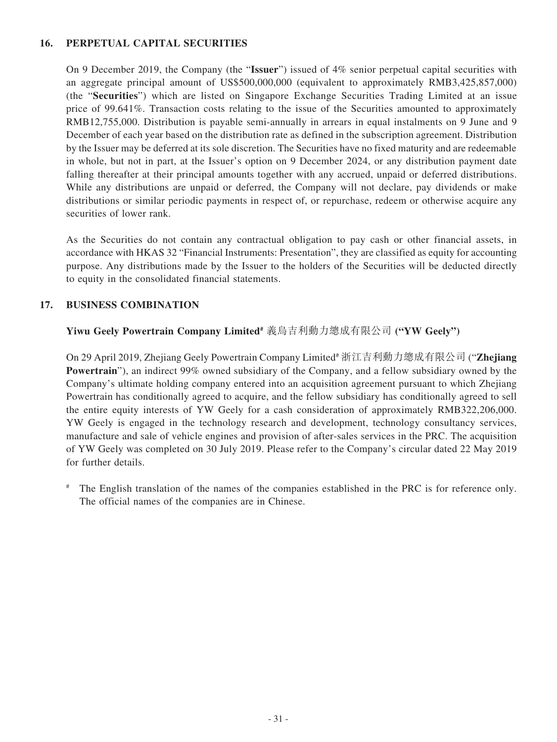## 16. PERPETUAL CAPITAL SECURITIES

On 9 December 2019, the Company (the "**Issuer**") issued of 4% senior perpetual capital securities with an aggregate principal amount of US$500,000,000 (equivalent to approximately RMB3,425,857,000) (the "**Securities**") which are listed on Singapore Exchange Securities Trading Limited at an issue price of 99.641%. Transaction costs relating to the issue of the Securities amounted to approximately RMB12,755,000. Distribution is payable semi-annually in arrears in equal instalments on 9 June and 9 December of each year based on the distribution rate as defined in the subscription agreement. Distribution by the Issuer may be deferred at its sole discretion. The Securities have no fixed maturity and are redeemable in whole, but not in part, at the Issuer's option on 9 December 2024, or any distribution payment date falling thereafter at their principal amounts together with any accrued, unpaid or deferred distributions. While any distributions are unpaid or deferred, the Company will not declare, pay dividends or make distributions or similar periodic payments in respect of, or repurchase, redeem or otherwise acquire any securities of lower rank.

As the Securities do not contain any contractual obligation to pay cash or other financial assets, in accordance with HKAS 32 "Financial Instruments: Presentation", they are classified as equity for accounting purpose. Any distributions made by the Issuer to the holders of the Securities will be deducted directly to equity in the consolidated financial statements.

## 17. BUSINESS COMBINATION

### Yiwu Geely Powertrain Company Limited# 義烏吉利動力總成有限公司 ("YW Geely")

On 29 April 2019, Zhejiang Geely Powertrain Company Limited# 浙江吉利動力總成有限公司 ("**Zhejiang Powertrain**"), an indirect 99% owned subsidiary of the Company, and a fellow subsidiary owned by the Company's ultimate holding company entered into an acquisition agreement pursuant to which Zhejiang Powertrain has conditionally agreed to acquire, and the fellow subsidiary has conditionally agreed to sell the entire equity interests of YW Geely for a cash consideration of approximately RMB322,206,000. YW Geely is engaged in the technology research and development, technology consultancy services, manufacture and sale of vehicle engines and provision of after-sales services in the PRC. The acquisition of YW Geely was completed on 30 July 2019. Please refer to the Company's circular dated 22 May 2019 for further details.

# The English translation of the names of the companies established in the PRC is for reference only. The official names of the companies are in Chinese.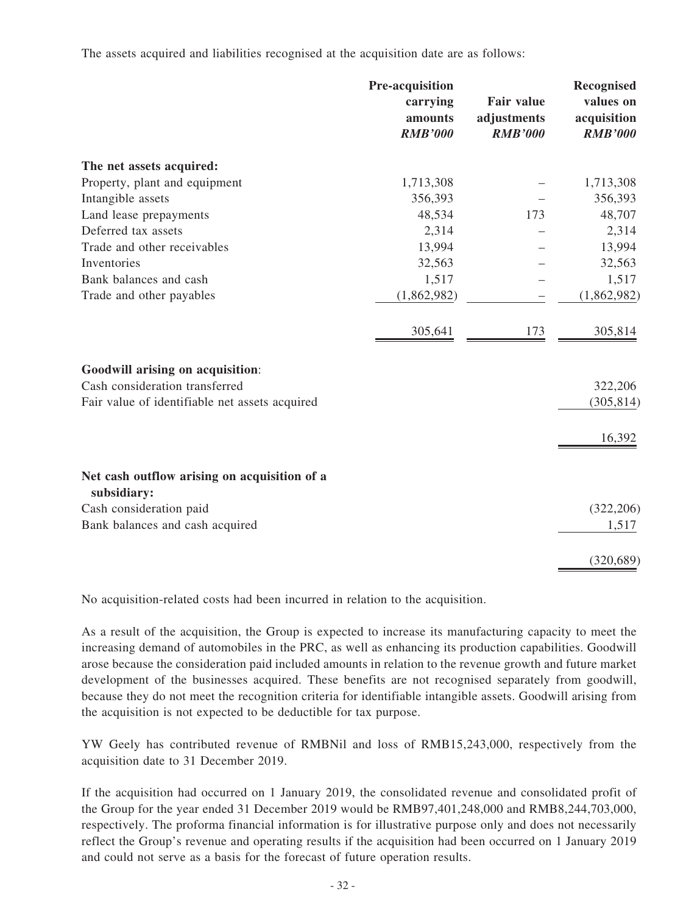The assets acquired and liabilities recognised at the acquisition date are as follows:

| | Pre-acquisition carrying amounts *RMB'000* | Fair value adjustments *RMB'000* | Recognised values on acquisition *RMB'000* |
|---|---|---|---|
| **The net assets acquired:** | | | |
| Property, plant and equipment | 1,713,308 | – | 1,713,308 |
| Intangible assets | 356,393 | – | 356,393 |
| Land lease prepayments | 48,534 | 173 | 48,707 |
| Deferred tax assets | 2,314 | – | 2,314 |
| Trade and other receivables | 13,994 | – | 13,994 |
| Inventories | 32,563 | – | 32,563 |
| Bank balances and cash | 1,517 | – | 1,517 |
| Trade and other payables | (1,862,982) | – | (1,862,982) |
| | 305,641 | 173 | 305,814 |
| **Goodwill arising on acquisition**: | | | |
| Cash consideration transferred | | | 322,206 |
| Fair value of identifiable net assets acquired | | | (305,814) |
| | | | 16,392 |
| **Net cash outflow arising on acquisition of a subsidiary:** | | | |
| Cash consideration paid | | | (322,206) |
| Bank balances and cash acquired | | | 1,517 |
| | | | (320,689) |

No acquisition-related costs had been incurred in relation to the acquisition.

As a result of the acquisition, the Group is expected to increase its manufacturing capacity to meet the increasing demand of automobiles in the PRC, as well as enhancing its production capabilities. Goodwill arose because the consideration paid included amounts in relation to the revenue growth and future market development of the businesses acquired. These benefits are not recognised separately from goodwill, because they do not meet the recognition criteria for identifiable intangible assets. Goodwill arising from the acquisition is not expected to be deductible for tax purpose.

YW Geely has contributed revenue of RMBNil and loss of RMB15,243,000, respectively from the acquisition date to 31 December 2019.

If the acquisition had occurred on 1 January 2019, the consolidated revenue and consolidated profit of the Group for the year ended 31 December 2019 would be RMB97,401,248,000 and RMB8,244,703,000, respectively. The proforma financial information is for illustrative purpose only and does not necessarily reflect the Group's revenue and operating results if the acquisition had been occurred on 1 January 2019 and could not serve as a basis for the forecast of future operation results.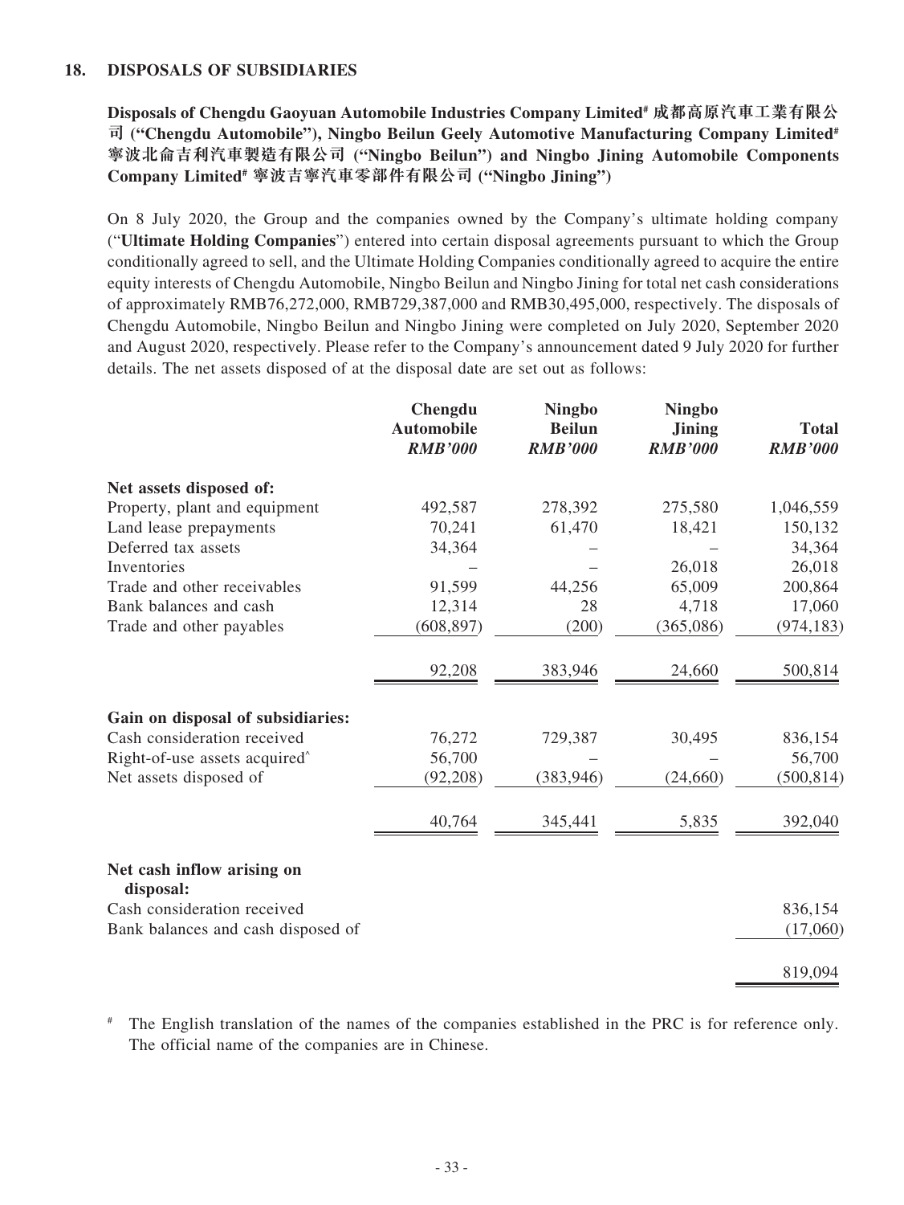## 18. DISPOSALS OF SUBSIDIARIES

**Disposals of Chengdu Gaoyuan Automobile Industries Company Limited# 成都高原汽車工業有限公司 ("Chengdu Automobile"), Ningbo Beilun Geely Automotive Manufacturing Company Limited# 寧波北侖吉利汽車製造有限公司 ("Ningbo Beilun") and Ningbo Jining Automobile Components Company Limited# 寧波吉寧汽車零部件有限公司 ("Ningbo Jining")**

On 8 July 2020, the Group and the companies owned by the Company's ultimate holding company ("**Ultimate Holding Companies**") entered into certain disposal agreements pursuant to which the Group conditionally agreed to sell, and the Ultimate Holding Companies conditionally agreed to acquire the entire equity interests of Chengdu Automobile, Ningbo Beilun and Ningbo Jining for total net cash considerations of approximately RMB76,272,000, RMB729,387,000 and RMB30,495,000, respectively. The disposals of Chengdu Automobile, Ningbo Beilun and Ningbo Jining were completed on July 2020, September 2020 and August 2020, respectively. Please refer to the Company's announcement dated 9 July 2020 for further details. The net assets disposed of at the disposal date are set out as follows:

| | Chengdu Automobile *RMB'000* | Ningbo Beilun *RMB'000* | Ningbo Jining *RMB'000* | Total *RMB'000* |
|---|---|---|---|---|
| **Net assets disposed of:** | | | | |
| Property, plant and equipment | 492,587 | 278,392 | 275,580 | 1,046,559 |
| Land lease prepayments | 70,241 | 61,470 | 18,421 | 150,132 |
| Deferred tax assets | 34,364 | – | – | 34,364 |
| Inventories | – | – | 26,018 | 26,018 |
| Trade and other receivables | 91,599 | 44,256 | 65,009 | 200,864 |
| Bank balances and cash | 12,314 | 28 | 4,718 | 17,060 |
| Trade and other payables | (608,897) | (200) | (365,086) | (974,183) |
| | 92,208 | 383,946 | 24,660 | 500,814 |
| **Gain on disposal of subsidiaries:** | | | | |
| Cash consideration received | 76,272 | 729,387 | 30,495 | 836,154 |
| Right-of-use assets acquired^ | 56,700 | – | – | 56,700 |
| Net assets disposed of | (92,208) | (383,946) | (24,660) | (500,814) |
| | 40,764 | 345,441 | 5,835 | 392,040 |
| **Net cash inflow arising on disposal:** | | | | |
| Cash consideration received | | | | 836,154 |
| Bank balances and cash disposed of | | | | (17,060) |
| | | | | 819,094 |

# The English translation of the names of the companies established in the PRC is for reference only. The official name of the companies are in Chinese.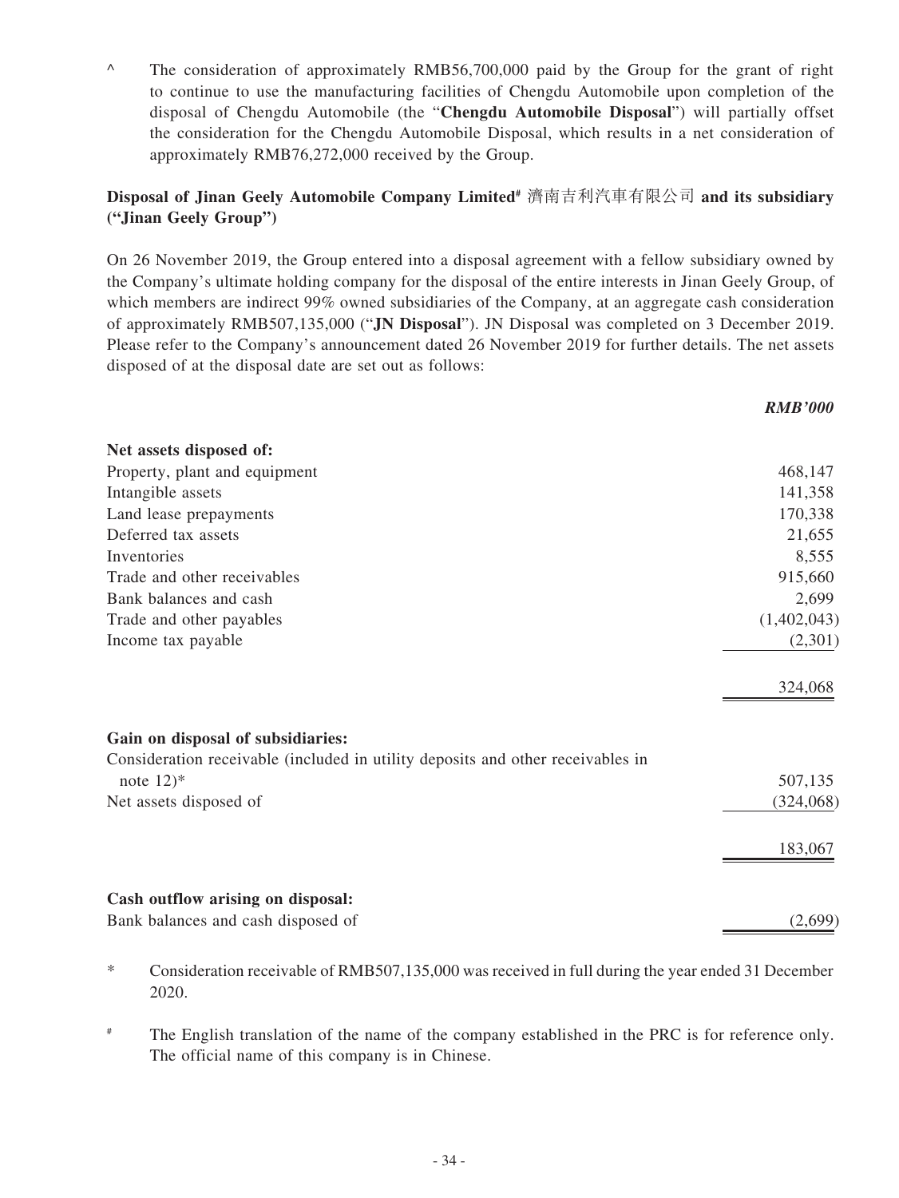^ The consideration of approximately RMB56,700,000 paid by the Group for the grant of right to continue to use the manufacturing facilities of Chengdu Automobile upon completion of the disposal of Chengdu Automobile (the "**Chengdu Automobile Disposal**") will partially offset the consideration for the Chengdu Automobile Disposal, which results in a net consideration of approximately RMB76,272,000 received by the Group.

**Disposal of Jinan Geely Automobile Company Limited# 濟南吉利汽車有限公司 and its subsidiary ("Jinan Geely Group")**

On 26 November 2019, the Group entered into a disposal agreement with a fellow subsidiary owned by the Company's ultimate holding company for the disposal of the entire interests in Jinan Geely Group, of which members are indirect 99% owned subsidiaries of the Company, at an aggregate cash consideration of approximately RMB507,135,000 ("**JN Disposal**"). JN Disposal was completed on 3 December 2019. Please refer to the Company's announcement dated 26 November 2019 for further details. The net assets disposed of at the disposal date are set out as follows:

| | ***RMB'000*** |
|---|---:|
| **Net assets disposed of:** | |
| Property, plant and equipment | 468,147 |
| Intangible assets | 141,358 |
| Land lease prepayments | 170,338 |
| Deferred tax assets | 21,655 |
| Inventories | 8,555 |
| Trade and other receivables | 915,660 |
| Bank balances and cash | 2,699 |
| Trade and other payables | (1,402,043) |
| Income tax payable | (2,301) |
| | 324,068 |
| **Gain on disposal of subsidiaries:** | |
| Consideration receivable (included in utility deposits and other receivables in note 12)* | 507,135 |
| Net assets disposed of | (324,068) |
| | 183,067 |
| **Cash outflow arising on disposal:** | |
| Bank balances and cash disposed of | (2,699) |

\* Consideration receivable of RMB507,135,000 was received in full during the year ended 31 December 2020.

\# The English translation of the name of the company established in the PRC is for reference only. The official name of this company is in Chinese.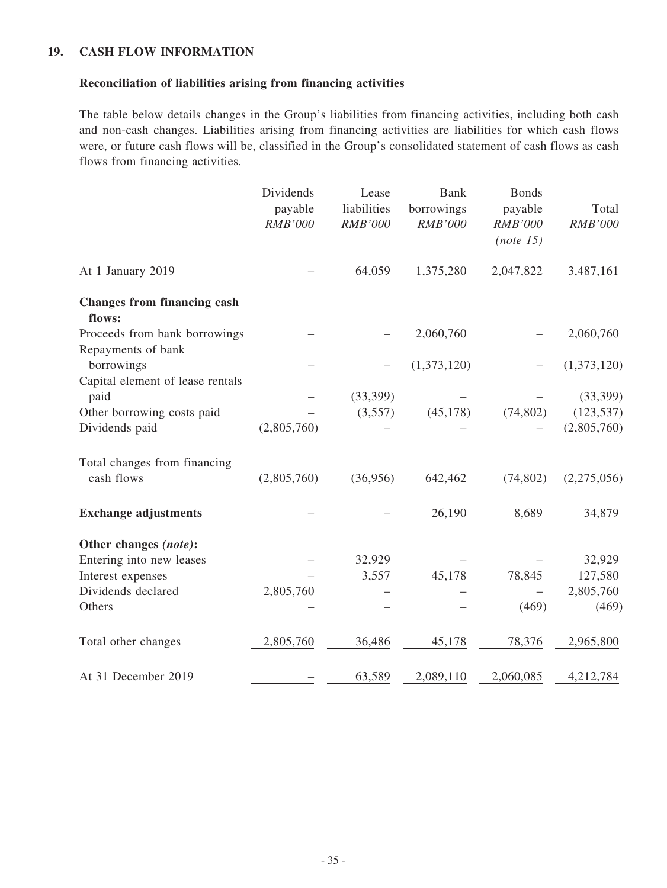## 19. CASH FLOW INFORMATION

### Reconciliation of liabilities arising from financing activities

The table below details changes in the Group's liabilities from financing activities, including both cash and non-cash changes. Liabilities arising from financing activities are liabilities for which cash flows were, or future cash flows will be, classified in the Group's consolidated statement of cash flows as cash flows from financing activities.

| | Dividends payable *RMB'000* | Lease liabilities *RMB'000* | Bank borrowings *RMB'000* | Bonds payable *RMB'000* *(note 15)* | Total *RMB'000* |
|---|---|---|---|---|---|
| At 1 January 2019 | – | 64,059 | 1,375,280 | 2,047,822 | 3,487,161 |
| **Changes from financing cash flows:** | | | | | |
| Proceeds from bank borrowings | – | – | 2,060,760 | – | 2,060,760 |
| Repayments of bank borrowings | – | – | (1,373,120) | – | (1,373,120) |
| Capital element of lease rentals paid | – | (33,399) | – | – | (33,399) |
| Other borrowing costs paid | – | (3,557) | (45,178) | (74,802) | (123,537) |
| Dividends paid | (2,805,760) | – | – | – | (2,805,760) |
| Total changes from financing cash flows | (2,805,760) | (36,956) | 642,462 | (74,802) | (2,275,056) |
| **Exchange adjustments** | – | – | 26,190 | 8,689 | 34,879 |
| **Other changes *(note)*:** | | | | | |
| Entering into new leases | – | 32,929 | – | – | 32,929 |
| Interest expenses | – | 3,557 | 45,178 | 78,845 | 127,580 |
| Dividends declared | 2,805,760 | – | – | – | 2,805,760 |
| Others | – | – | – | (469) | (469) |
| Total other changes | 2,805,760 | 36,486 | 45,178 | 78,376 | 2,965,800 |
| At 31 December 2019 | – | 63,589 | 2,089,110 | 2,060,085 | 4,212,784 |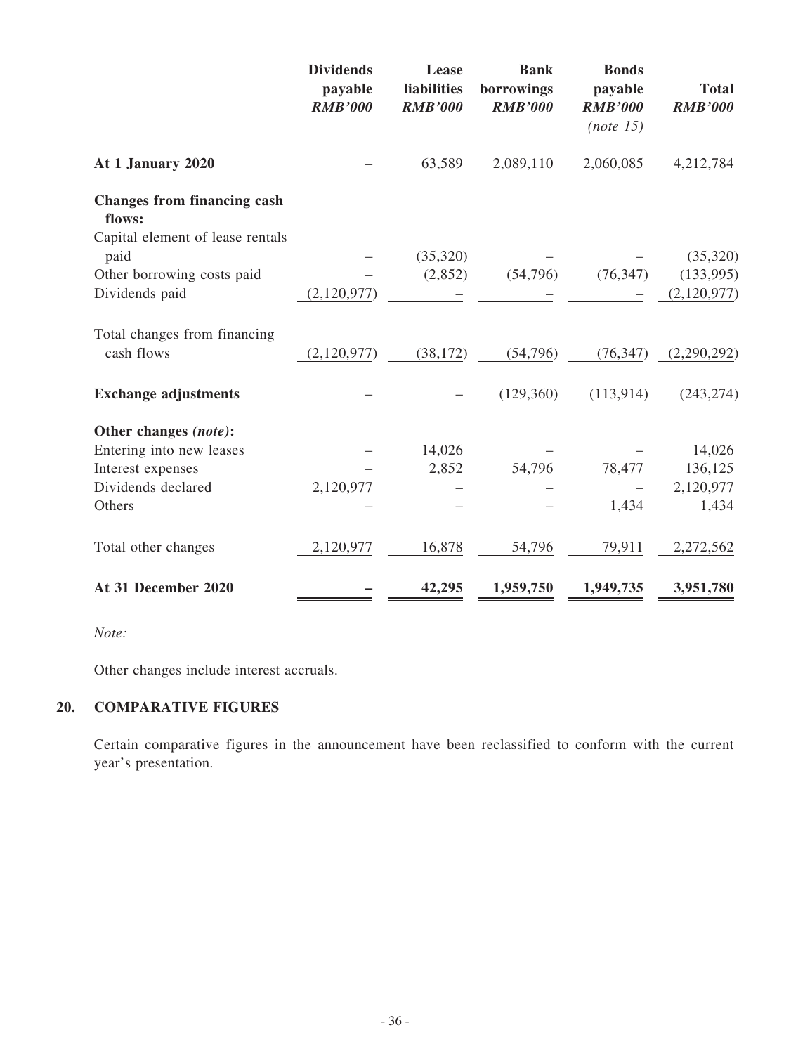| | Dividends payable *RMB'000* | Lease liabilities *RMB'000* | Bank borrowings *RMB'000* | Bonds payable *RMB'000* *(note 15)* | Total *RMB'000* |
|---|---|---|---|---|---|
| **At 1 January 2020** | – | 63,589 | 2,089,110 | 2,060,085 | 4,212,784 |
| **Changes from financing cash flows:** | | | | | |
| Capital element of lease rentals paid | – | (35,320) | – | – | (35,320) |
| Other borrowing costs paid | – | (2,852) | (54,796) | (76,347) | (133,995) |
| Dividends paid | (2,120,977) | – | – | – | (2,120,977) |
| Total changes from financing cash flows | (2,120,977) | (38,172) | (54,796) | (76,347) | (2,290,292) |
| **Exchange adjustments** | – | – | (129,360) | (113,914) | (243,274) |
| **Other changes *(note)*:** | | | | | |
| Entering into new leases | – | 14,026 | – | – | 14,026 |
| Interest expenses | – | 2,852 | 54,796 | 78,477 | 136,125 |
| Dividends declared | 2,120,977 | – | – | – | 2,120,977 |
| Others | – | – | – | 1,434 | 1,434 |
| Total other changes | 2,120,977 | 16,878 | 54,796 | 79,911 | 2,272,562 |
| **At 31 December 2020** | **–** | **42,295** | **1,959,750** | **1,949,735** | **3,951,780** |

*Note:*

Other changes include interest accruals.

## 20. COMPARATIVE FIGURES

Certain comparative figures in the announcement have been reclassified to conform with the current year's presentation.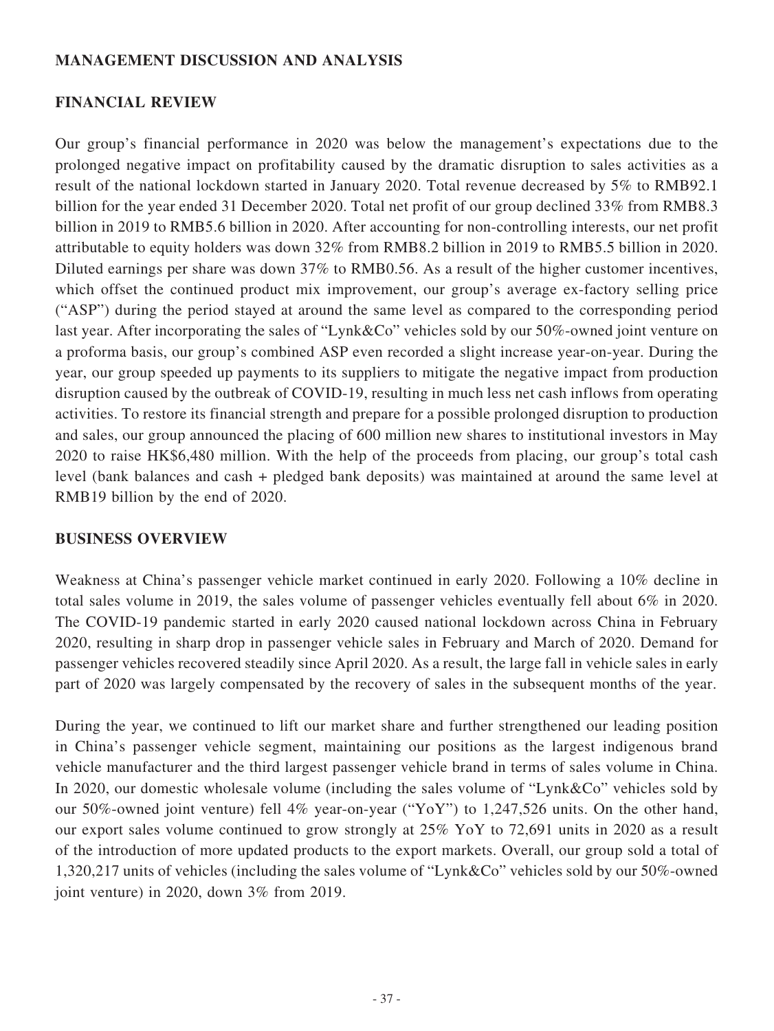## MANAGEMENT DISCUSSION AND ANALYSIS

### FINANCIAL REVIEW

Our group's financial performance in 2020 was below the management's expectations due to the prolonged negative impact on profitability caused by the dramatic disruption to sales activities as a result of the national lockdown started in January 2020. Total revenue decreased by 5% to RMB92.1 billion for the year ended 31 December 2020. Total net profit of our group declined 33% from RMB8.3 billion in 2019 to RMB5.6 billion in 2020. After accounting for non-controlling interests, our net profit attributable to equity holders was down 32% from RMB8.2 billion in 2019 to RMB5.5 billion in 2020. Diluted earnings per share was down 37% to RMB0.56. As a result of the higher customer incentives, which offset the continued product mix improvement, our group's average ex-factory selling price ("ASP") during the period stayed at around the same level as compared to the corresponding period last year. After incorporating the sales of "Lynk&Co" vehicles sold by our 50%-owned joint venture on a proforma basis, our group's combined ASP even recorded a slight increase year-on-year. During the year, our group speeded up payments to its suppliers to mitigate the negative impact from production disruption caused by the outbreak of COVID-19, resulting in much less net cash inflows from operating activities. To restore its financial strength and prepare for a possible prolonged disruption to production and sales, our group announced the placing of 600 million new shares to institutional investors in May 2020 to raise HK$6,480 million. With the help of the proceeds from placing, our group's total cash level (bank balances and cash + pledged bank deposits) was maintained at around the same level at RMB19 billion by the end of 2020.

### BUSINESS OVERVIEW

Weakness at China's passenger vehicle market continued in early 2020. Following a 10% decline in total sales volume in 2019, the sales volume of passenger vehicles eventually fell about 6% in 2020. The COVID-19 pandemic started in early 2020 caused national lockdown across China in February 2020, resulting in sharp drop in passenger vehicle sales in February and March of 2020. Demand for passenger vehicles recovered steadily since April 2020. As a result, the large fall in vehicle sales in early part of 2020 was largely compensated by the recovery of sales in the subsequent months of the year.

During the year, we continued to lift our market share and further strengthened our leading position in China's passenger vehicle segment, maintaining our positions as the largest indigenous brand vehicle manufacturer and the third largest passenger vehicle brand in terms of sales volume in China. In 2020, our domestic wholesale volume (including the sales volume of "Lynk&Co" vehicles sold by our 50%-owned joint venture) fell 4% year-on-year ("YoY") to 1,247,526 units. On the other hand, our export sales volume continued to grow strongly at 25% YoY to 72,691 units in 2020 as a result of the introduction of more updated products to the export markets. Overall, our group sold a total of 1,320,217 units of vehicles (including the sales volume of "Lynk&Co" vehicles sold by our 50%-owned joint venture) in 2020, down 3% from 2019.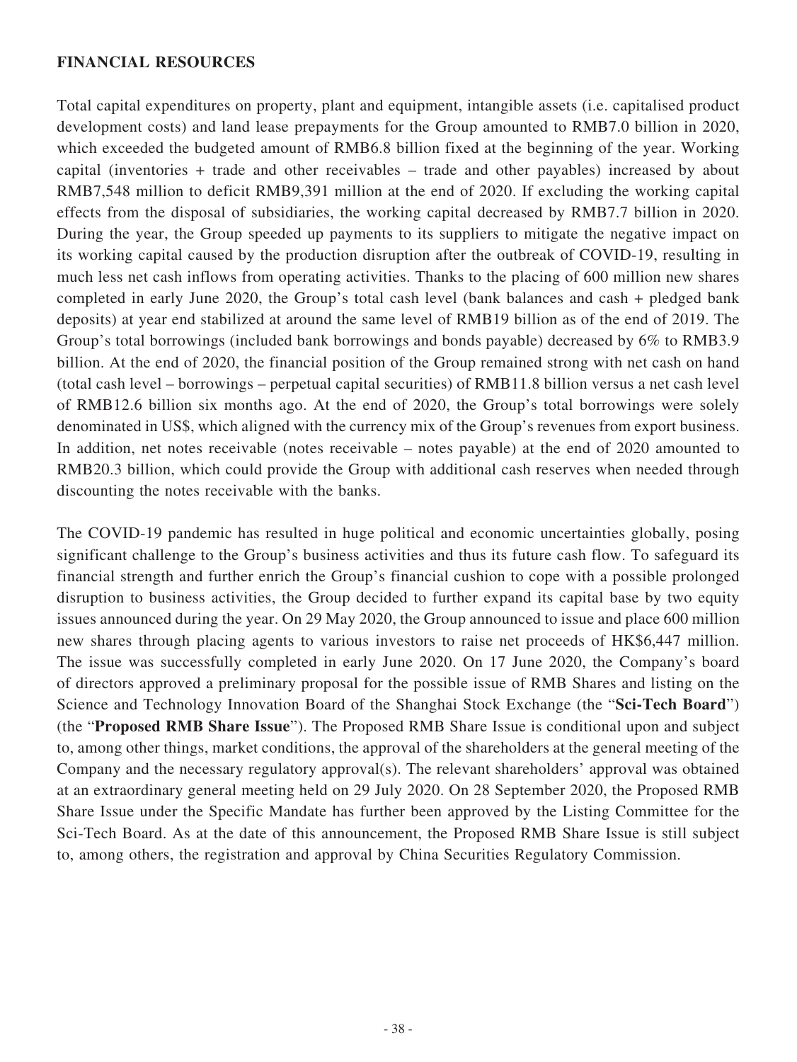## FINANCIAL RESOURCES

Total capital expenditures on property, plant and equipment, intangible assets (i.e. capitalised product development costs) and land lease prepayments for the Group amounted to RMB7.0 billion in 2020, which exceeded the budgeted amount of RMB6.8 billion fixed at the beginning of the year. Working capital (inventories + trade and other receivables – trade and other payables) increased by about RMB7,548 million to deficit RMB9,391 million at the end of 2020. If excluding the working capital effects from the disposal of subsidiaries, the working capital decreased by RMB7.7 billion in 2020. During the year, the Group speeded up payments to its suppliers to mitigate the negative impact on its working capital caused by the production disruption after the outbreak of COVID-19, resulting in much less net cash inflows from operating activities. Thanks to the placing of 600 million new shares completed in early June 2020, the Group's total cash level (bank balances and cash + pledged bank deposits) at year end stabilized at around the same level of RMB19 billion as of the end of 2019. The Group's total borrowings (included bank borrowings and bonds payable) decreased by 6% to RMB3.9 billion. At the end of 2020, the financial position of the Group remained strong with net cash on hand (total cash level – borrowings – perpetual capital securities) of RMB11.8 billion versus a net cash level of RMB12.6 billion six months ago. At the end of 2020, the Group's total borrowings were solely denominated in US$, which aligned with the currency mix of the Group's revenues from export business. In addition, net notes receivable (notes receivable – notes payable) at the end of 2020 amounted to RMB20.3 billion, which could provide the Group with additional cash reserves when needed through discounting the notes receivable with the banks.

The COVID-19 pandemic has resulted in huge political and economic uncertainties globally, posing significant challenge to the Group's business activities and thus its future cash flow. To safeguard its financial strength and further enrich the Group's financial cushion to cope with a possible prolonged disruption to business activities, the Group decided to further expand its capital base by two equity issues announced during the year. On 29 May 2020, the Group announced to issue and place 600 million new shares through placing agents to various investors to raise net proceeds of HK$6,447 million. The issue was successfully completed in early June 2020. On 17 June 2020, the Company's board of directors approved a preliminary proposal for the possible issue of RMB Shares and listing on the Science and Technology Innovation Board of the Shanghai Stock Exchange (the "**Sci-Tech Board**") (the "**Proposed RMB Share Issue**"). The Proposed RMB Share Issue is conditional upon and subject to, among other things, market conditions, the approval of the shareholders at the general meeting of the Company and the necessary regulatory approval(s). The relevant shareholders' approval was obtained at an extraordinary general meeting held on 29 July 2020. On 28 September 2020, the Proposed RMB Share Issue under the Specific Mandate has further been approved by the Listing Committee for the Sci-Tech Board. As at the date of this announcement, the Proposed RMB Share Issue is still subject to, among others, the registration and approval by China Securities Regulatory Commission.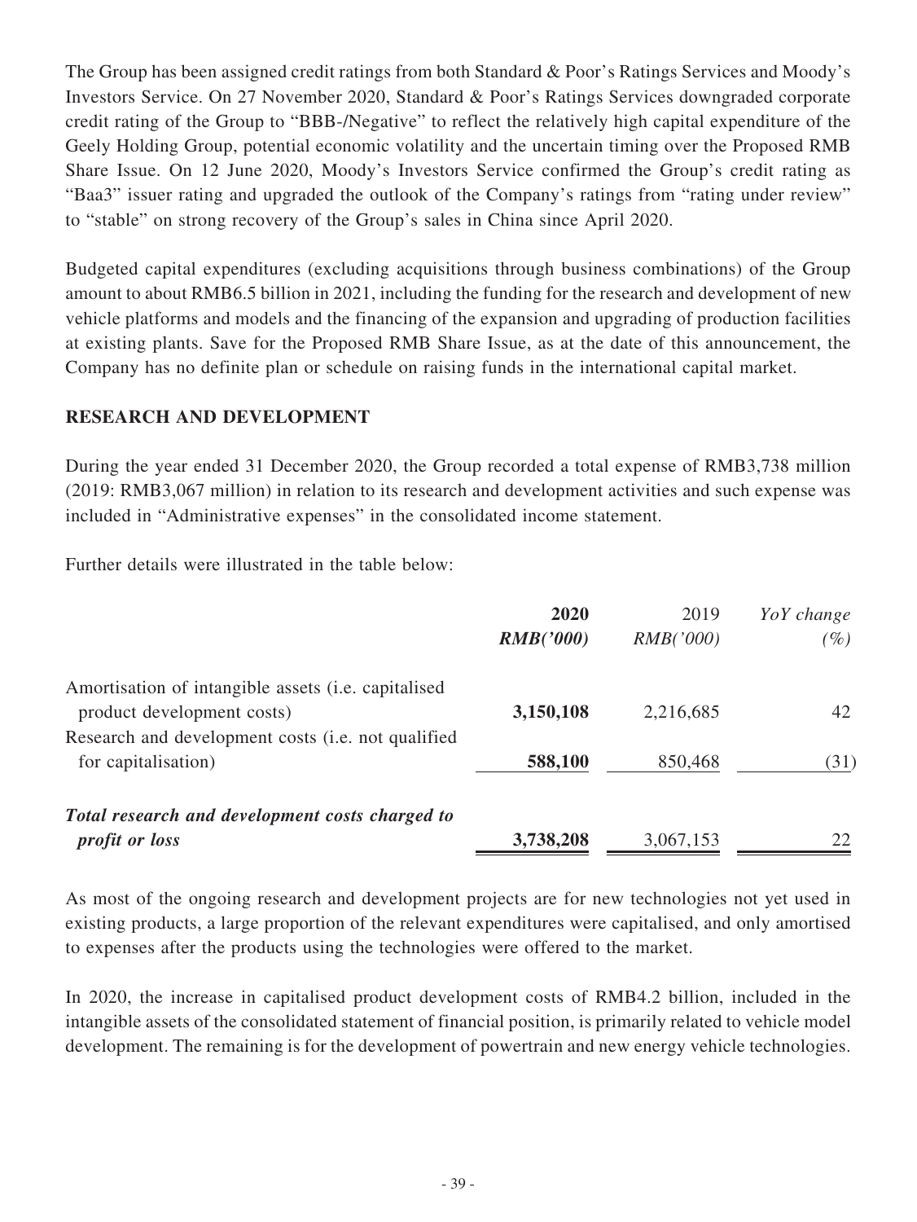The Group has been assigned credit ratings from both Standard & Poor's Ratings Services and Moody's Investors Service. On 27 November 2020, Standard & Poor's Ratings Services downgraded corporate credit rating of the Group to "BBB-/Negative" to reflect the relatively high capital expenditure of the Geely Holding Group, potential economic volatility and the uncertain timing over the Proposed RMB Share Issue. On 12 June 2020, Moody's Investors Service confirmed the Group's credit rating as "Baa3" issuer rating and upgraded the outlook of the Company's ratings from "rating under review" to "stable" on strong recovery of the Group's sales in China since April 2020.

Budgeted capital expenditures (excluding acquisitions through business combinations) of the Group amount to about RMB6.5 billion in 2021, including the funding for the research and development of new vehicle platforms and models and the financing of the expansion and upgrading of production facilities at existing plants. Save for the Proposed RMB Share Issue, as at the date of this announcement, the Company has no definite plan or schedule on raising funds in the international capital market.

## RESEARCH AND DEVELOPMENT

During the year ended 31 December 2020, the Group recorded a total expense of RMB3,738 million (2019: RMB3,067 million) in relation to its research and development activities and such expense was included in "Administrative expenses" in the consolidated income statement.

Further details were illustrated in the table below:

| | **2020** **RMB('000)** | 2019 RMB('000) | *YoY change* *(%)* |
|---|---|---|---|
| Amortisation of intangible assets (i.e. capitalised product development costs) | **3,150,108** | 2,216,685 | 42 |
| Research and development costs (i.e. not qualified for capitalisation) | **588,100** | 850,468 | (31) |
| ***Total research and development costs charged to profit or loss*** | **3,738,208** | 3,067,153 | 22 |

As most of the ongoing research and development projects are for new technologies not yet used in existing products, a large proportion of the relevant expenditures were capitalised, and only amortised to expenses after the products using the technologies were offered to the market.

In 2020, the increase in capitalised product development costs of RMB4.2 billion, included in the intangible assets of the consolidated statement of financial position, is primarily related to vehicle model development. The remaining is for the development of powertrain and new energy vehicle technologies.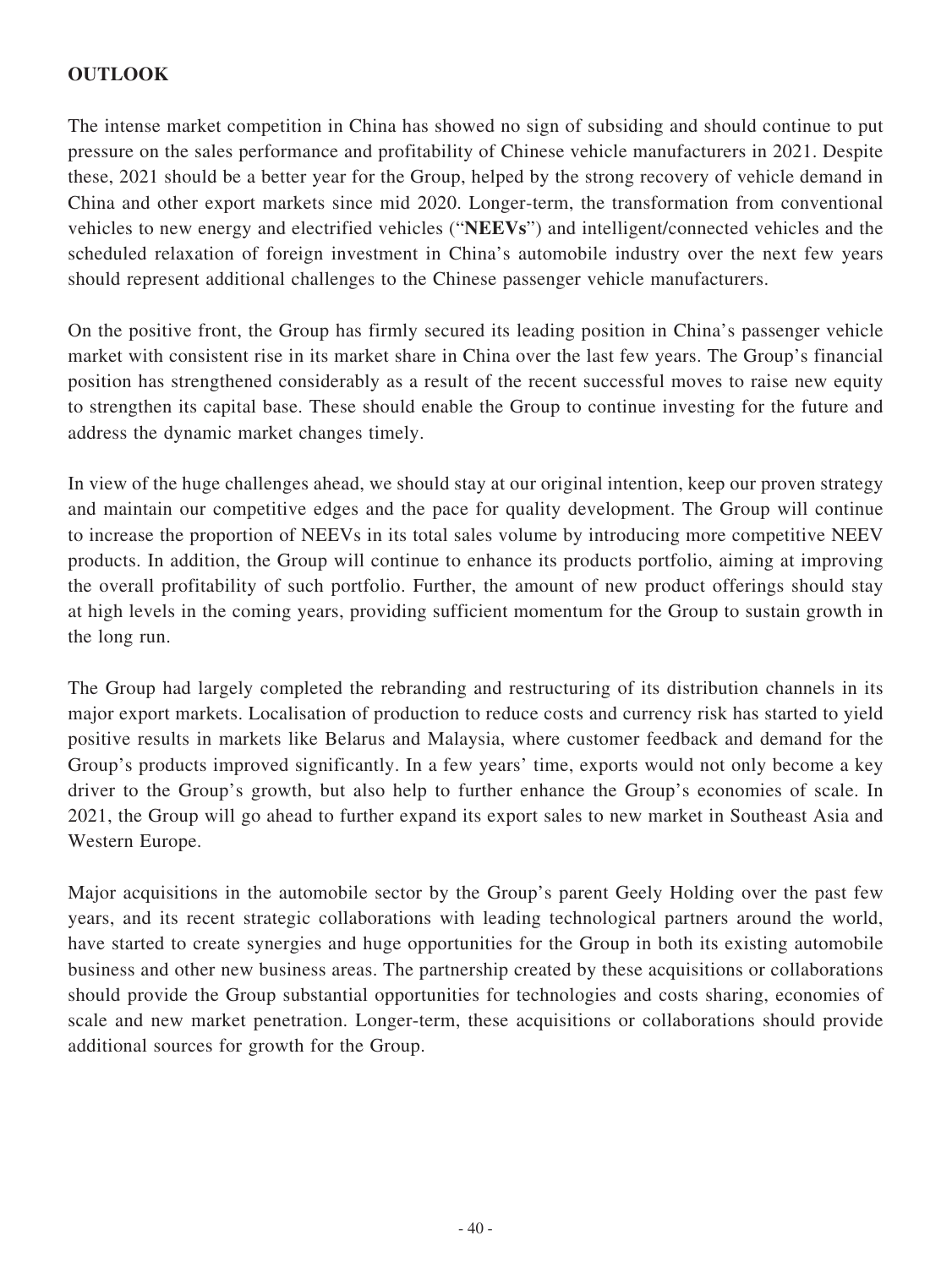## OUTLOOK

The intense market competition in China has showed no sign of subsiding and should continue to put pressure on the sales performance and profitability of Chinese vehicle manufacturers in 2021. Despite these, 2021 should be a better year for the Group, helped by the strong recovery of vehicle demand in China and other export markets since mid 2020. Longer-term, the transformation from conventional vehicles to new energy and electrified vehicles ("**NEEVs**") and intelligent/connected vehicles and the scheduled relaxation of foreign investment in China's automobile industry over the next few years should represent additional challenges to the Chinese passenger vehicle manufacturers.

On the positive front, the Group has firmly secured its leading position in China's passenger vehicle market with consistent rise in its market share in China over the last few years. The Group's financial position has strengthened considerably as a result of the recent successful moves to raise new equity to strengthen its capital base. These should enable the Group to continue investing for the future and address the dynamic market changes timely.

In view of the huge challenges ahead, we should stay at our original intention, keep our proven strategy and maintain our competitive edges and the pace for quality development. The Group will continue to increase the proportion of NEEVs in its total sales volume by introducing more competitive NEEV products. In addition, the Group will continue to enhance its products portfolio, aiming at improving the overall profitability of such portfolio. Further, the amount of new product offerings should stay at high levels in the coming years, providing sufficient momentum for the Group to sustain growth in the long run.

The Group had largely completed the rebranding and restructuring of its distribution channels in its major export markets. Localisation of production to reduce costs and currency risk has started to yield positive results in markets like Belarus and Malaysia, where customer feedback and demand for the Group's products improved significantly. In a few years' time, exports would not only become a key driver to the Group's growth, but also help to further enhance the Group's economies of scale. In 2021, the Group will go ahead to further expand its export sales to new market in Southeast Asia and Western Europe.

Major acquisitions in the automobile sector by the Group's parent Geely Holding over the past few years, and its recent strategic collaborations with leading technological partners around the world, have started to create synergies and huge opportunities for the Group in both its existing automobile business and other new business areas. The partnership created by these acquisitions or collaborations should provide the Group substantial opportunities for technologies and costs sharing, economies of scale and new market penetration. Longer-term, these acquisitions or collaborations should provide additional sources for growth for the Group.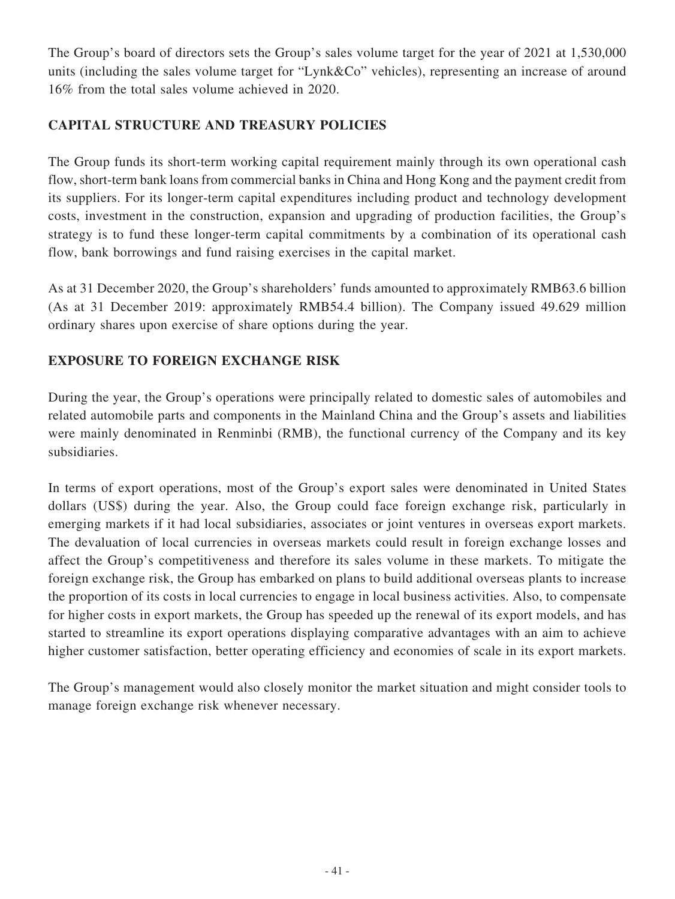The Group's board of directors sets the Group's sales volume target for the year of 2021 at 1,530,000 units (including the sales volume target for "Lynk&Co" vehicles), representing an increase of around 16% from the total sales volume achieved in 2020.

## CAPITAL STRUCTURE AND TREASURY POLICIES

The Group funds its short-term working capital requirement mainly through its own operational cash flow, short-term bank loans from commercial banks in China and Hong Kong and the payment credit from its suppliers. For its longer-term capital expenditures including product and technology development costs, investment in the construction, expansion and upgrading of production facilities, the Group's strategy is to fund these longer-term capital commitments by a combination of its operational cash flow, bank borrowings and fund raising exercises in the capital market.

As at 31 December 2020, the Group's shareholders' funds amounted to approximately RMB63.6 billion (As at 31 December 2019: approximately RMB54.4 billion). The Company issued 49.629 million ordinary shares upon exercise of share options during the year.

## EXPOSURE TO FOREIGN EXCHANGE RISK

During the year, the Group's operations were principally related to domestic sales of automobiles and related automobile parts and components in the Mainland China and the Group's assets and liabilities were mainly denominated in Renminbi (RMB), the functional currency of the Company and its key subsidiaries.

In terms of export operations, most of the Group's export sales were denominated in United States dollars (US$) during the year. Also, the Group could face foreign exchange risk, particularly in emerging markets if it had local subsidiaries, associates or joint ventures in overseas export markets. The devaluation of local currencies in overseas markets could result in foreign exchange losses and affect the Group's competitiveness and therefore its sales volume in these markets. To mitigate the foreign exchange risk, the Group has embarked on plans to build additional overseas plants to increase the proportion of its costs in local currencies to engage in local business activities. Also, to compensate for higher costs in export markets, the Group has speeded up the renewal of its export models, and has started to streamline its export operations displaying comparative advantages with an aim to achieve higher customer satisfaction, better operating efficiency and economies of scale in its export markets.

The Group's management would also closely monitor the market situation and might consider tools to manage foreign exchange risk whenever necessary.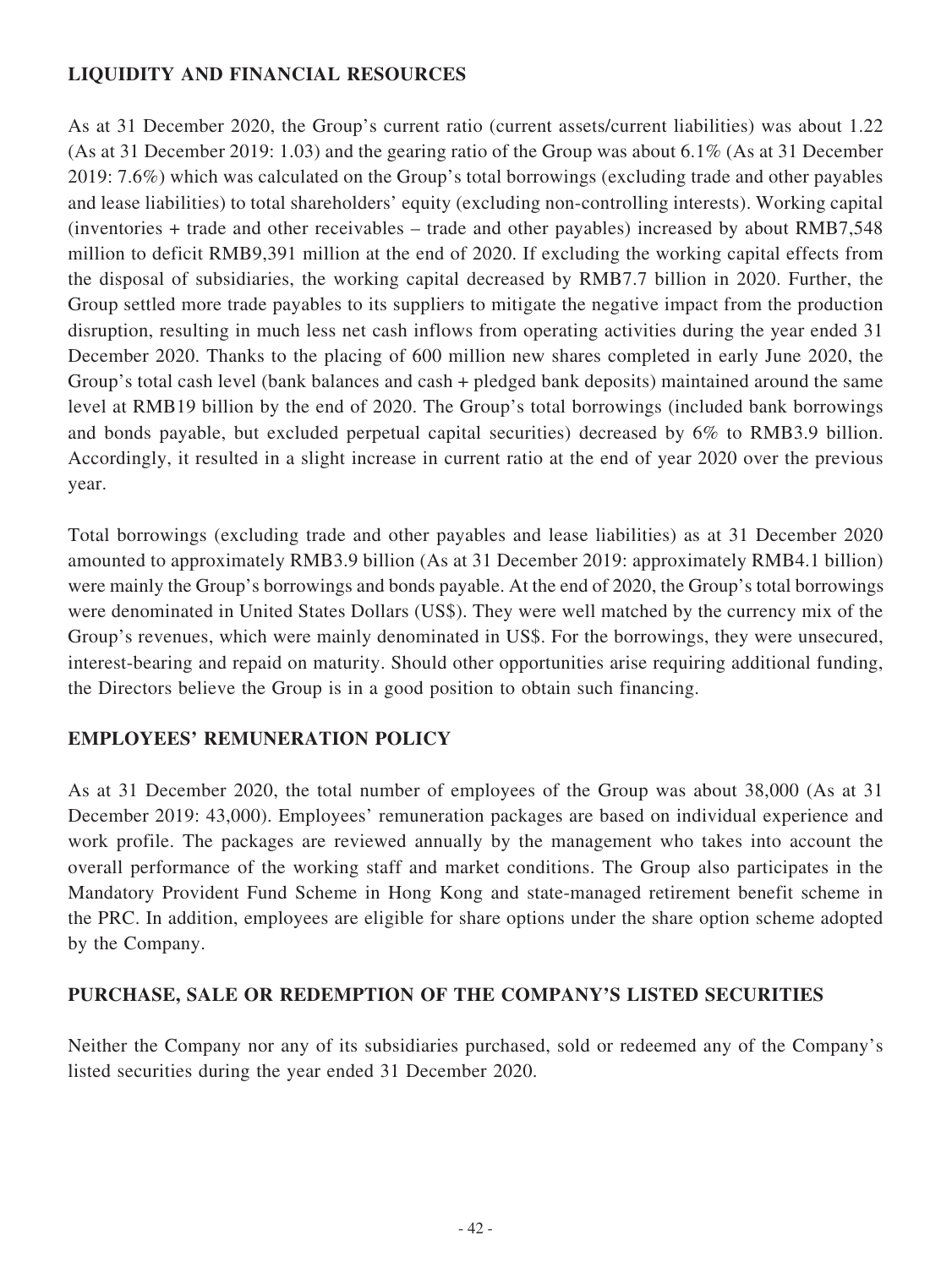## LIQUIDITY AND FINANCIAL RESOURCES

As at 31 December 2020, the Group's current ratio (current assets/current liabilities) was about 1.22 (As at 31 December 2019: 1.03) and the gearing ratio of the Group was about 6.1% (As at 31 December 2019: 7.6%) which was calculated on the Group's total borrowings (excluding trade and other payables and lease liabilities) to total shareholders' equity (excluding non-controlling interests). Working capital (inventories + trade and other receivables – trade and other payables) increased by about RMB7,548 million to deficit RMB9,391 million at the end of 2020. If excluding the working capital effects from the disposal of subsidiaries, the working capital decreased by RMB7.7 billion in 2020. Further, the Group settled more trade payables to its suppliers to mitigate the negative impact from the production disruption, resulting in much less net cash inflows from operating activities during the year ended 31 December 2020. Thanks to the placing of 600 million new shares completed in early June 2020, the Group's total cash level (bank balances and cash + pledged bank deposits) maintained around the same level at RMB19 billion by the end of 2020. The Group's total borrowings (included bank borrowings and bonds payable, but excluded perpetual capital securities) decreased by 6% to RMB3.9 billion. Accordingly, it resulted in a slight increase in current ratio at the end of year 2020 over the previous year.

Total borrowings (excluding trade and other payables and lease liabilities) as at 31 December 2020 amounted to approximately RMB3.9 billion (As at 31 December 2019: approximately RMB4.1 billion) were mainly the Group's borrowings and bonds payable. At the end of 2020, the Group's total borrowings were denominated in United States Dollars (US$). They were well matched by the currency mix of the Group's revenues, which were mainly denominated in US$. For the borrowings, they were unsecured, interest-bearing and repaid on maturity. Should other opportunities arise requiring additional funding, the Directors believe the Group is in a good position to obtain such financing.

## EMPLOYEES' REMUNERATION POLICY

As at 31 December 2020, the total number of employees of the Group was about 38,000 (As at 31 December 2019: 43,000). Employees' remuneration packages are based on individual experience and work profile. The packages are reviewed annually by the management who takes into account the overall performance of the working staff and market conditions. The Group also participates in the Mandatory Provident Fund Scheme in Hong Kong and state-managed retirement benefit scheme in the PRC. In addition, employees are eligible for share options under the share option scheme adopted by the Company.

## PURCHASE, SALE OR REDEMPTION OF THE COMPANY'S LISTED SECURITIES

Neither the Company nor any of its subsidiaries purchased, sold or redeemed any of the Company's listed securities during the year ended 31 December 2020.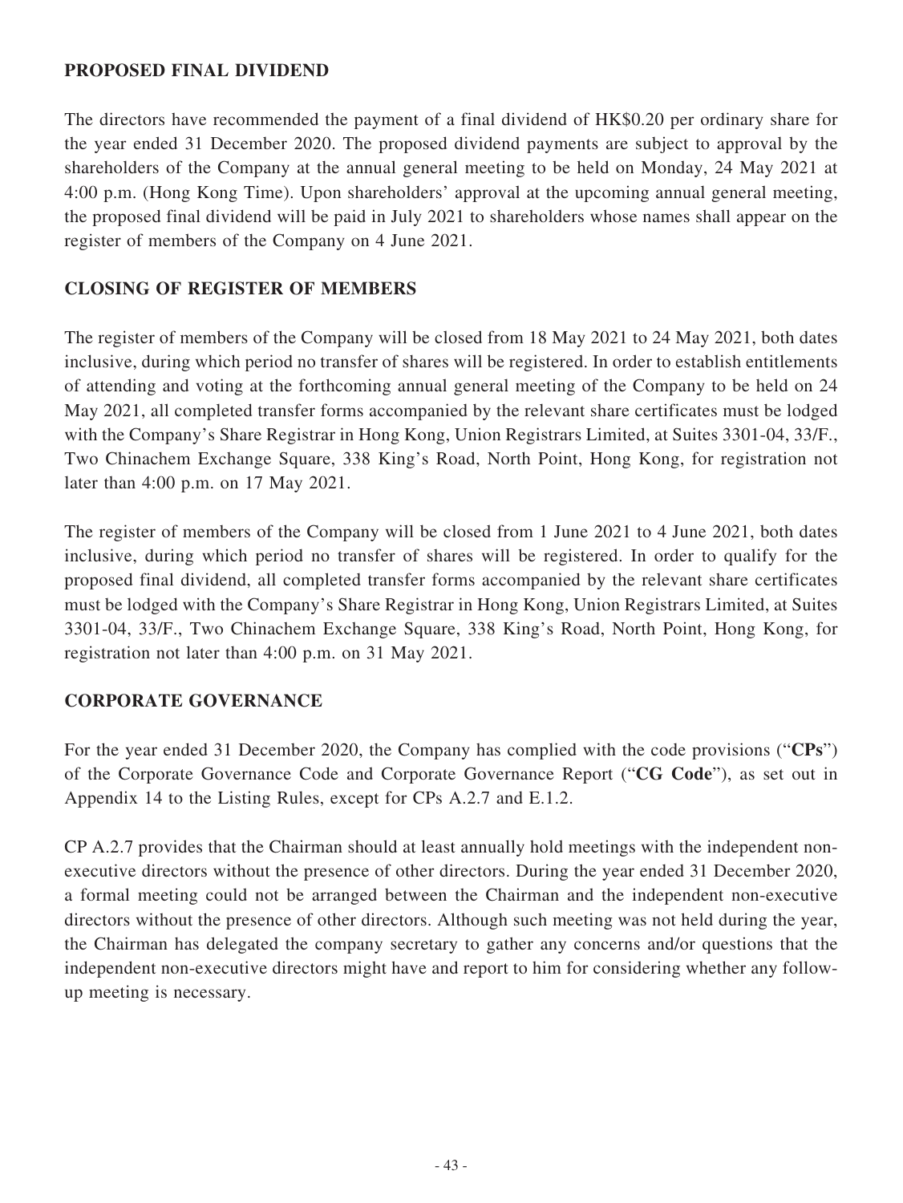## PROPOSED FINAL DIVIDEND

The directors have recommended the payment of a final dividend of HK$0.20 per ordinary share for the year ended 31 December 2020. The proposed dividend payments are subject to approval by the shareholders of the Company at the annual general meeting to be held on Monday, 24 May 2021 at 4:00 p.m. (Hong Kong Time). Upon shareholders' approval at the upcoming annual general meeting, the proposed final dividend will be paid in July 2021 to shareholders whose names shall appear on the register of members of the Company on 4 June 2021.

## CLOSING OF REGISTER OF MEMBERS

The register of members of the Company will be closed from 18 May 2021 to 24 May 2021, both dates inclusive, during which period no transfer of shares will be registered. In order to establish entitlements of attending and voting at the forthcoming annual general meeting of the Company to be held on 24 May 2021, all completed transfer forms accompanied by the relevant share certificates must be lodged with the Company's Share Registrar in Hong Kong, Union Registrars Limited, at Suites 3301-04, 33/F., Two Chinachem Exchange Square, 338 King's Road, North Point, Hong Kong, for registration not later than 4:00 p.m. on 17 May 2021.

The register of members of the Company will be closed from 1 June 2021 to 4 June 2021, both dates inclusive, during which period no transfer of shares will be registered. In order to qualify for the proposed final dividend, all completed transfer forms accompanied by the relevant share certificates must be lodged with the Company's Share Registrar in Hong Kong, Union Registrars Limited, at Suites 3301-04, 33/F., Two Chinachem Exchange Square, 338 King's Road, North Point, Hong Kong, for registration not later than 4:00 p.m. on 31 May 2021.

## CORPORATE GOVERNANCE

For the year ended 31 December 2020, the Company has complied with the code provisions ("**CPs**") of the Corporate Governance Code and Corporate Governance Report ("**CG Code**"), as set out in Appendix 14 to the Listing Rules, except for CPs A.2.7 and E.1.2.

CP A.2.7 provides that the Chairman should at least annually hold meetings with the independent non-executive directors without the presence of other directors. During the year ended 31 December 2020, a formal meeting could not be arranged between the Chairman and the independent non-executive directors without the presence of other directors. Although such meeting was not held during the year, the Chairman has delegated the company secretary to gather any concerns and/or questions that the independent non-executive directors might have and report to him for considering whether any follow-up meeting is necessary.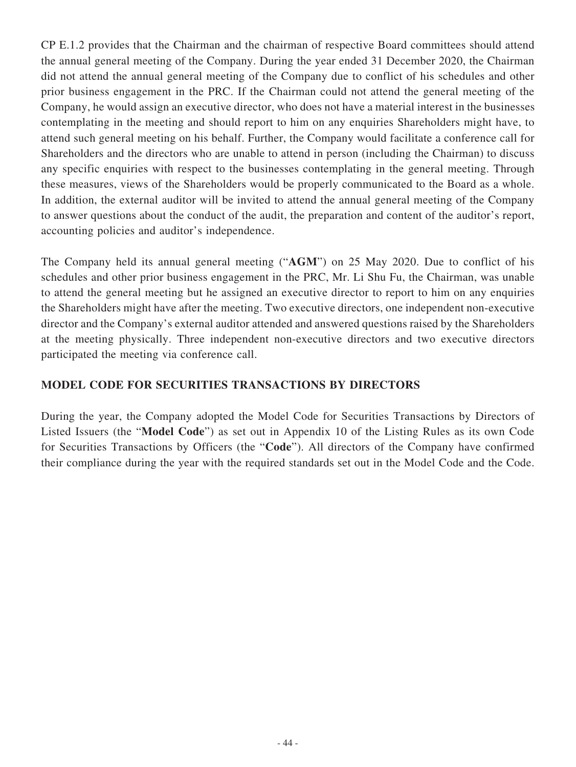CP E.1.2 provides that the Chairman and the chairman of respective Board committees should attend the annual general meeting of the Company. During the year ended 31 December 2020, the Chairman did not attend the annual general meeting of the Company due to conflict of his schedules and other prior business engagement in the PRC. If the Chairman could not attend the general meeting of the Company, he would assign an executive director, who does not have a material interest in the businesses contemplating in the meeting and should report to him on any enquiries Shareholders might have, to attend such general meeting on his behalf. Further, the Company would facilitate a conference call for Shareholders and the directors who are unable to attend in person (including the Chairman) to discuss any specific enquiries with respect to the businesses contemplating in the general meeting. Through these measures, views of the Shareholders would be properly communicated to the Board as a whole. In addition, the external auditor will be invited to attend the annual general meeting of the Company to answer questions about the conduct of the audit, the preparation and content of the auditor's report, accounting policies and auditor's independence.

The Company held its annual general meeting ("**AGM**") on 25 May 2020. Due to conflict of his schedules and other prior business engagement in the PRC, Mr. Li Shu Fu, the Chairman, was unable to attend the general meeting but he assigned an executive director to report to him on any enquiries the Shareholders might have after the meeting. Two executive directors, one independent non-executive director and the Company's external auditor attended and answered questions raised by the Shareholders at the meeting physically. Three independent non-executive directors and two executive directors participated the meeting via conference call.

## MODEL CODE FOR SECURITIES TRANSACTIONS BY DIRECTORS

During the year, the Company adopted the Model Code for Securities Transactions by Directors of Listed Issuers (the "**Model Code**") as set out in Appendix 10 of the Listing Rules as its own Code for Securities Transactions by Officers (the "**Code**"). All directors of the Company have confirmed their compliance during the year with the required standards set out in the Model Code and the Code.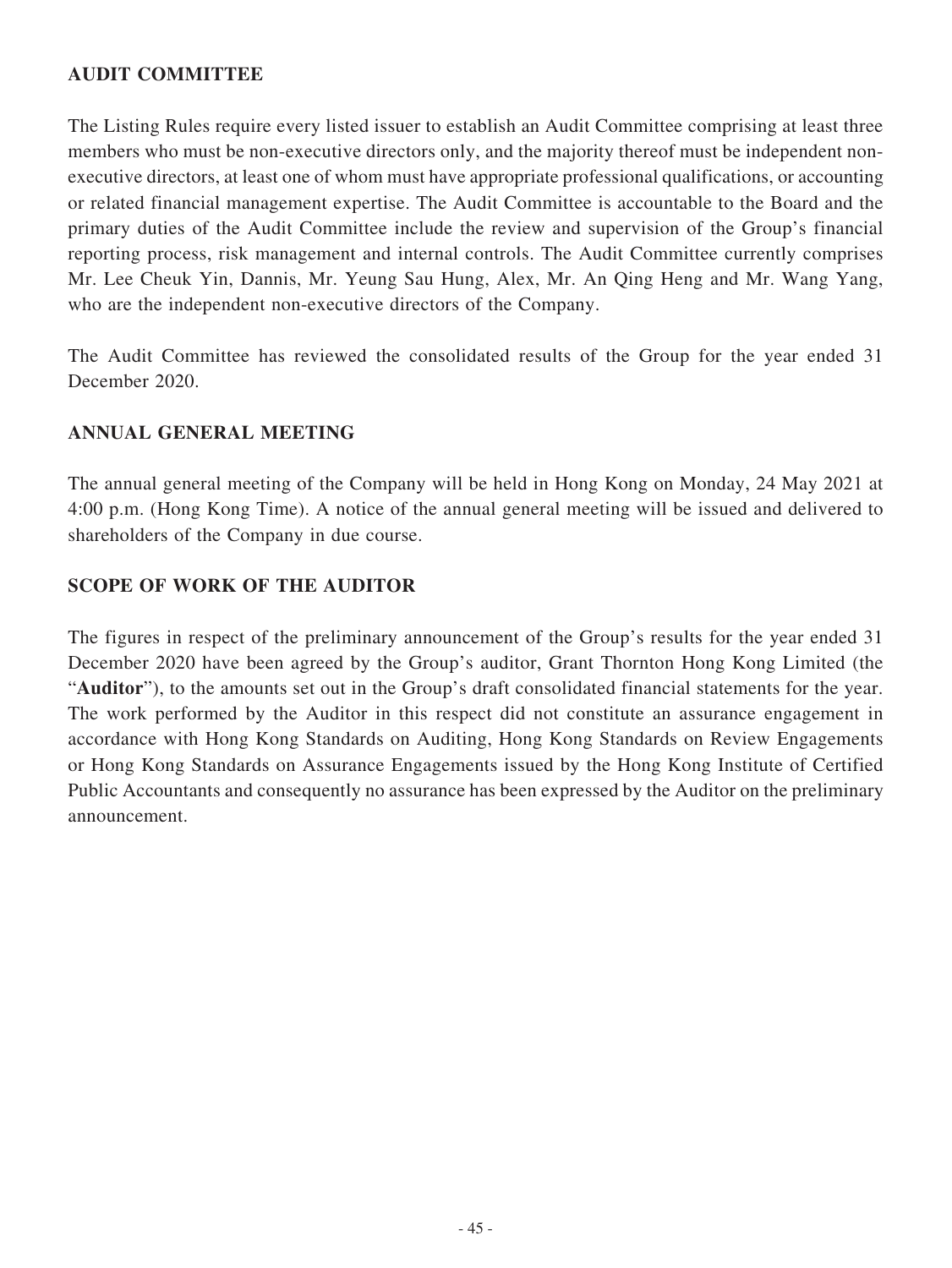## AUDIT COMMITTEE

The Listing Rules require every listed issuer to establish an Audit Committee comprising at least three members who must be non-executive directors only, and the majority thereof must be independent non-executive directors, at least one of whom must have appropriate professional qualifications, or accounting or related financial management expertise. The Audit Committee is accountable to the Board and the primary duties of the Audit Committee include the review and supervision of the Group's financial reporting process, risk management and internal controls. The Audit Committee currently comprises Mr. Lee Cheuk Yin, Dannis, Mr. Yeung Sau Hung, Alex, Mr. An Qing Heng and Mr. Wang Yang, who are the independent non-executive directors of the Company.

The Audit Committee has reviewed the consolidated results of the Group for the year ended 31 December 2020.

## ANNUAL GENERAL MEETING

The annual general meeting of the Company will be held in Hong Kong on Monday, 24 May 2021 at 4:00 p.m. (Hong Kong Time). A notice of the annual general meeting will be issued and delivered to shareholders of the Company in due course.

## SCOPE OF WORK OF THE AUDITOR

The figures in respect of the preliminary announcement of the Group's results for the year ended 31 December 2020 have been agreed by the Group's auditor, Grant Thornton Hong Kong Limited (the "**Auditor**"), to the amounts set out in the Group's draft consolidated financial statements for the year. The work performed by the Auditor in this respect did not constitute an assurance engagement in accordance with Hong Kong Standards on Auditing, Hong Kong Standards on Review Engagements or Hong Kong Standards on Assurance Engagements issued by the Hong Kong Institute of Certified Public Accountants and consequently no assurance has been expressed by the Auditor on the preliminary announcement.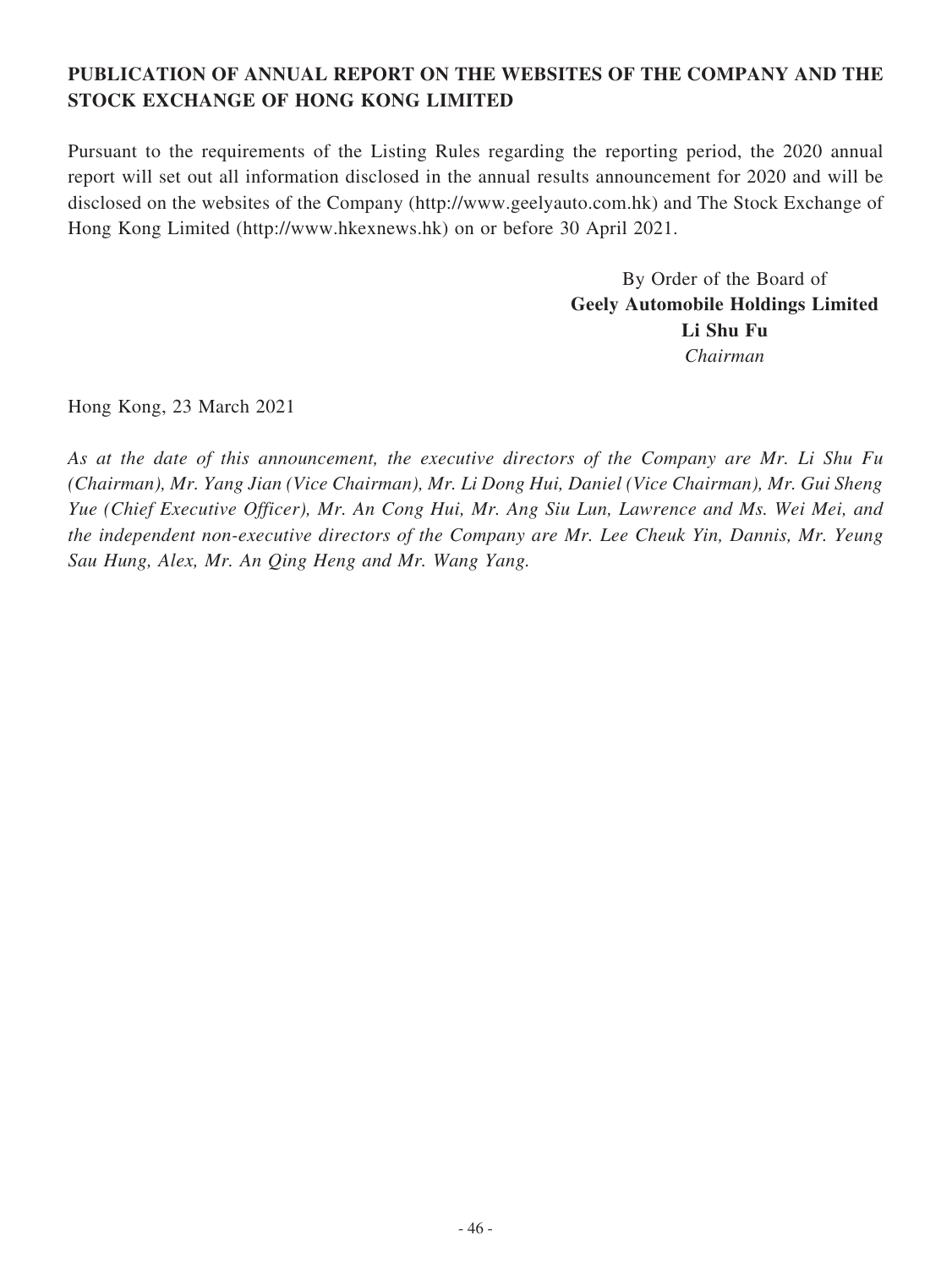**PUBLICATION OF ANNUAL REPORT ON THE WEBSITES OF THE COMPANY AND THE STOCK EXCHANGE OF HONG KONG LIMITED**

Pursuant to the requirements of the Listing Rules regarding the reporting period, the 2020 annual report will set out all information disclosed in the annual results announcement for 2020 and will be disclosed on the websites of the Company (http://www.geelyauto.com.hk) and The Stock Exchange of Hong Kong Limited (http://www.hkexnews.hk) on or before 30 April 2021.

By Order of the Board of
**Geely Automobile Holdings Limited**
**Li Shu Fu**
*Chairman*

Hong Kong, 23 March 2021

*As at the date of this announcement, the executive directors of the Company are Mr. Li Shu Fu (Chairman), Mr. Yang Jian (Vice Chairman), Mr. Li Dong Hui, Daniel (Vice Chairman), Mr. Gui Sheng Yue (Chief Executive Officer), Mr. An Cong Hui, Mr. Ang Siu Lun, Lawrence and Ms. Wei Mei, and the independent non-executive directors of the Company are Mr. Lee Cheuk Yin, Dannis, Mr. Yeung Sau Hung, Alex, Mr. An Qing Heng and Mr. Wang Yang.*